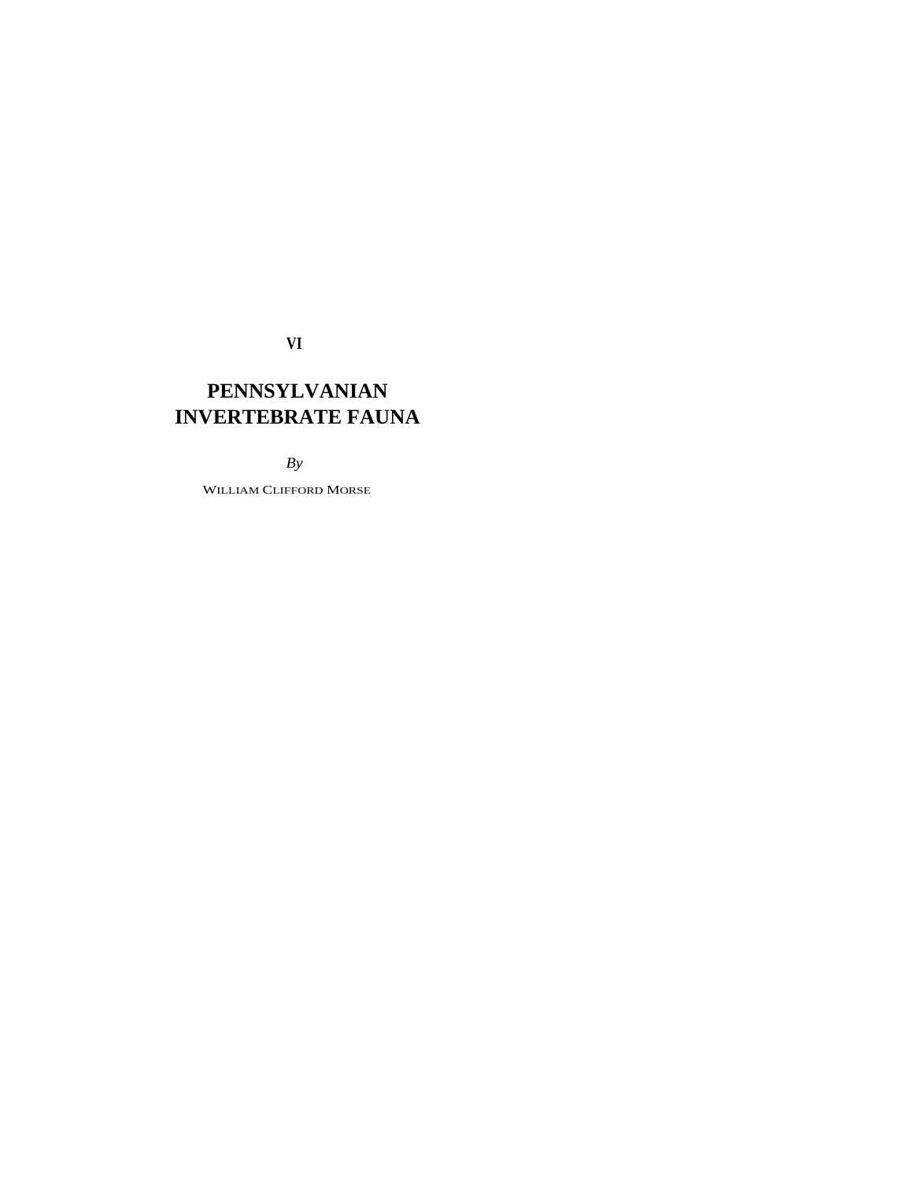VI

# PENNSYLVANIAN INVERTEBRATE FAUNA

*By*

WILLIAM CLIFFORD MORSE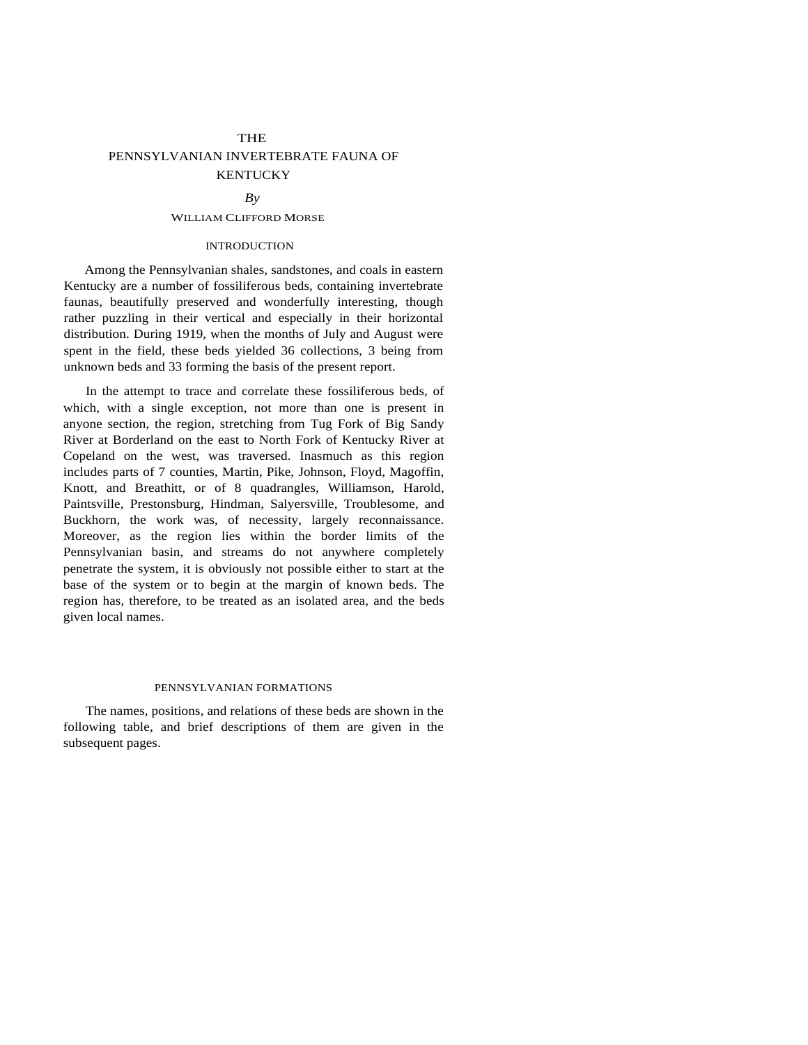# THE PENNSYLVANIAN INVERTEBRATE FAUNA OF KENTUCKY

*By*

WILLIAM CLIFFORD MORSE

## INTRODUCTION

Among the Pennsylvanian shales, sandstones, and coals in eastern Kentucky are a number of fossiliferous beds, containing invertebrate faunas, beautifully preserved and wonderfully interesting, though rather puzzling in their vertical and especially in their horizontal distribution. During 1919, when the months of July and August were spent in the field, these beds yielded 36 collections, 3 being from unknown beds and 33 forming the basis of the present report.

In the attempt to trace and correlate these fossiliferous beds, of which, with a single exception, not more than one is present in anyone section, the region, stretching from Tug Fork of Big Sandy River at Borderland on the east to North Fork of Kentucky River at Copeland on the west, was traversed. Inasmuch as this region includes parts of 7 counties, Martin, Pike, Johnson, Floyd, Magoffin, Knott, and Breathitt, or of 8 quadrangles, Williamson, Harold, Paintsville, Prestonsburg, Hindman, Salyersville, Troublesome, and Buckhorn, the work was, of necessity, largely reconnaissance. Moreover, as the region lies within the border limits of the Pennsylvanian basin, and streams do not anywhere completely penetrate the system, it is obviously not possible either to start at the base of the system or to begin at the margin of known beds. The region has, therefore, to be treated as an isolated area, and the beds given local names.

## PENNSYLVANIAN FORMATIONS

The names, positions, and relations of these beds are shown in the following table, and brief descriptions of them are given in the subsequent pages.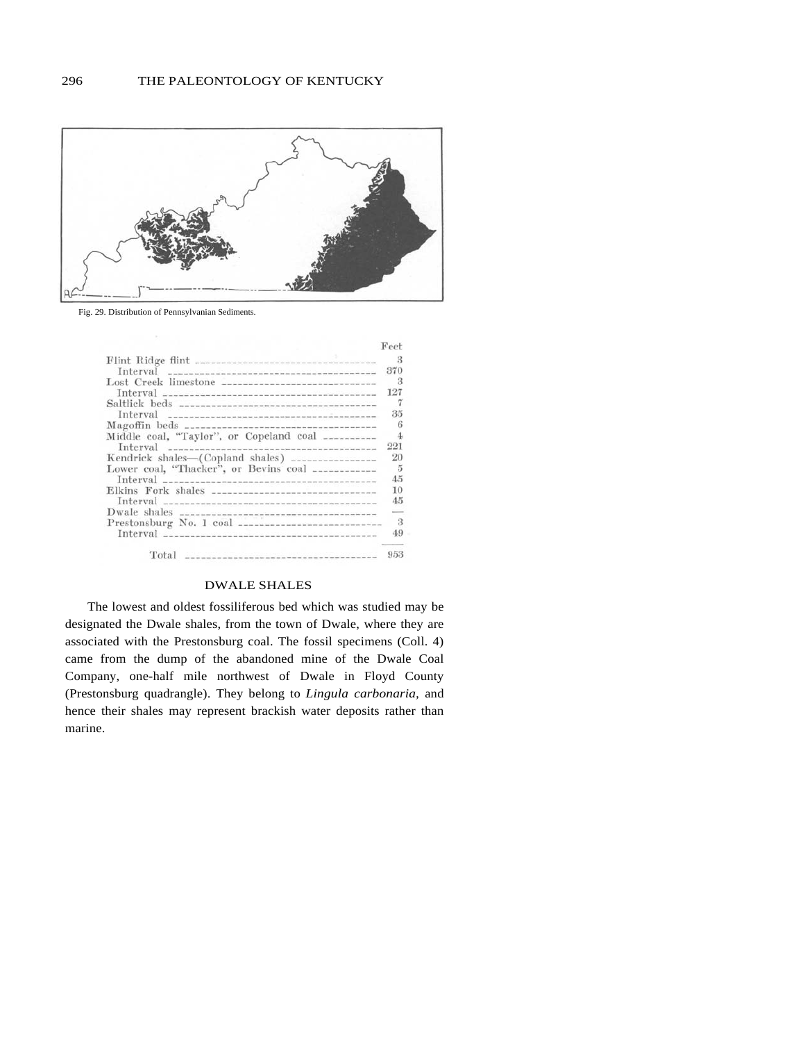Fig. 29. Distribution of Pennsylvanian Sediments.

| | Feet |
|---|---|
| Flint Ridge flint | 3 |
| Interval | 370 |
| Lost Creek limestone | 3 |
| Interval | 127 |
| Saltlick beds | 7 |
| Interval | 35 |
| Magoffin beds | 6 |
| Middle coal, "Taylor", or Copeland coal | 4 |
| Interval | 221 |
| Kendrick shales—(Copland shales) | 20 |
| Lower coal, "Thacker", or Bevins coal | 5 |
| Interval | 45 |
| Elkins Fork shales | 10 |
| Interval | 45 |
| Dwale shales | — |
| Prestonsburg No. 1 coal | 3 |
| Interval | 49 |
| Total | 953 |

## DWALE SHALES

The lowest and oldest fossiliferous bed which was studied may be designated the Dwale shales, from the town of Dwale, where they are associated with the Prestonsburg coal. The fossil specimens (Coll. 4) came from the dump of the abandoned mine of the Dwale Coal Company, one-half mile northwest of Dwale in Floyd County (Prestonsburg quadrangle). They belong to *Lingula carbonaria*, and hence their shales may represent brackish water deposits rather than marine.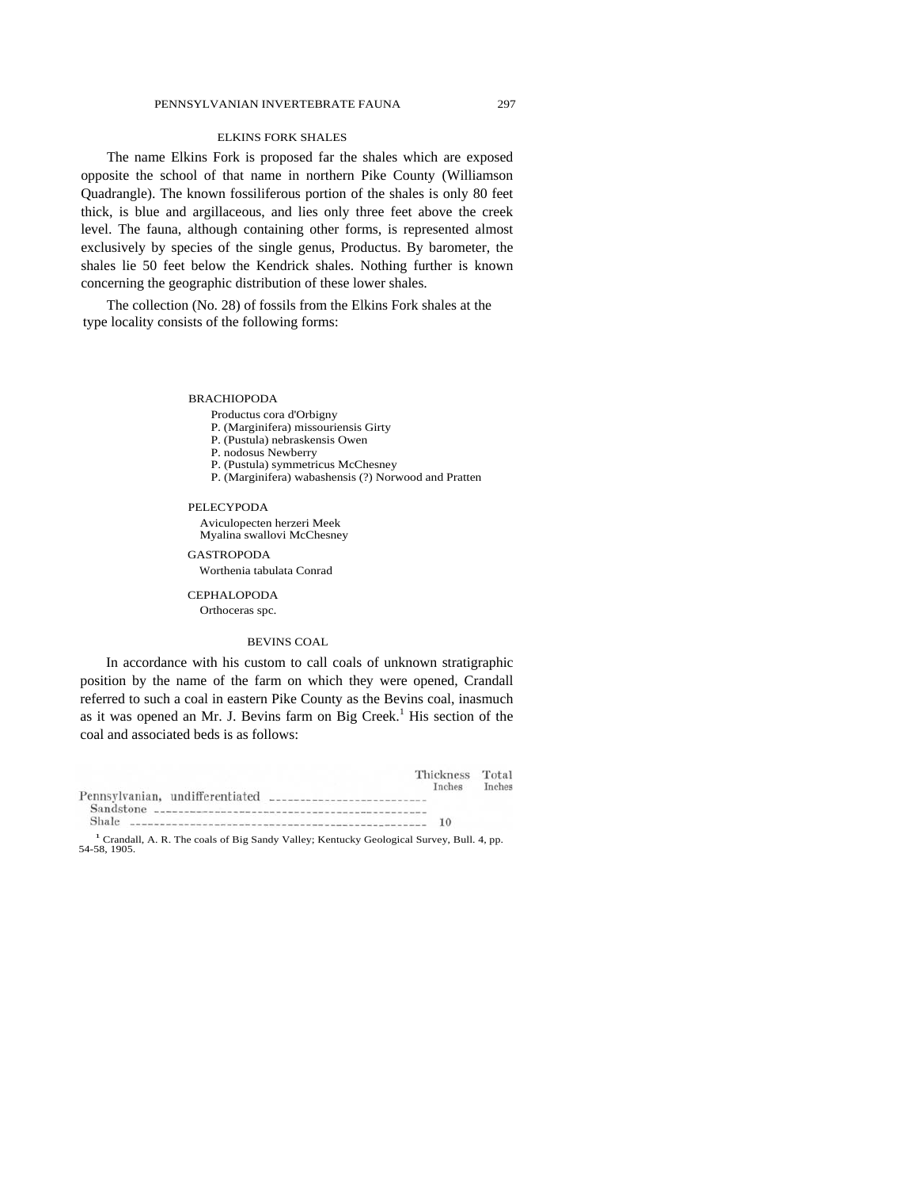## ELKINS FORK SHALES

The name Elkins Fork is proposed far the shales which are exposed opposite the school of that name in northern Pike County (Williamson Quadrangle). The known fossiliferous portion of the shales is only 80 feet thick, is blue and argillaceous, and lies only three feet above the creek level. The fauna, although containing other forms, is represented almost exclusively by species of the single genus, Productus. By barometer, the shales lie 50 feet below the Kendrick shales. Nothing further is known concerning the geographic distribution of these lower shales.

The collection (No. 28) of fossils from the Elkins Fork shales at the type locality consists of the following forms:

BRACHIOPODA
- Productus cora d'Orbigny
- P. (Marginifera) missouriensis Girty
- P. (Pustula) nebraskensis Owen
- P. nodosus Newberry
- P. (Pustula) symmetricus McChesney
- P. (Marginifera) wabashensis (?) Norwood and Pratten

PELECYPODA
- Aviculopecten herzeri Meek
- Myalina swallovi McChesney

GASTROPODA
- Worthenia tabulata Conrad

CEPHALOPODA
- Orthoceras spc.

## BEVINS COAL

In accordance with his custom to call coals of unknown stratigraphic position by the name of the farm on which they were opened, Crandall referred to such a coal in eastern Pike County as the Bevins coal, inasmuch as it was opened an Mr. J. Bevins farm on Big Creek.[1] His section of the coal and associated beds is as follows:

| | Thickness Inches | Total Inches |
|---|---|---|
| Pennsylvanian, undifferentiated | | |
| Sandstone | | |
| Shale | 10 | |

[1] Crandall, A. R. The coals of Big Sandy Valley; Kentucky Geological Survey, Bull. 4, pp. 54-58, 1905.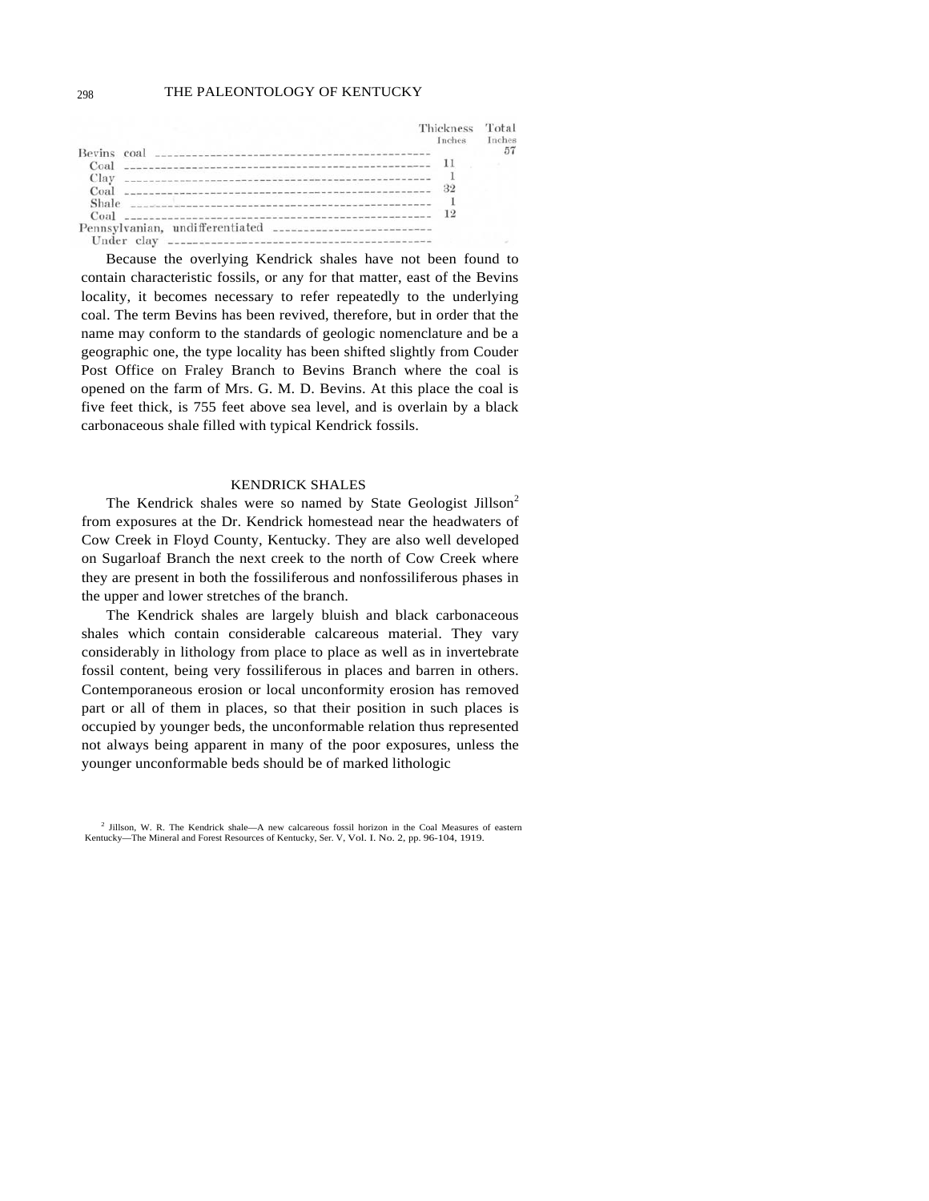| | Thickness Inches | Total Inches |
|---|---|---|
| Bevins coal | | 57 |
| Coal | 11 | |
| Clay | 1 | |
| Coal | 32 | |
| Shale | 1 | |
| Coal | 12 | |
| Pennsylvanian, undifferentiated | | |
| Under clay | | |

Because the overlying Kendrick shales have not been found to contain characteristic fossils, or any for that matter, east of the Bevins locality, it becomes necessary to refer repeatedly to the underlying coal. The term Bevins has been revived, therefore, but in order that the name may conform to the standards of geologic nomenclature and be a geographic one, the type locality has been shifted slightly from Couder Post Office on Fraley Branch to Bevins Branch where the coal is opened on the farm of Mrs. G. M. D. Bevins. At this place the coal is five feet thick, is 755 feet above sea level, and is overlain by a black carbonaceous shale filled with typical Kendrick fossils.

## KENDRICK SHALES

The Kendrick shales were so named by State Geologist Jillson[2] from exposures at the Dr. Kendrick homestead near the headwaters of Cow Creek in Floyd County, Kentucky. They are also well developed on Sugarloaf Branch the next creek to the north of Cow Creek where they are present in both the fossiliferous and nonfossiliferous phases in the upper and lower stretches of the branch.

The Kendrick shales are largely bluish and black carbonaceous shales which contain considerable calcareous material. They vary considerably in lithology from place to place as well as in invertebrate fossil content, being very fossiliferous in places and barren in others. Contemporaneous erosion or local unconformity erosion has removed part or all of them in places, so that their position in such places is occupied by younger beds, the unconformable relation thus represented not always being apparent in many of the poor exposures, unless the younger unconformable beds should be of marked lithologic

[2] Jillson, W. R. The Kendrick shale—A new calcareous fossil horizon in the Coal Measures of eastern Kentucky—The Mineral and Forest Resources of Kentucky, Ser. V, Vol. I. No. 2, pp. 96-104, 1919.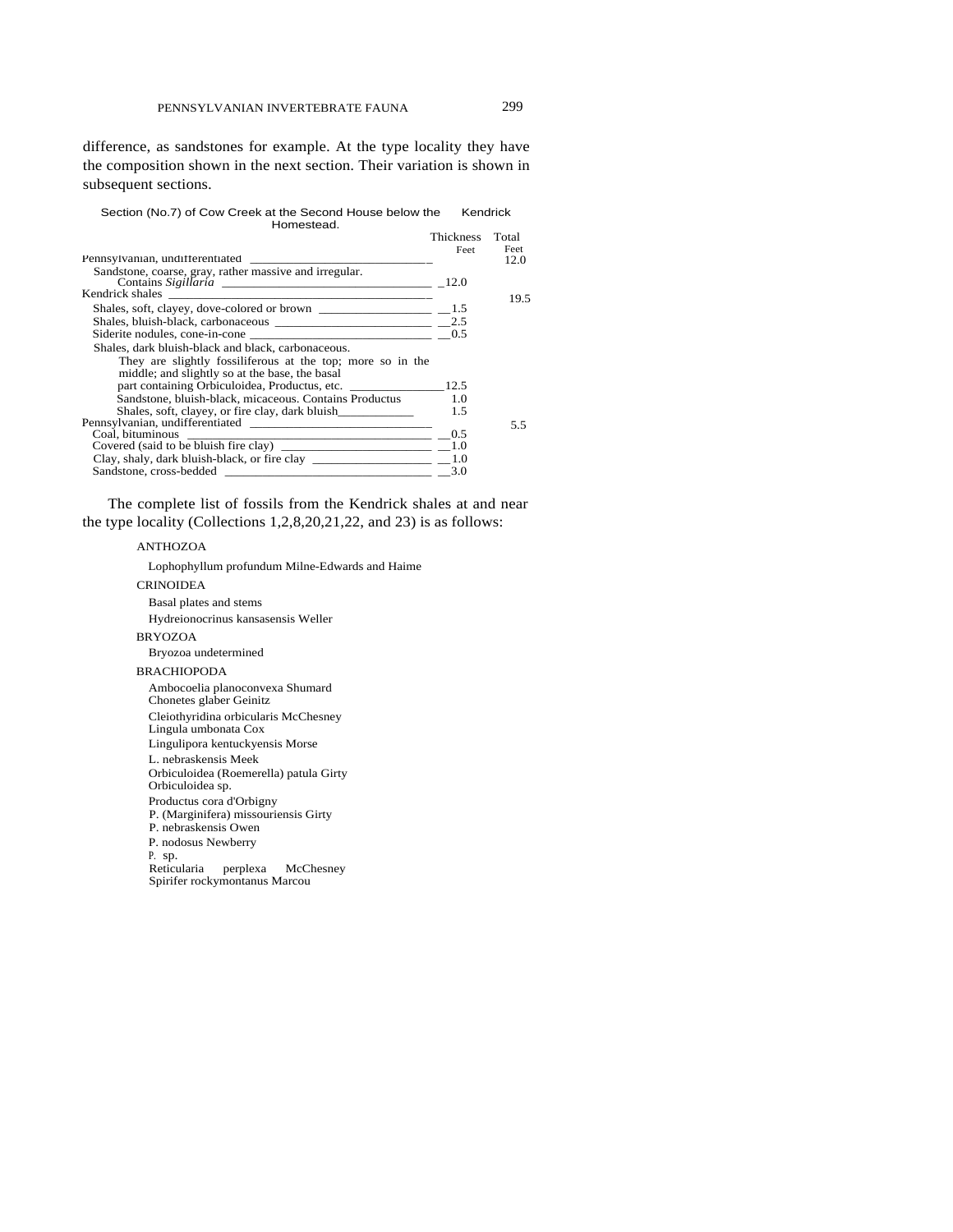difference, as sandstones for example. At the type locality they have the composition shown in the next section. Their variation is shown in subsequent sections.

Section (No.7) of Cow Creek at the Second House below the Kendrick Homestead.

| | Thickness Feet | Total Feet |
|---|---|---|
| Pennsylvanian, undifferentiated | | 12.0 |
| Sandstone, coarse, gray, rather massive and irregular. Contains *Sigillaria* | 12.0 | |
| Kendrick shales | | 19.5 |
| Shales, soft, clayey, dove-colored or brown | 1.5 | |
| Shales, bluish-black, carbonaceous | 2.5 | |
| Siderite nodules, cone-in-cone | 0.5 | |
| Shales, dark bluish-black and black, carbonaceous. They are slightly fossiliferous at the top; more so in the middle; and slightly so at the base, the basal part containing Orbiculoidea, Productus, etc. | 12.5 | |
| Sandstone, bluish-black, micaceous. Contains Productus | 1.0 | |
| Shales, soft, clayey, or fire clay, dark bluish | 1.5 | |
| Pennsylvanian, undifferentiated | | 5.5 |
| Coal, bituminous | 0.5 | |
| Covered (said to be bluish fire clay) | 1.0 | |
| Clay, shaly, dark bluish-black, or fire clay | 1.0 | |
| Sandstone, cross-bedded | 3.0 | |

The complete list of fossils from the Kendrick shales at and near the type locality (Collections 1,2,8,20,21,22, and 23) is as follows:

ANTHOZOA

Lophophyllum profundum Milne-Edwards and Haime

CRINOIDEA

Basal plates and stems
Hydreionocrinus kansasensis Weller

BRYOZOA

Bryozoa undetermined

BRACHIOPODA

Ambocoelia planoconvexa Shumard
Chonetes glaber Geinitz
Cleiothyridina orbicularis McChesney
Lingula umbonata Cox
Lingulipora kentuckyensis Morse
L. nebraskensis Meek
Orbiculoidea (Roemerella) patula Girty
Orbiculoidea sp.
Productus cora d'Orbigny
P. (Marginifera) missouriensis Girty
P. nebraskensis Owen
P. nodosus Newberry
P. sp.
Reticularia perplexa McChesney
Spirifer rockymontanus Marcou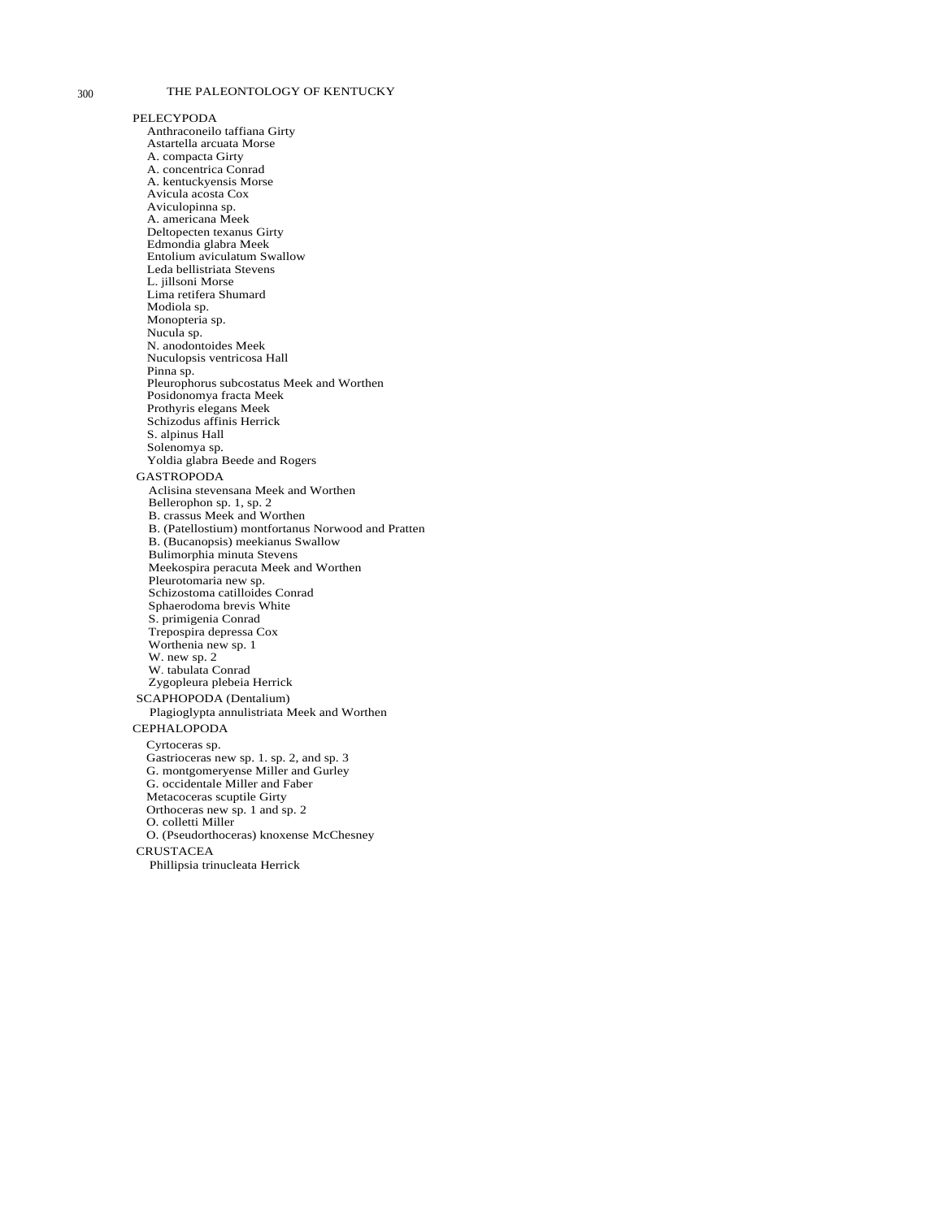PELECYPODA

Anthraconeilo taffiana Girty
Astartella arcuata Morse
A. compacta Girty
A. concentrica Conrad
A. kentuckyensis Morse
Avicula acosta Cox
Aviculopinna sp.
A. americana Meek
Deltopecten texanus Girty
Edmondia glabra Meek
Entolium aviculatum Swallow
Leda bellistriata Stevens
L. jillsoni Morse
Lima retifera Shumard
Modiola sp.
Monopteria sp.
Nucula sp.
N. anodontoides Meek
Nuculopsis ventricosa Hall
Pinna sp.
Pleurophorus subcostatus Meek and Worthen
Posidonomya fracta Meek
Prothyris elegans Meek
Schizodus affinis Herrick
S. alpinus Hall
Solenomya sp.
Yoldia glabra Beede and Rogers

GASTROPODA

Aclisina stevensana Meek and Worthen
Bellerophon sp. 1, sp. 2
B. crassus Meek and Worthen
B. (Patellostium) montfortanus Norwood and Pratten
B. (Bucanopsis) meekianus Swallow
Bulimorphia minuta Stevens
Meekospira peracuta Meek and Worthen
Pleurotomaria new sp.
Schizostoma catilloides Conrad
Sphaerodoma brevis White
S. primigenia Conrad
Trepospira depressa Cox
Worthenia new sp. 1
W. new sp. 2
W. tabulata Conrad
Zygopleura plebeia Herrick

SCAPHOPODA (Dentalium)

Plagioglypta annulistriata Meek and Worthen

CEPHALOPODA

Cyrtoceras sp.
Gastrioceras new sp. 1. sp. 2, and sp. 3
G. montgomeryense Miller and Gurley
G. occidentale Miller and Faber
Metacoceras scuptile Girty
Orthoceras new sp. 1 and sp. 2
O. colletti Miller
O. (Pseudorthoceras) knoxense McChesney

CRUSTACEA

Phillipsia trinucleata Herrick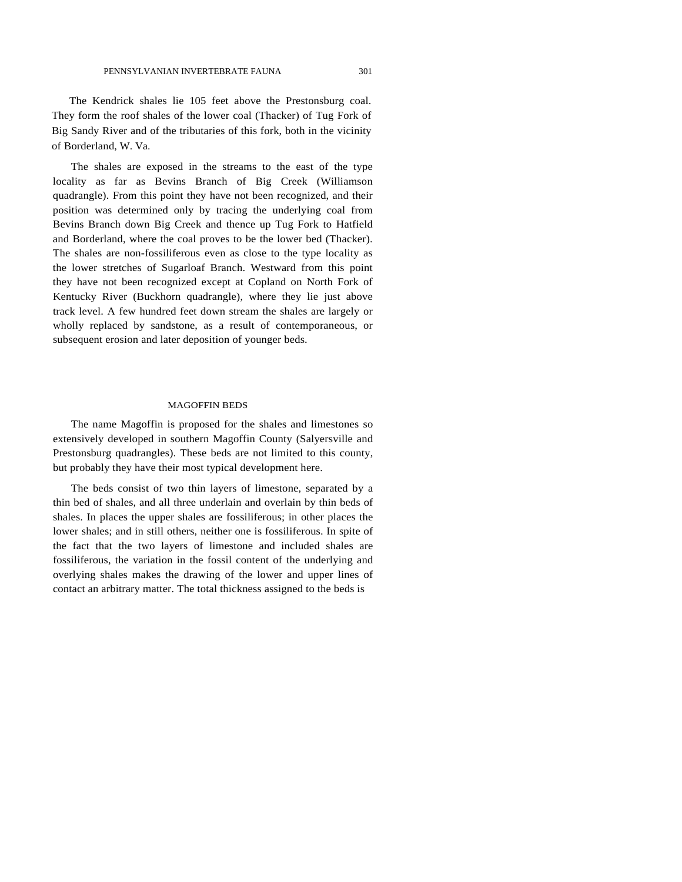The Kendrick shales lie 105 feet above the Prestonsburg coal. They form the roof shales of the lower coal (Thacker) of Tug Fork of Big Sandy River and of the tributaries of this fork, both in the vicinity of Borderland, W. Va.

The shales are exposed in the streams to the east of the type locality as far as Bevins Branch of Big Creek (Williamson quadrangle). From this point they have not been recognized, and their position was determined only by tracing the underlying coal from Bevins Branch down Big Creek and thence up Tug Fork to Hatfield and Borderland, where the coal proves to be the lower bed (Thacker). The shales are non-fossiliferous even as close to the type locality as the lower stretches of Sugarloaf Branch. Westward from this point they have not been recognized except at Copland on North Fork of Kentucky River (Buckhorn quadrangle), where they lie just above track level. A few hundred feet down stream the shales are largely or wholly replaced by sandstone, as a result of contemporaneous, or subsequent erosion and later deposition of younger beds.

## MAGOFFIN BEDS

The name Magoffin is proposed for the shales and limestones so extensively developed in southern Magoffin County (Salyersville and Prestonsburg quadrangles). These beds are not limited to this county, but probably they have their most typical development here.

The beds consist of two thin layers of limestone, separated by a thin bed of shales, and all three underlain and overlain by thin beds of shales. In places the upper shales are fossiliferous; in other places the lower shales; and in still others, neither one is fossiliferous. In spite of the fact that the two layers of limestone and included shales are fossiliferous, the variation in the fossil content of the underlying and overlying shales makes the drawing of the lower and upper lines of contact an arbitrary matter. The total thickness assigned to the beds is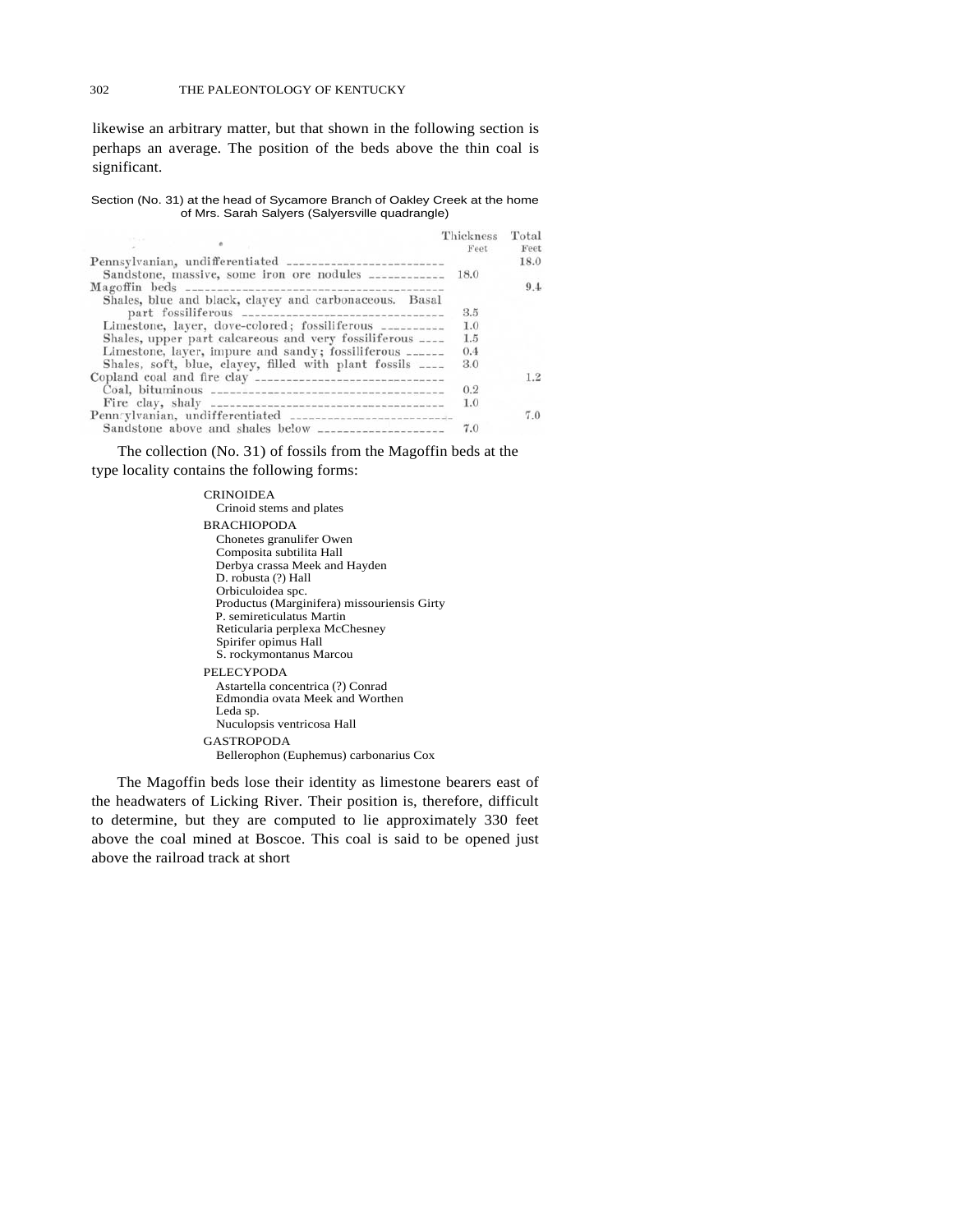likewise an arbitrary matter, but that shown in the following section is perhaps an average. The position of the beds above the thin coal is significant.

Section (No. 31) at the head of Sycamore Branch of Oakley Creek at the home of Mrs. Sarah Salyers (Salyersville quadrangle)

| | Thickness Feet | Total Feet |
|---|---|---|
| Pennsylvanian, undifferentiated | | 18.0 |
| Sandstone, massive, some iron ore nodules | 18.0 | |
| Magoffin beds | | 9.4 |
| Shales, blue and black, clayey and carbonaceous. Basal part fossiliferous | 3.5 | |
| Limestone, layer, dove-colored; fossiliferous | 1.0 | |
| Shales, upper part calcareous and very fossiliferous | 1.5 | |
| Limestone, layer, impure and sandy; fossiliferous | 0.4 | |
| Shales, soft, blue, clayey, filled with plant fossils | 3.0 | |
| Copland coal and fire clay | | 1.2 |
| Coal, bituminous | 0.2 | |
| Fire clay, shaly | 1.0 | |
| Pennsylvanian, undifferentiated | | 7.0 |
| Sandstone above and shales below | 7.0 | |

The collection (No. 31) of fossils from the Magoffin beds at the type locality contains the following forms:

CRINOIDEA
- Crinoid stems and plates

BRACHIOPODA
- Chonetes granulifer Owen
- Composita subtilita Hall
- Derbya crassa Meek and Hayden
- D. robusta (?) Hall
- Orbiculoidea spc.
- Productus (Marginifera) missouriensis Girty
- P. semireticulatus Martin
- Reticularia perplexa McChesney
- Spirifer opimus Hall
- S. rockymontanus Marcou

PELECYPODA
- Astartella concentrica (?) Conrad
- Edmondia ovata Meek and Worthen
- Leda sp.
- Nuculopsis ventricosa Hall

GASTROPODA
- Bellerophon (Euphemus) carbonarius Cox

The Magoffin beds lose their identity as limestone bearers east of the headwaters of Licking River. Their position is, therefore, difficult to determine, but they are computed to lie approximately 330 feet above the coal mined at Boscoe. This coal is said to be opened just above the railroad track at short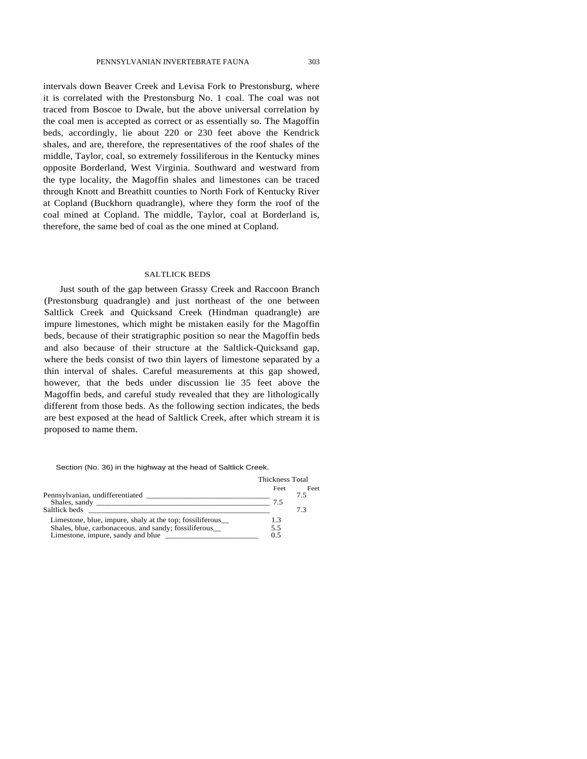intervals down Beaver Creek and Levisa Fork to Prestonsburg, where it is correlated with the Prestonsburg No. 1 coal. The coal was not traced from Boscoe to Dwale, but the above universal correlation by the coal men is accepted as correct or as essentially so. The Magoffin beds, accordingly, lie about 220 or 230 feet above the Kendrick shales, and are, therefore, the representatives of the roof shales of the middle, Taylor, coal, so extremely fossiliferous in the Kentucky mines opposite Borderland, West Virginia. Southward and westward from the type locality, the Magoffin shales and limestones can be traced through Knott and Breathitt counties to North Fork of Kentucky River at Copland (Buckhorn quadrangle), where they form the roof of the coal mined at Copland. The middle, Taylor, coal at Borderland is, therefore, the same bed of coal as the one mined at Copland.

## SALTLICK BEDS

Just south of the gap between Grassy Creek and Raccoon Branch (Prestonsburg quadrangle) and just northeast of the one between Saltlick Creek and Quicksand Creek (Hindman quadrangle) are impure limestones, which might be mistaken easily for the Magoffin beds, because of their stratigraphic position so near the Magoffin beds and also because of their structure at the Saltlick-Quicksand gap, where the beds consist of two thin layers of limestone separated by a thin interval of shales. Careful measurements at this gap showed, however, that the beds under discussion lie 35 feet above the Magoffin beds, and careful study revealed that they are lithologically different from those beds. As the following section indicates, the beds are best exposed at the head of Saltlick Creek, after which stream it is proposed to name them.

Section (No. 36) in the highway at the head of Saltlick Creek.

| | Thickness Feet | Total Feet |
|---|---|---|
| Pennsylvanian, undifferentiated | | 7.5 |
| Shales, sandy | 7.5 | |
| Saltlick beds | | 7.3 |
| Limestone, blue, impure, shaly at the top; fossiliferous | 1.3 | |
| Shales, blue, carbonaceous. and sandy; fossiliferous | 5.5 | |
| Limestone, impure, sandy and blue | 0.5 | |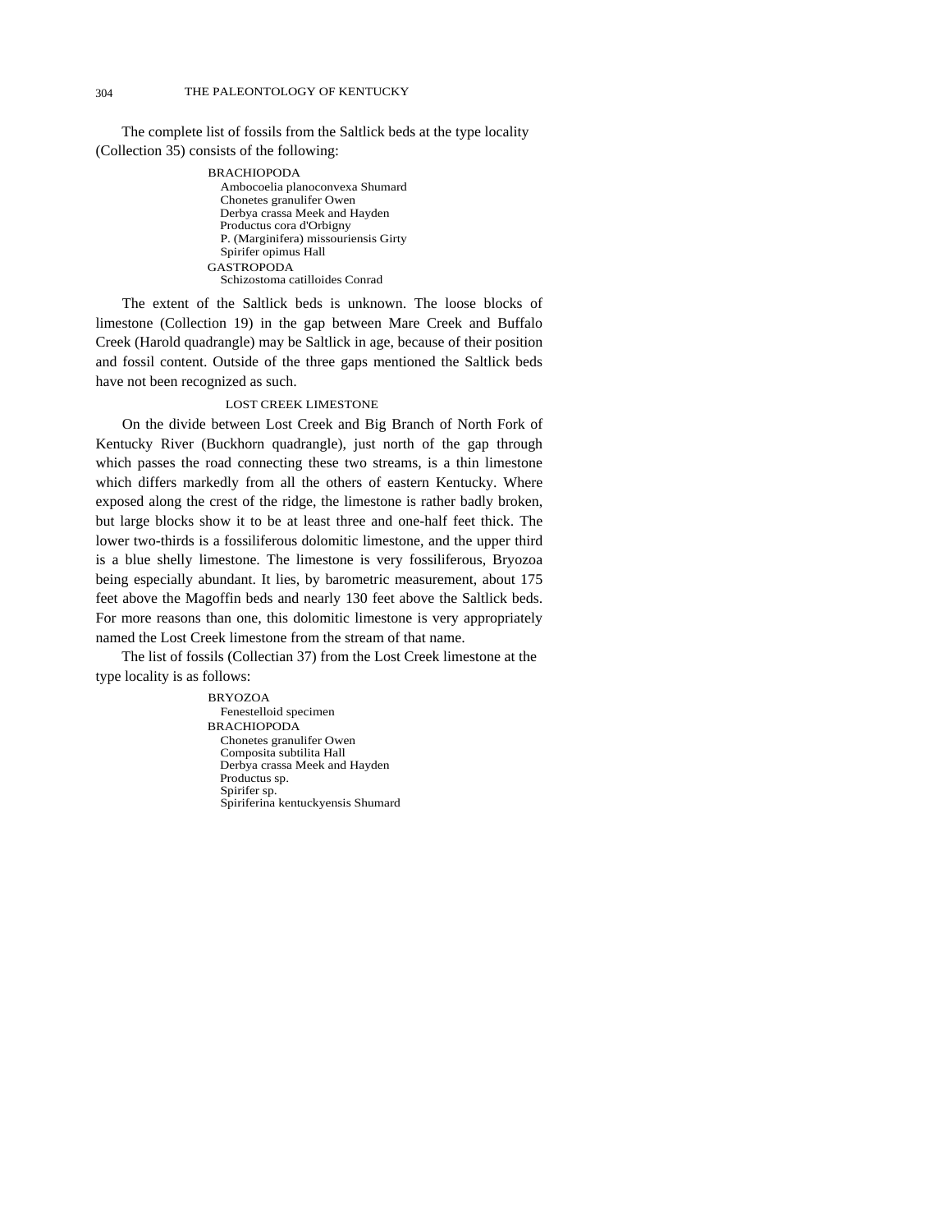The complete list of fossils from the Saltlick beds at the type locality (Collection 35) consists of the following:

BRACHIOPODA
- Ambocoelia planoconvexa Shumard
- Chonetes granulifer Owen
- Derbya crassa Meek and Hayden
- Productus cora d'Orbigny
- P. (Marginifera) missouriensis Girty
- Spirifer opimus Hall

GASTROPODA
- Schizostoma catilloides Conrad

The extent of the Saltlick beds is unknown. The loose blocks of limestone (Collection 19) in the gap between Mare Creek and Buffalo Creek (Harold quadrangle) may be Saltlick in age, because of their position and fossil content. Outside of the three gaps mentioned the Saltlick beds have not been recognized as such.

## LOST CREEK LIMESTONE

On the divide between Lost Creek and Big Branch of North Fork of Kentucky River (Buckhorn quadrangle), just north of the gap through which passes the road connecting these two streams, is a thin limestone which differs markedly from all the others of eastern Kentucky. Where exposed along the crest of the ridge, the limestone is rather badly broken, but large blocks show it to be at least three and one-half feet thick. The lower two-thirds is a fossiliferous dolomitic limestone, and the upper third is a blue shelly limestone. The limestone is very fossiliferous, Bryozoa being especially abundant. It lies, by barometric measurement, about 175 feet above the Magoffin beds and nearly 130 feet above the Saltlick beds. For more reasons than one, this dolomitic limestone is very appropriately named the Lost Creek limestone from the stream of that name.

The list of fossils (Collectian 37) from the Lost Creek limestone at the type locality is as follows:

BRYOZOA
- Fenestelloid specimen

BRACHIOPODA
- Chonetes granulifer Owen
- Composita subtilita Hall
- Derbya crassa Meek and Hayden
- Productus sp.
- Spirifer sp.
- Spiriferina kentuckyensis Shumard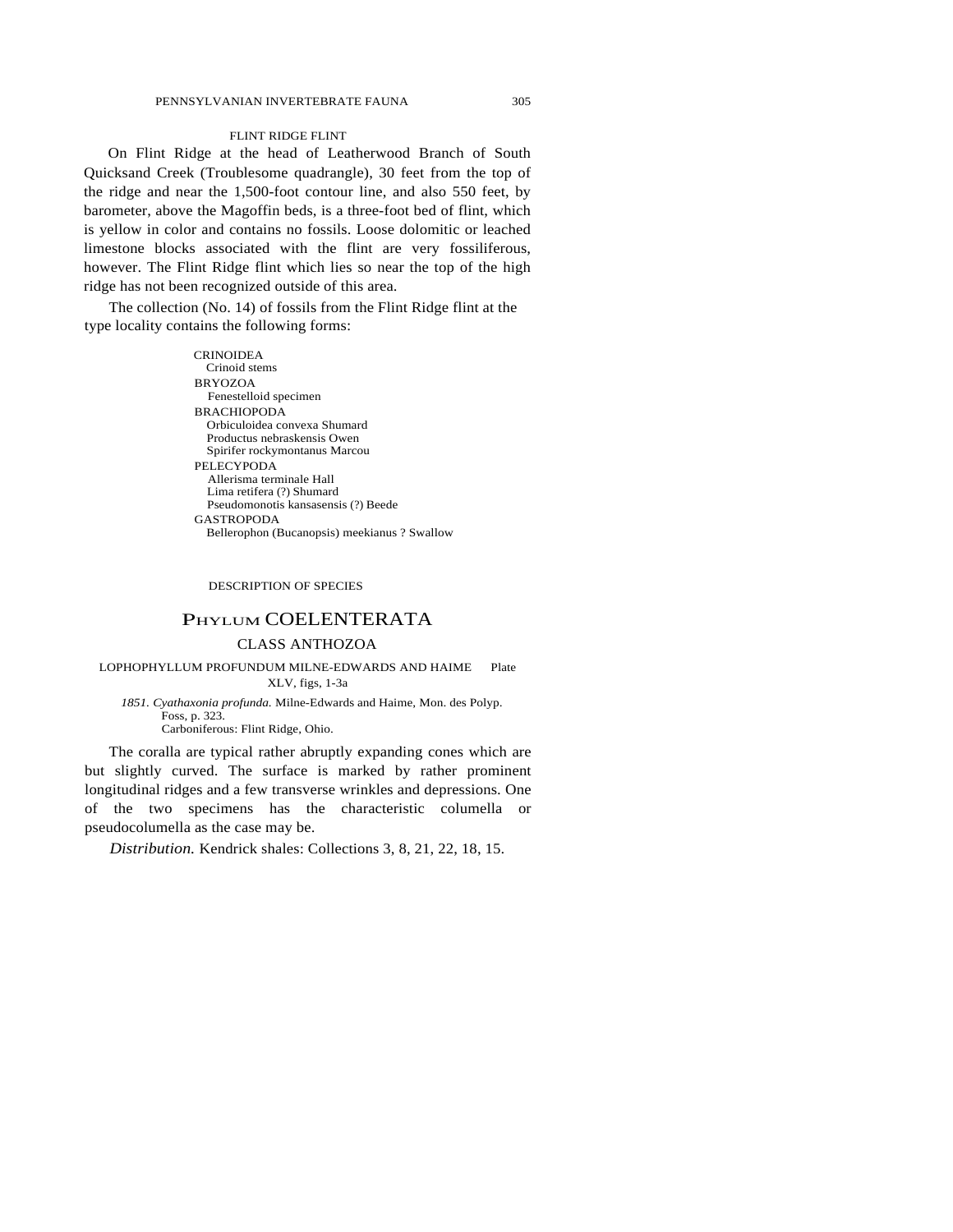### FLINT RIDGE FLINT

On Flint Ridge at the head of Leatherwood Branch of South Quicksand Creek (Troublesome quadrangle), 30 feet from the top of the ridge and near the 1,500-foot contour line, and also 550 feet, by barometer, above the Magoffin beds, is a three-foot bed of flint, which is yellow in color and contains no fossils. Loose dolomitic or leached limestone blocks associated with the flint are very fossiliferous, however. The Flint Ridge flint which lies so near the top of the high ridge has not been recognized outside of this area.

The collection (No. 14) of fossils from the Flint Ridge flint at the type locality contains the following forms:

CRINOIDEA
- Crinoid stems

BRYOZOA
- Fenestelloid specimen

BRACHIOPODA
- Orbiculoidea convexa Shumard
- Productus nebraskensis Owen
- Spirifer rockymontanus Marcou

PELECYPODA
- Allerisma terminale Hall
- Lima retifera (?) Shumard
- Pseudomonotis kansasensis (?) Beede

GASTROPODA
- Bellerophon (Bucanopsis) meekianus ? Swallow

## DESCRIPTION OF SPECIES

# PHYLUM COELENTERATA

## CLASS ANTHOZOA

### LOPHOPHYLLUM PROFUNDUM MILNE-EDWARDS AND HAIME Plate XLV, figs, 1-3a

*1851. Cyathaxonia profunda.* Milne-Edwards and Haime, Mon. des Polyp. Foss, p. 323.
Carboniferous: Flint Ridge, Ohio.

The coralla are typical rather abruptly expanding cones which are but slightly curved. The surface is marked by rather prominent longitudinal ridges and a few transverse wrinkles and depressions. One of the two specimens has the characteristic columella or pseudocolumella as the case may be.

*Distribution.* Kendrick shales: Collections 3, 8, 21, 22, 18, 15.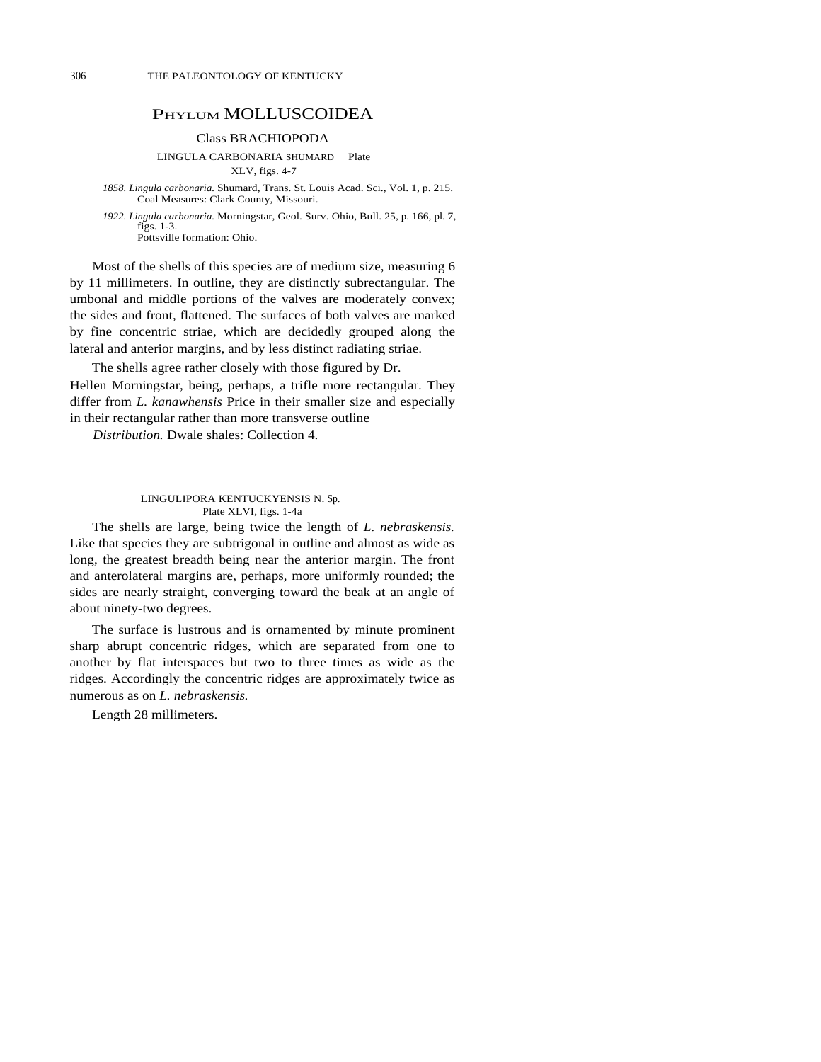## PHYLUM MOLLUSCOIDEA

### Class BRACHIOPODA

LINGULA CARBONARIA SHUMARD Plate XLV, figs. 4-7

*1858. Lingula carbonaria.* Shumard, Trans. St. Louis Acad. Sci., Vol. 1, p. 215. Coal Measures: Clark County, Missouri.

*1922. Lingula carbonaria.* Morningstar, Geol. Surv. Ohio, Bull. 25, p. 166, pl. 7, figs. 1-3. Pottsville formation: Ohio.

Most of the shells of this species are of medium size, measuring 6 by 11 millimeters. In outline, they are distinctly subrectangular. The umbonal and middle portions of the valves are moderately convex; the sides and front, flattened. The surfaces of both valves are marked by fine concentric striae, which are decidedly grouped along the lateral and anterior margins, and by less distinct radiating striae.

The shells agree rather closely with those figured by Dr. Hellen Morningstar, being, perhaps, a trifle more rectangular. They differ from *L. kanawhensis* Price in their smaller size and especially in their rectangular rather than more transverse outline

*Distribution.* Dwale shales: Collection 4.

LINGULIPORA KENTUCKYENSIS N. Sp. Plate XLVI, figs. 1-4a

The shells are large, being twice the length of *L. nebraskensis.* Like that species they are subtrigonal in outline and almost as wide as long, the greatest breadth being near the anterior margin. The front and anterolateral margins are, perhaps, more uniformly rounded; the sides are nearly straight, converging toward the beak at an angle of about ninety-two degrees.

The surface is lustrous and is ornamented by minute prominent sharp abrupt concentric ridges, which are separated from one to another by flat interspaces but two to three times as wide as the ridges. Accordingly the concentric ridges are approximately twice as numerous as on *L. nebraskensis.*

Length 28 millimeters.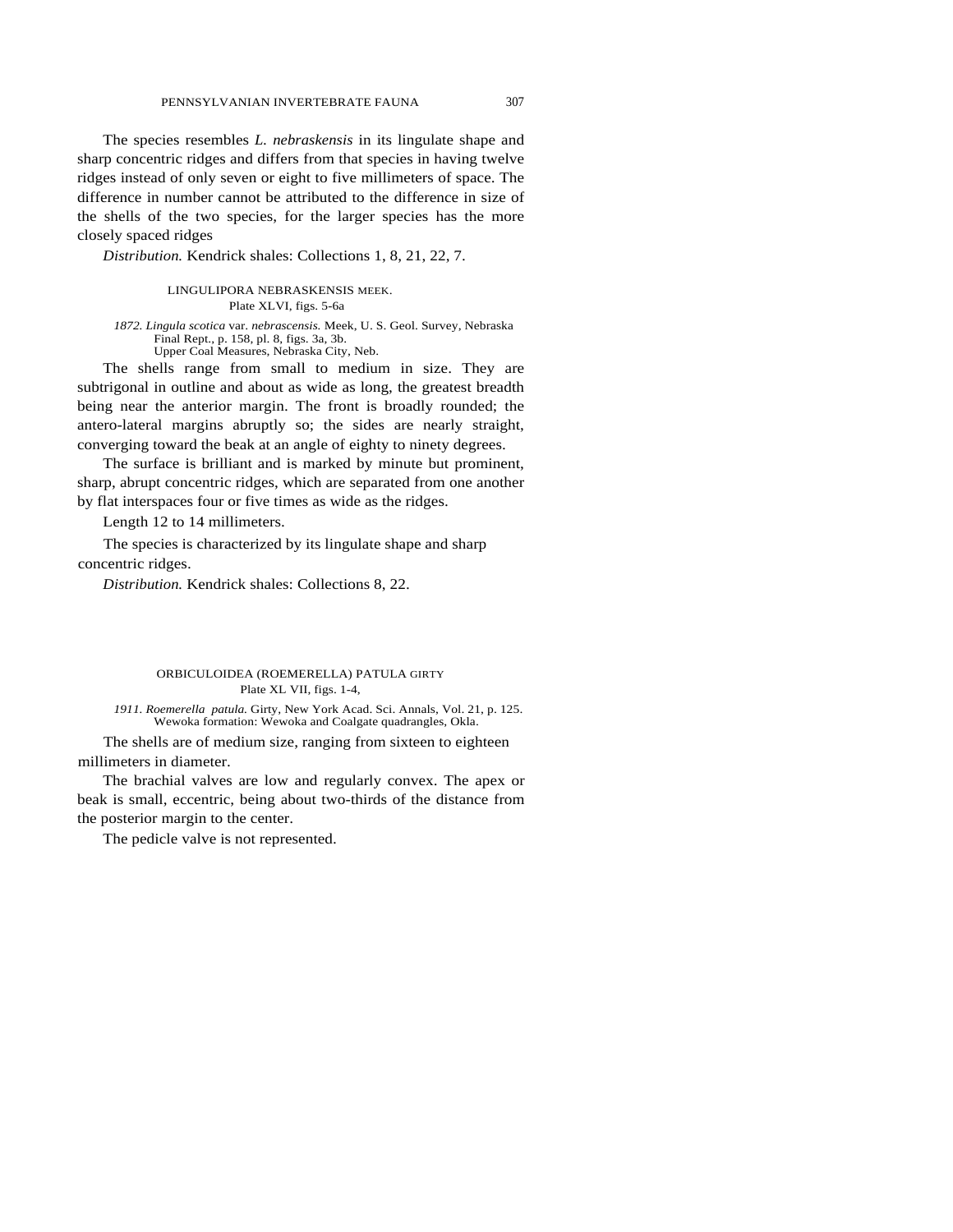The species resembles *L. nebraskensis* in its lingulate shape and sharp concentric ridges and differs from that species in having twelve ridges instead of only seven or eight to five millimeters of space. The difference in number cannot be attributed to the difference in size of the shells of the two species, for the larger species has the more closely spaced ridges

*Distribution.* Kendrick shales: Collections 1, 8, 21, 22, 7.

### LINGULIPORA NEBRASKENSIS MEEK.

Plate XLVI, figs. 5-6a

*1872. Lingula scotica* var. *nebrascensis.* Meek, U. S. Geol. Survey, Nebraska Final Rept., p. 158, pl. 8, figs. 3a, 3b.
Upper Coal Measures, Nebraska City, Neb.

The shells range from small to medium in size. They are subtrigonal in outline and about as wide as long, the greatest breadth being near the anterior margin. The front is broadly rounded; the antero-lateral margins abruptly so; the sides are nearly straight, converging toward the beak at an angle of eighty to ninety degrees.

The surface is brilliant and is marked by minute but prominent, sharp, abrupt concentric ridges, which are separated from one another by flat interspaces four or five times as wide as the ridges.

Length 12 to 14 millimeters.

The species is characterized by its lingulate shape and sharp concentric ridges.

*Distribution.* Kendrick shales: Collections 8, 22.

### ORBICULOIDEA (ROEMERELLA) PATULA GIRTY

Plate XL VII, figs. 1-4,

*1911. Roemerella patula.* Girty, New York Acad. Sci. Annals, Vol. 21, p. 125.
Wewoka formation: Wewoka and Coalgate quadrangles, Okla.

The shells are of medium size, ranging from sixteen to eighteen millimeters in diameter.

The brachial valves are low and regularly convex. The apex or beak is small, eccentric, being about two-thirds of the distance from the posterior margin to the center.

The pedicle valve is not represented.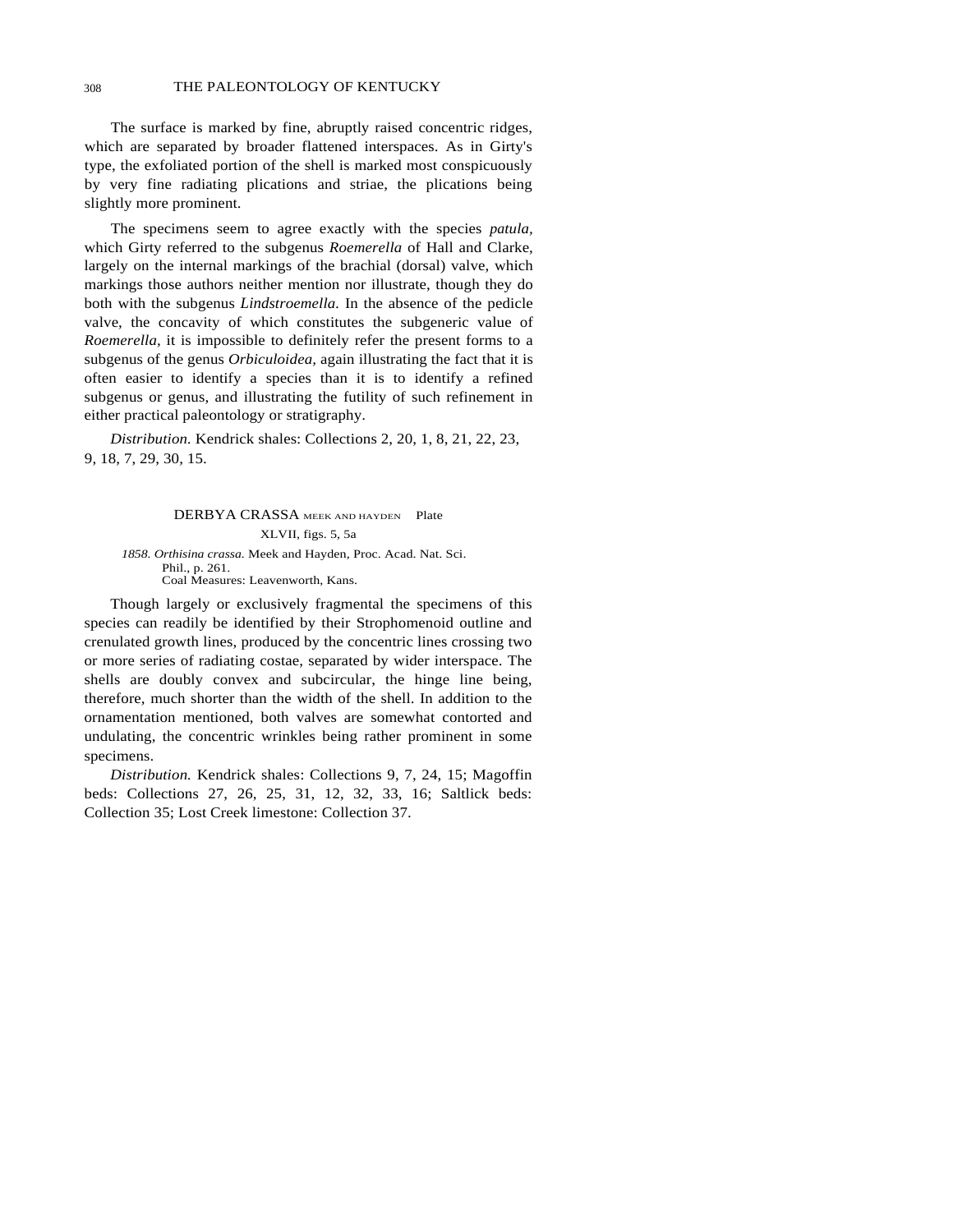The surface is marked by fine, abruptly raised concentric ridges, which are separated by broader flattened interspaces. As in Girty's type, the exfoliated portion of the shell is marked most conspicuously by very fine radiating plications and striae, the plications being slightly more prominent.

The specimens seem to agree exactly with the species *patula,* which Girty referred to the subgenus *Roemerella* of Hall and Clarke, largely on the internal markings of the brachial (dorsal) valve, which markings those authors neither mention nor illustrate, though they do both with the subgenus *Lindstroemella.* In the absence of the pedicle valve, the concavity of which constitutes the subgeneric value of *Roemerella,* it is impossible to definitely refer the present forms to a subgenus of the genus *Orbiculoidea,* again illustrating the fact that it is often easier to identify a species than it is to identify a refined subgenus or genus, and illustrating the futility of such refinement in either practical paleontology or stratigraphy.

*Distribution.* Kendrick shales: Collections 2, 20, 1, 8, 21, 22, 23, 9, 18, 7, 29, 30, 15.

### DERBYA CRASSA MEEK AND HAYDEN Plate XLVII, figs. 5, 5a

*1858. Orthisina crassa.* Meek and Hayden, Proc. Acad. Nat. Sci. Phil., p. 261.
Coal Measures: Leavenworth, Kans.

Though largely or exclusively fragmental the specimens of this species can readily be identified by their Strophomenoid outline and crenulated growth lines, produced by the concentric lines crossing two or more series of radiating costae, separated by wider interspace. The shells are doubly convex and subcircular, the hinge line being, therefore, much shorter than the width of the shell. In addition to the ornamentation mentioned, both valves are somewhat contorted and undulating, the concentric wrinkles being rather prominent in some specimens.

*Distribution.* Kendrick shales: Collections 9, 7, 24, 15; Magoffin beds: Collections 27, 26, 25, 31, 12, 32, 33, 16; Saltlick beds: Collection 35; Lost Creek limestone: Collection 37.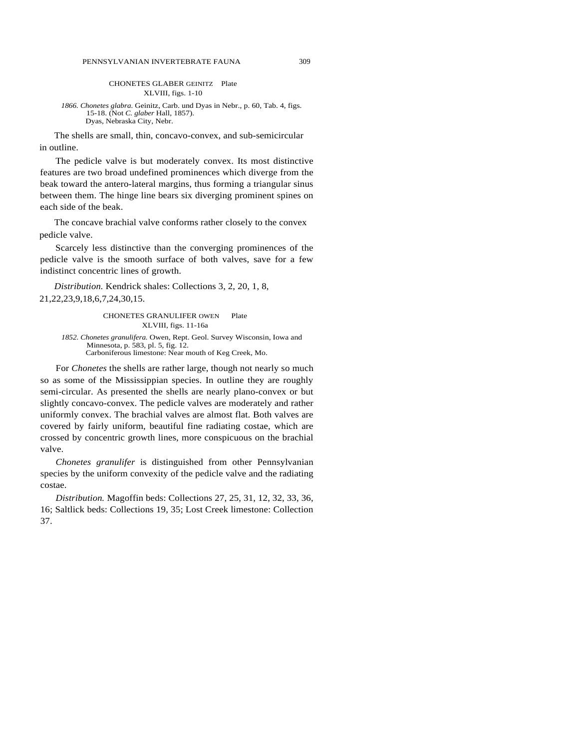### CHONETES GLABER GEINITZ Plate XLVIII, figs. 1-10

*1866. Chonetes glabra.* Geinitz, Carb. und Dyas in Nebr., p. 60, Tab. 4, figs. 15-18. (Not *C. glaber* Hall, 1857).
Dyas, Nebraska City, Nebr.

The shells are small, thin, concavo-convex, and sub-semicircular in outline.

The pedicle valve is but moderately convex. Its most distinctive features are two broad undefined prominences which diverge from the beak toward the antero-lateral margins, thus forming a triangular sinus between them. The hinge line bears six diverging prominent spines on each side of the beak.

The concave brachial valve conforms rather closely to the convex pedicle valve.

Scarcely less distinctive than the converging prominences of the pedicle valve is the smooth surface of both valves, save for a few indistinct concentric lines of growth.

*Distribution.* Kendrick shales: Collections 3, 2, 20, 1, 8, 21,22,23,9,18,6,7,24,30,15.

### CHONETES GRANULIFER OWEN Plate XLVIII, figs. 11-16a

*1852. Chonetes granulifera.* Owen, Rept. Geol. Survey Wisconsin, Iowa and Minnesota, p. 583, pl. 5, fig. 12.
Carboniferous limestone: Near mouth of Keg Creek, Mo.

For *Chonetes* the shells are rather large, though not nearly so much so as some of the Mississippian species. In outline they are roughly semi-circular. As presented the shells are nearly plano-convex or but slightly concavo-convex. The pedicle valves are moderately and rather uniformly convex. The brachial valves are almost flat. Both valves are covered by fairly uniform, beautiful fine radiating costae, which are crossed by concentric growth lines, more conspicuous on the brachial valve.

*Chonetes granulifer* is distinguished from other Pennsylvanian species by the uniform convexity of the pedicle valve and the radiating costae.

*Distribution.* Magoffin beds: Collections 27, 25, 31, 12, 32, 33, 36, 16; Saltlick beds: Collections 19, 35; Lost Creek limestone: Collection 37.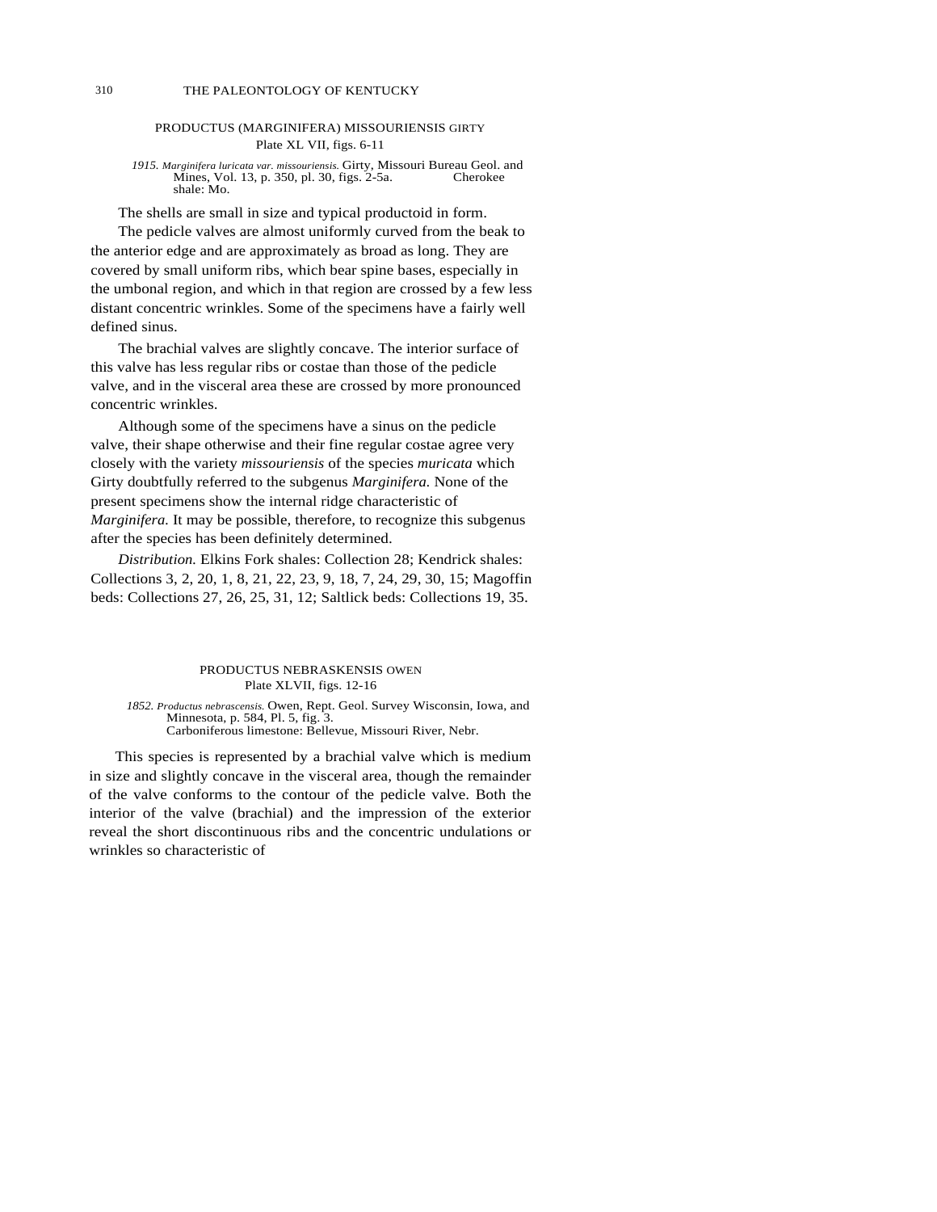## PRODUCTUS (MARGINIFERA) MISSOURIENSIS GIRTY

Plate XL VII, figs. 6-11

*1915. Marginifera luricata var. missouriensis.* Girty, Missouri Bureau Geol. and Mines, Vol. 13, p. 350, pl. 30, figs. 2-5a. Cherokee shale: Mo.

The shells are small in size and typical productoid in form.

The pedicle valves are almost uniformly curved from the beak to the anterior edge and are approximately as broad as long. They are covered by small uniform ribs, which bear spine bases, especially in the umbonal region, and which in that region are crossed by a few less distant concentric wrinkles. Some of the specimens have a fairly well defined sinus.

The brachial valves are slightly concave. The interior surface of this valve has less regular ribs or costae than those of the pedicle valve, and in the visceral area these are crossed by more pronounced concentric wrinkles.

Although some of the specimens have a sinus on the pedicle valve, their shape otherwise and their fine regular costae agree very closely with the variety *missouriensis* of the species *muricata* which Girty doubtfully referred to the subgenus *Marginifera.* None of the present specimens show the internal ridge characteristic of *Marginifera.* It may be possible, therefore, to recognize this subgenus after the species has been definitely determined.

*Distribution.* Elkins Fork shales: Collection 28; Kendrick shales: Collections 3, 2, 20, 1, 8, 21, 22, 23, 9, 18, 7, 24, 29, 30, 15; Magoffin beds: Collections 27, 26, 25, 31, 12; Saltlick beds: Collections 19, 35.

## PRODUCTUS NEBRASKENSIS OWEN

Plate XLVII, figs. 12-16

*1852. Productus nebrascensis.* Owen, Rept. Geol. Survey Wisconsin, Iowa, and Minnesota, p. 584, Pl. 5, fig. 3.
Carboniferous limestone: Bellevue, Missouri River, Nebr.

This species is represented by a brachial valve which is medium in size and slightly concave in the visceral area, though the remainder of the valve conforms to the contour of the pedicle valve. Both the interior of the valve (brachial) and the impression of the exterior reveal the short discontinuous ribs and the concentric undulations or wrinkles so characteristic of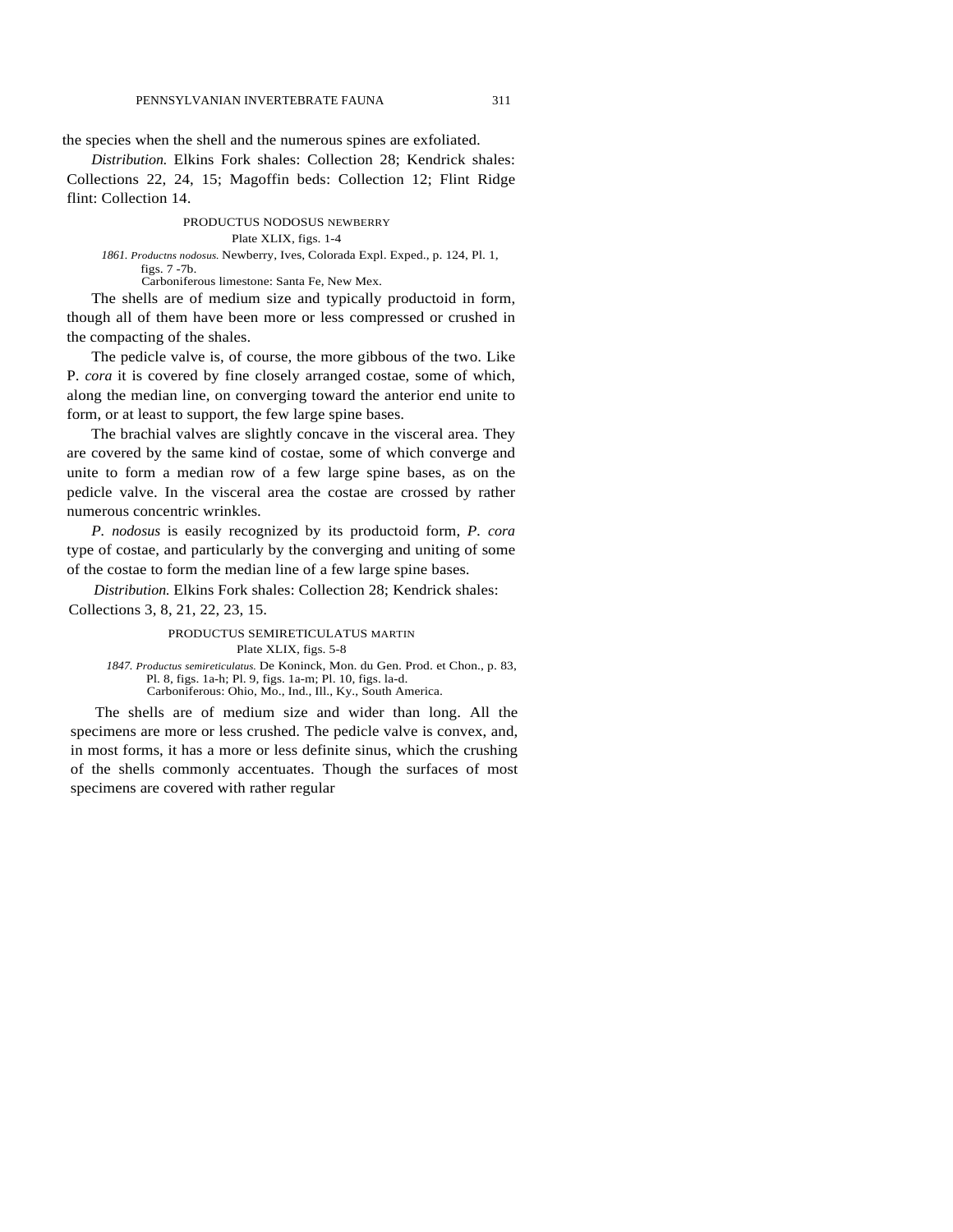the species when the shell and the numerous spines are exfoliated.

*Distribution.* Elkins Fork shales: Collection 28; Kendrick shales: Collections 22, 24, 15; Magoffin beds: Collection 12; Flint Ridge flint: Collection 14.

### PRODUCTUS NODOSUS NEWBERRY

Plate XLIX, figs. 1-4

*1861. Productns nodosus.* Newberry, Ives, Colorada Expl. Exped., p. 124, Pl. 1, figs. 7 -7b.
Carboniferous limestone: Santa Fe, New Mex.

The shells are of medium size and typically productoid in form, though all of them have been more or less compressed or crushed in the compacting of the shales.

The pedicle valve is, of course, the more gibbous of the two. Like P. *cora* it is covered by fine closely arranged costae, some of which, along the median line, on converging toward the anterior end unite to form, or at least to support, the few large spine bases.

The brachial valves are slightly concave in the visceral area. They are covered by the same kind of costae, some of which converge and unite to form a median row of a few large spine bases, as on the pedicle valve. In the visceral area the costae are crossed by rather numerous concentric wrinkles.

*P. nodosus* is easily recognized by its productoid form, *P. cora* type of costae, and particularly by the converging and uniting of some of the costae to form the median line of a few large spine bases.

*Distribution.* Elkins Fork shales: Collection 28; Kendrick shales: Collections 3, 8, 21, 22, 23, 15.

### PRODUCTUS SEMIRETICULATUS MARTIN

Plate XLIX, figs. 5-8

*1847. Productus semireticulatus.* De Koninck, Mon. du Gen. Prod. et Chon., p. 83, Pl. 8, figs. 1a-h; Pl. 9, figs. 1a-m; Pl. 10, figs. la-d.
Carboniferous: Ohio, Mo., Ind., Ill., Ky., South America.

The shells are of medium size and wider than long. All the specimens are more or less crushed. The pedicle valve is convex, and, in most forms, it has a more or less definite sinus, which the crushing of the shells commonly accentuates. Though the surfaces of most specimens are covered with rather regular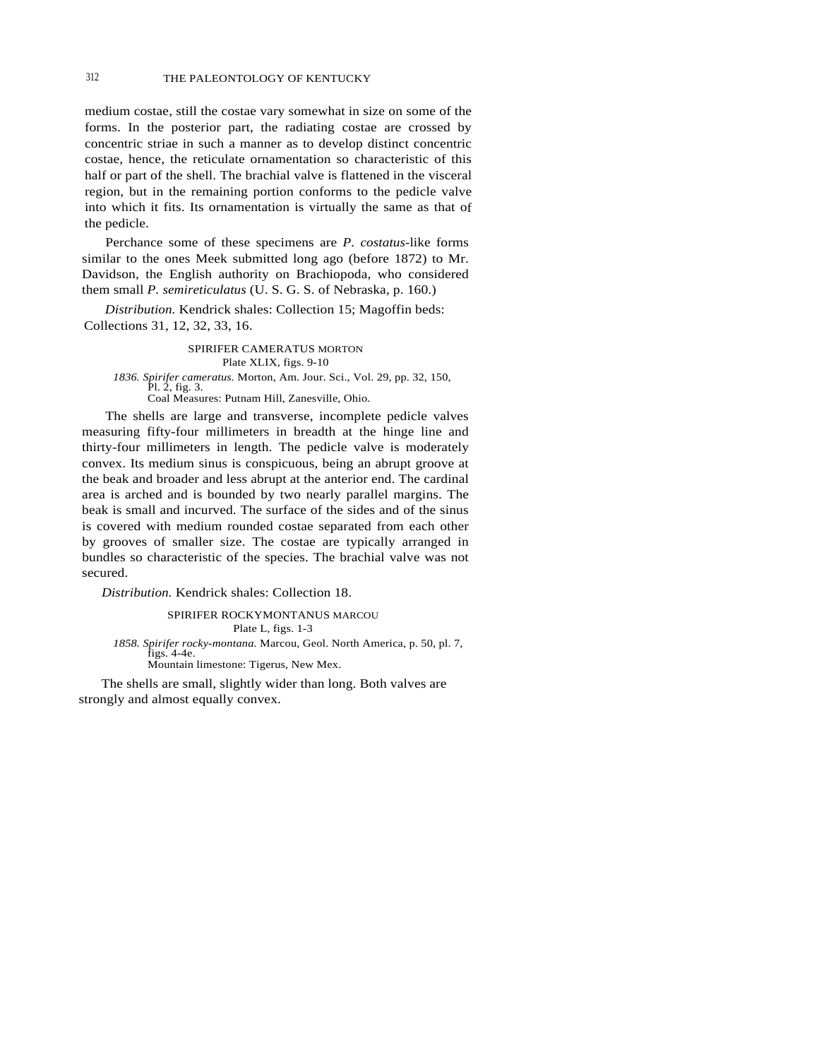medium costae, still the costae vary somewhat in size on some of the forms. In the posterior part, the radiating costae are crossed by concentric striae in such a manner as to develop distinct concentric costae, hence, the reticulate ornamentation so characteristic of this half or part of the shell. The brachial valve is flattened in the visceral region, but in the remaining portion conforms to the pedicle valve into which it fits. Its ornamentation is virtually the same as that of the pedicle.

Perchance some of these specimens are *P. costatus*-like forms similar to the ones Meek submitted long ago (before 1872) to Mr. Davidson, the English authority on Brachiopoda, who considered them small *P. semireticulatus* (U. S. G. S. of Nebraska, p. 160.)

*Distribution.* Kendrick shales: Collection 15; Magoffin beds: Collections 31, 12, 32, 33, 16.

### SPIRIFER CAMERATUS MORTON

Plate XLIX, figs. 9-10

*1836. Spirifer cameratus.* Morton, Am. Jour. Sci., Vol. 29, pp. 32, 150, Pl. 2, fig. 3.
Coal Measures: Putnam Hill, Zanesville, Ohio.

The shells are large and transverse, incomplete pedicle valves measuring fifty-four millimeters in breadth at the hinge line and thirty-four millimeters in length. The pedicle valve is moderately convex. Its medium sinus is conspicuous, being an abrupt groove at the beak and broader and less abrupt at the anterior end. The cardinal area is arched and is bounded by two nearly parallel margins. The beak is small and incurved. The surface of the sides and of the sinus is covered with medium rounded costae separated from each other by grooves of smaller size. The costae are typically arranged in bundles so characteristic of the species. The brachial valve was not secured.

*Distribution.* Kendrick shales: Collection 18.

### SPIRIFER ROCKYMONTANUS MARCOU

Plate L, figs. 1-3

*1858. Spirifer rocky-montana.* Marcou, Geol. North America, p. 50, pl. 7, figs. 4-4e.
Mountain limestone: Tigerus, New Mex.

The shells are small, slightly wider than long. Both valves are strongly and almost equally convex.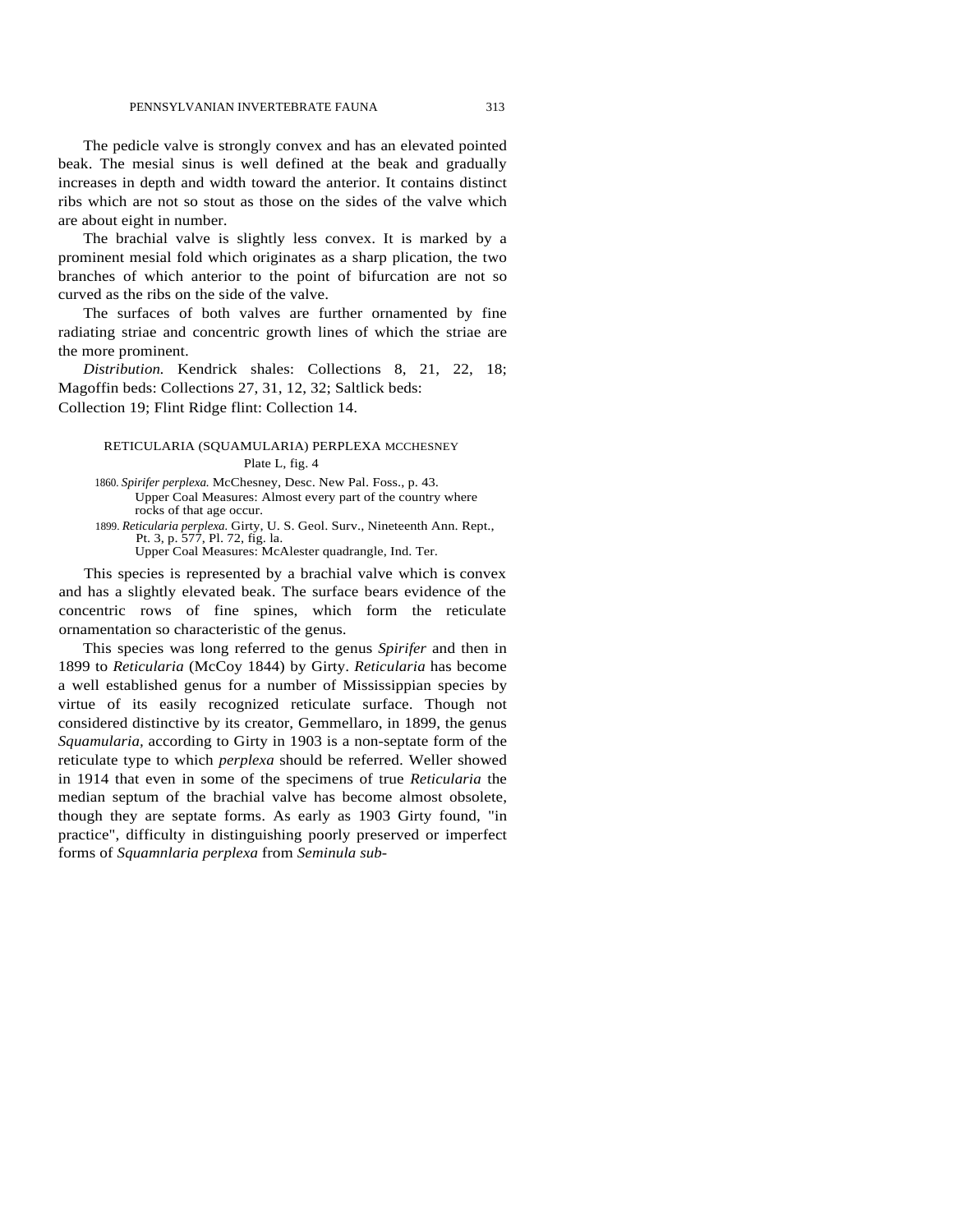The pedicle valve is strongly convex and has an elevated pointed beak. The mesial sinus is well defined at the beak and gradually increases in depth and width toward the anterior. It contains distinct ribs which are not so stout as those on the sides of the valve which are about eight in number.

The brachial valve is slightly less convex. It is marked by a prominent mesial fold which originates as a sharp plication, the two branches of which anterior to the point of bifurcation are not so curved as the ribs on the side of the valve.

The surfaces of both valves are further ornamented by fine radiating striae and concentric growth lines of which the striae are the more prominent.

*Distribution.* Kendrick shales: Collections 8, 21, 22, 18; Magoffin beds: Collections 27, 31, 12, 32; Saltlick beds: Collection 19; Flint Ridge flint: Collection 14.

### RETICULARIA (SQUAMULARIA) PERPLEXA MCCHESNEY

Plate L, fig. 4

1860. *Spirifer perplexa.* McChesney, Desc. New Pal. Foss., p. 43.
Upper Coal Measures: Almost every part of the country where rocks of that age occur.

1899. *Reticularia perplexa.* Girty, U. S. Geol. Surv., Nineteenth Ann. Rept., Pt. 3, p. 577, Pl. 72, fig. la.
Upper Coal Measures: McAlester quadrangle, Ind. Ter.

This species is represented by a brachial valve which is convex and has a slightly elevated beak. The surface bears evidence of the concentric rows of fine spines, which form the reticulate ornamentation so characteristic of the genus.

This species was long referred to the genus *Spirifer* and then in 1899 to *Reticularia* (McCoy 1844) by Girty. *Reticularia* has become a well established genus for a number of Mississippian species by virtue of its easily recognized reticulate surface. Though not considered distinctive by its creator, Gemmellaro, in 1899, the genus *Squamularia,* according to Girty in 1903 is a non-septate form of the reticulate type to which *perplexa* should be referred. Weller showed in 1914 that even in some of the specimens of true *Reticularia* the median septum of the brachial valve has become almost obsolete, though they are septate forms. As early as 1903 Girty found, "in practice", difficulty in distinguishing poorly preserved or imperfect forms of *Squamnlaria perplexa* from *Seminula sub-*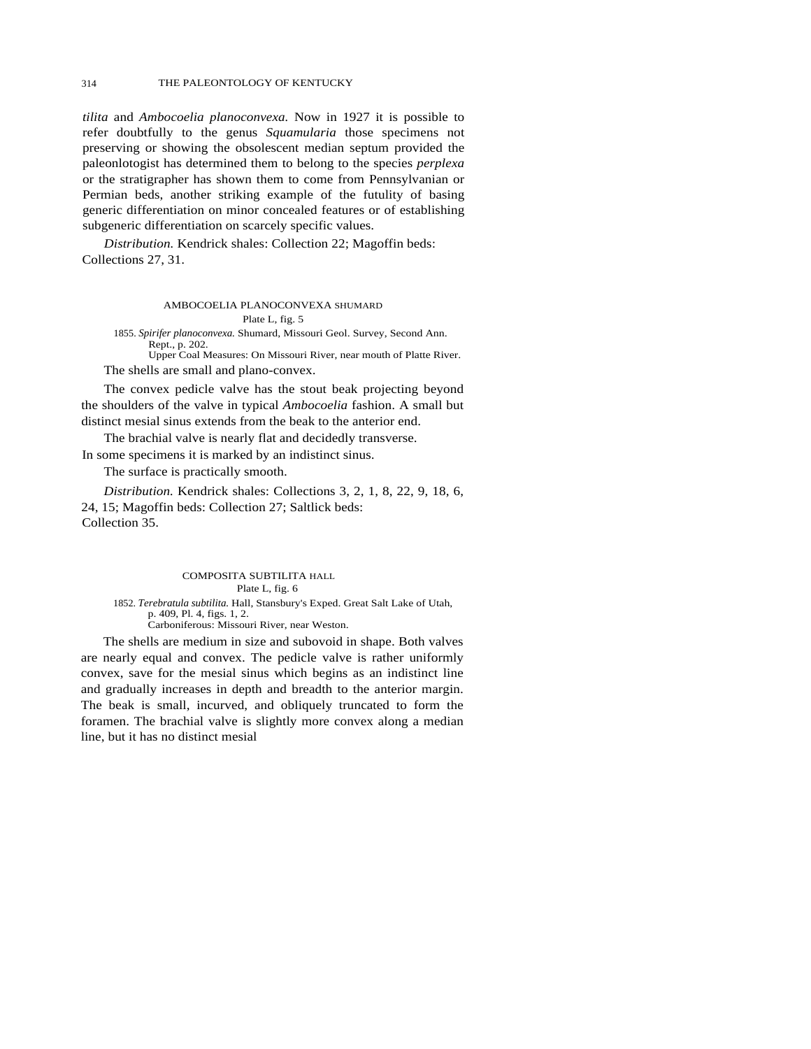*tilita* and *Ambocoelia planoconvexa.* Now in 1927 it is possible to refer doubtfully to the genus *Squamularia* those specimens not preserving or showing the obsolescent median septum provided the paleonlotogist has determined them to belong to the species *perplexa* or the stratigrapher has shown them to come from Pennsylvanian or Permian beds, another striking example of the futulity of basing generic differentiation on minor concealed features or of establishing subgeneric differentiation on scarcely specific values.

*Distribution.* Kendrick shales: Collection 22; Magoffin beds: Collections 27, 31.

### AMBOCOELIA PLANOCONVEXA SHUMARD

Plate L, fig. 5

1855. *Spirifer planoconvexa.* Shumard, Missouri Geol. Survey, Second Ann. Rept., p. 202.
Upper Coal Measures: On Missouri River, near mouth of Platte River.

The shells are small and plano-convex.

The convex pedicle valve has the stout beak projecting beyond the shoulders of the valve in typical *Ambocoelia* fashion. A small but distinct mesial sinus extends from the beak to the anterior end.

The brachial valve is nearly flat and decidedly transverse. In some specimens it is marked by an indistinct sinus.

The surface is practically smooth.

*Distribution.* Kendrick shales: Collections 3, 2, 1, 8, 22, 9, 18, 6, 24, 15; Magoffin beds: Collection 27; Saltlick beds: Collection 35.

### COMPOSITA SUBTILITA HALL

Plate L, fig. 6

1852. *Terebratula subtilita.* Hall, Stansbury's Exped. Great Salt Lake of Utah, p. 409, Pl. 4, figs. 1, 2.
Carboniferous: Missouri River, near Weston.

The shells are medium in size and subovoid in shape. Both valves are nearly equal and convex. The pedicle valve is rather uniformly convex, save for the mesial sinus which begins as an indistinct line and gradually increases in depth and breadth to the anterior margin. The beak is small, incurved, and obliquely truncated to form the foramen. The brachial valve is slightly more convex along a median line, but it has no distinct mesial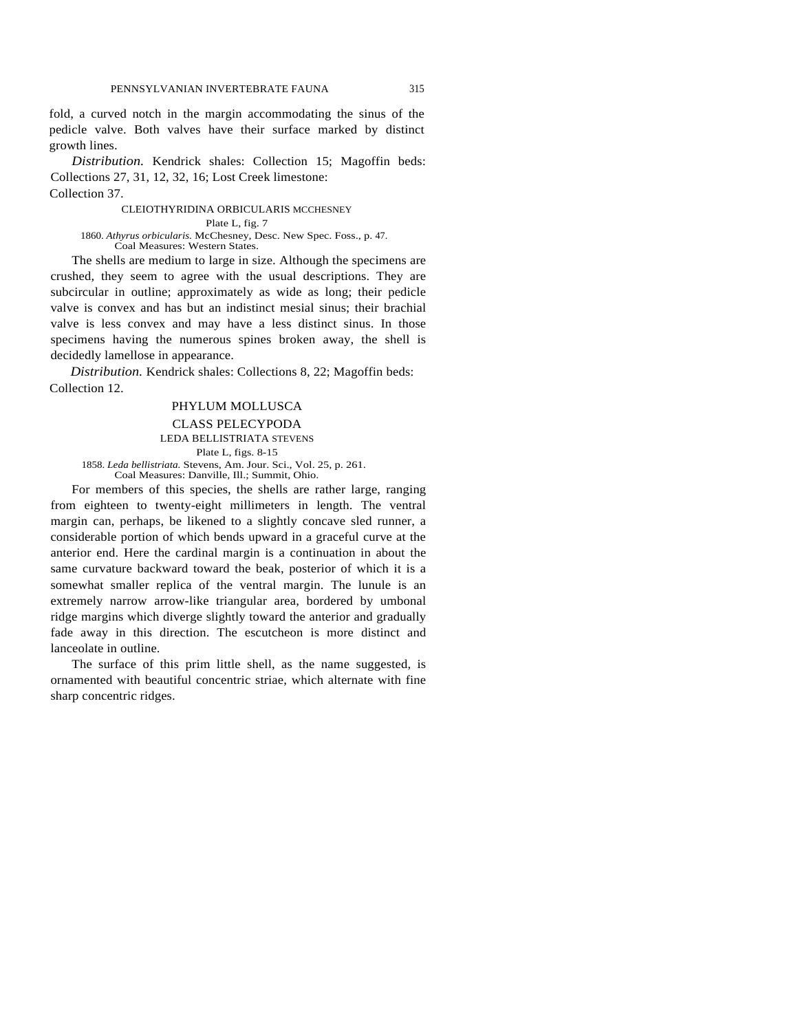fold, a curved notch in the margin accommodating the sinus of the pedicle valve. Both valves have their surface marked by distinct growth lines.

*Distribution.* Kendrick shales: Collection 15; Magoffin beds: Collections 27, 31, 12, 32, 16; Lost Creek limestone: Collection 37.

### CLEIOTHYRIDINA ORBICULARIS MCCHESNEY

Plate L, fig. 7

1860. *Athyrus orbicularis.* McChesney, Desc. New Spec. Foss., p. 47.
Coal Measures: Western States.

The shells are medium to large in size. Although the specimens are crushed, they seem to agree with the usual descriptions. They are subcircular in outline; approximately as wide as long; their pedicle valve is convex and has but an indistinct mesial sinus; their brachial valve is less convex and may have a less distinct sinus. In those specimens having the numerous spines broken away, the shell is decidedly lamellose in appearance.

*Distribution.* Kendrick shales: Collections 8, 22; Magoffin beds: Collection 12.

## PHYLUM MOLLUSCA

## CLASS PELECYPODA

### LEDA BELLISTRIATA STEVENS

Plate L, figs. 8-15

1858. *Leda bellistriata.* Stevens, Am. Jour. Sci., Vol. 25, p. 261.
Coal Measures: Danville, Ill.; Summit, Ohio.

For members of this species, the shells are rather large, ranging from eighteen to twenty-eight millimeters in length. The ventral margin can, perhaps, be likened to a slightly concave sled runner, a considerable portion of which bends upward in a graceful curve at the anterior end. Here the cardinal margin is a continuation in about the same curvature backward toward the beak, posterior of which it is a somewhat smaller replica of the ventral margin. The lunule is an extremely narrow arrow-like triangular area, bordered by umbonal ridge margins which diverge slightly toward the anterior and gradually fade away in this direction. The escutcheon is more distinct and lanceolate in outline.

The surface of this prim little shell, as the name suggested, is ornamented with beautiful concentric striae, which alternate with fine sharp concentric ridges.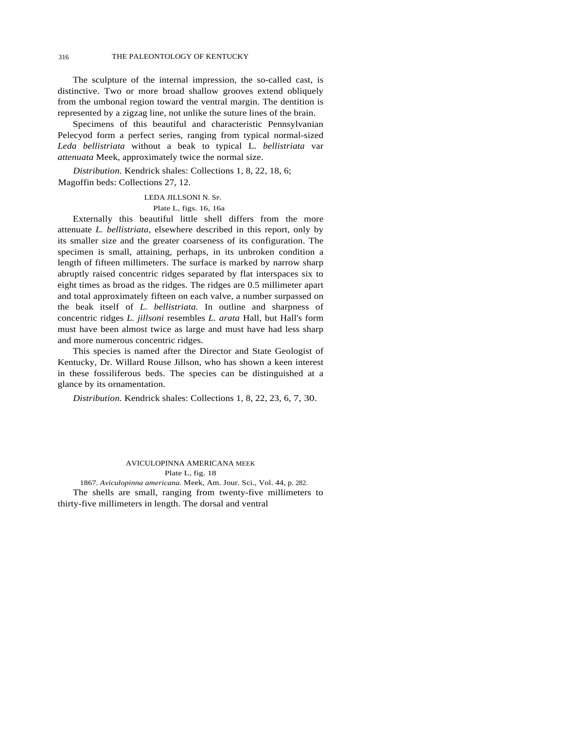The sculpture of the internal impression, the so-called cast, is distinctive. Two or more broad shallow grooves extend obliquely from the umbonal region toward the ventral margin. The dentition is represented by a zigzag line, not unlike the suture lines of the brain.

Specimens of this beautiful and characteristic Pennsylvanian Pelecyod form a perfect series, ranging from typical normal-sized *Leda bellistriata* without a beak to typical L. *bellistriata* var *attenuata* Meek, approximately twice the normal size.

*Distribution.* Kendrick shales: Collections 1, 8, 22, 18, 6; Magoffin beds: Collections 27, 12.

### LEDA JILLSONI N. SP.

Plate L, figs. 16, 16a

Externally this beautiful little shell differs from the more attenuate *L. bellistriata,* elsewhere described in this report, only by its smaller size and the greater coarseness of its configuration. The specimen is small, attaining, perhaps, in its unbroken condition a length of fifteen millimeters. The surface is marked by narrow sharp abruptly raised concentric ridges separated by flat interspaces six to eight times as broad as the ridges. The ridges are 0.5 millimeter apart and total approximately fifteen on each valve, a number surpassed on the beak itself of *L. bellistriata.* In outline and sharpness of concentric ridges *L. jillsoni* resembles *L. arata* Hall, but Hall's form must have been almost twice as large and must have had less sharp and more numerous concentric ridges.

This species is named after the Director and State Geologist of Kentucky, Dr. Willard Rouse Jillson, who has shown a keen interest in these fossiliferous beds. The species can be distinguished at a glance by its ornamentation.

*Distribution.* Kendrick shales: Collections 1, 8, 22, 23, 6, 7, 30.

### AVICULOPINNA AMERICANA MEEK

Plate L, fig. 18

1867. *Aviculopinna americana.* Meek, Am. Jour. Sci., Vol. 44, p. 282.

The shells are small, ranging from twenty-five millimeters to thirty-five millimeters in length. The dorsal and ventral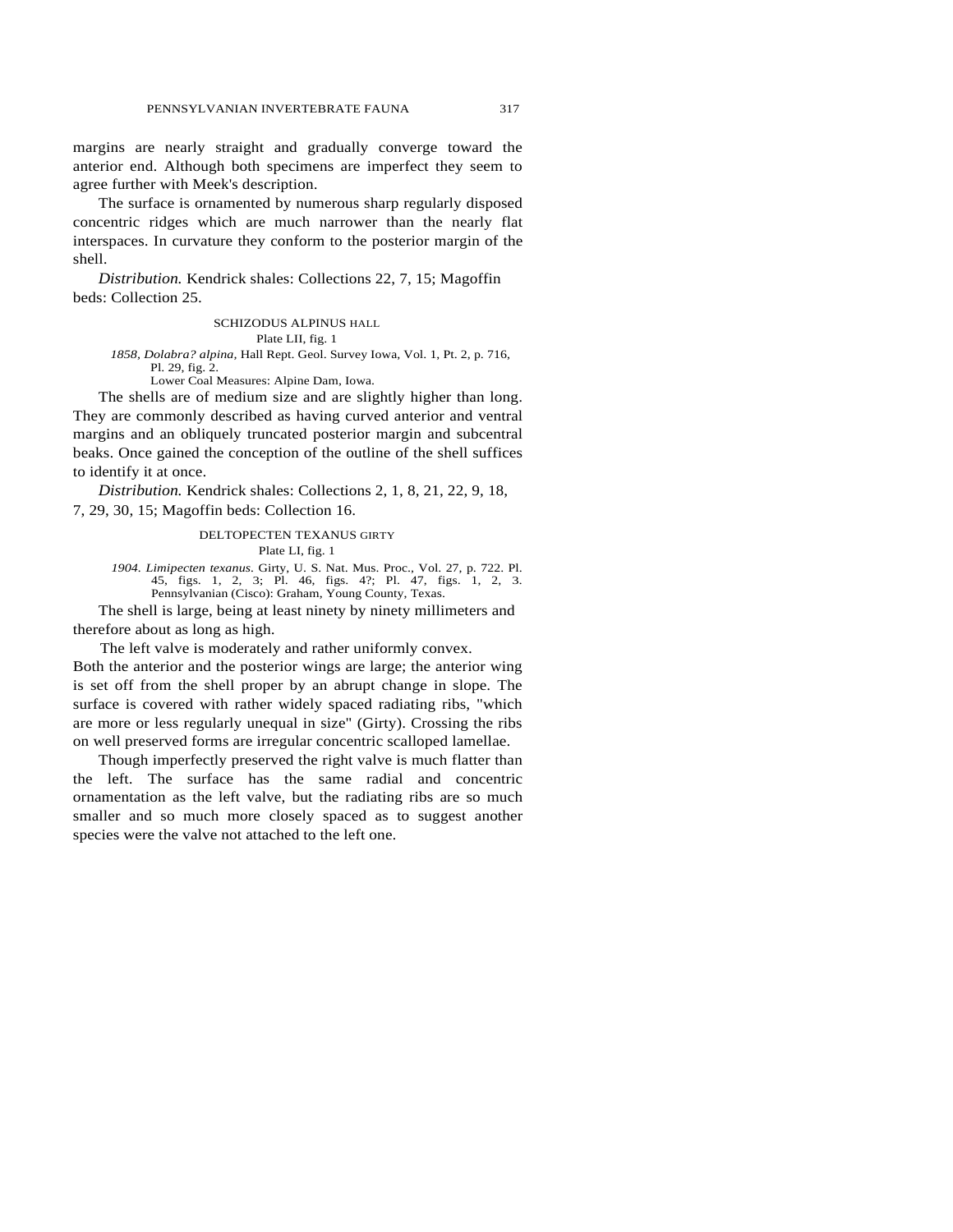margins are nearly straight and gradually converge toward the anterior end. Although both specimens are imperfect they seem to agree further with Meek's description.

The surface is ornamented by numerous sharp regularly disposed concentric ridges which are much narrower than the nearly flat interspaces. In curvature they conform to the posterior margin of the shell.

*Distribution.* Kendrick shales: Collections 22, 7, 15; Magoffin beds: Collection 25.

### SCHIZODUS ALPINUS HALL

Plate LII, fig. 1

*1858, Dolabra? alpina*, Hall Rept. Geol. Survey Iowa, Vol. 1, Pt. 2, p. 716, Pl. 29, fig. 2.
Lower Coal Measures: Alpine Dam, Iowa.

The shells are of medium size and are slightly higher than long. They are commonly described as having curved anterior and ventral margins and an obliquely truncated posterior margin and subcentral beaks. Once gained the conception of the outline of the shell suffices to identify it at once.

*Distribution.* Kendrick shales: Collections 2, 1, 8, 21, 22, 9, 18, 7, 29, 30, 15; Magoffin beds: Collection 16.

### DELTOPECTEN TEXANUS GIRTY

Plate LI, fig. 1

*1904. Limipecten texanus.* Girty, U. S. Nat. Mus. Proc., Vol. 27, p. 722. Pl. 45, figs. 1, 2, 3; Pl. 46, figs. 4?; Pl. 47, figs. 1, 2, 3.
Pennsylvanian (Cisco): Graham, Young County, Texas.

The shell is large, being at least ninety by ninety millimeters and therefore about as long as high.

The left valve is moderately and rather uniformly convex. Both the anterior and the posterior wings are large; the anterior wing is set off from the shell proper by an abrupt change in slope. The surface is covered with rather widely spaced radiating ribs, "which are more or less regularly unequal in size" (Girty). Crossing the ribs on well preserved forms are irregular concentric scalloped lamellae.

Though imperfectly preserved the right valve is much flatter than the left. The surface has the same radial and concentric ornamentation as the left valve, but the radiating ribs are so much smaller and so much more closely spaced as to suggest another species were the valve not attached to the left one.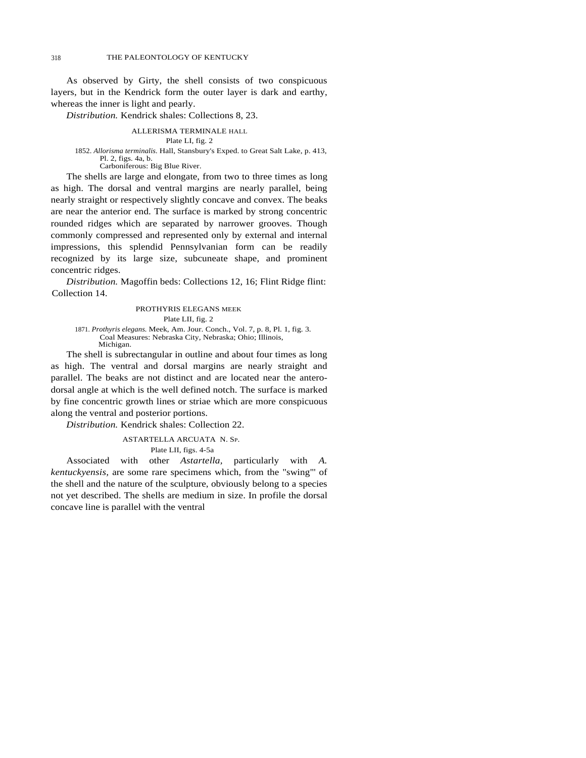As observed by Girty, the shell consists of two conspicuous layers, but in the Kendrick form the outer layer is dark and earthy, whereas the inner is light and pearly.

*Distribution.* Kendrick shales: Collections 8, 23.

### ALLERISMA TERMINALE HALL

Plate LI, fig. 2

1852. *Allorisma terminalis.* Hall, Stansbury's Exped. to Great Salt Lake, p. 413, Pl. 2, figs. 4a, b.
Carboniferous: Big Blue River.

The shells are large and elongate, from two to three times as long as high. The dorsal and ventral margins are nearly parallel, being nearly straight or respectively slightly concave and convex. The beaks are near the anterior end. The surface is marked by strong concentric rounded ridges which are separated by narrower grooves. Though commonly compressed and represented only by external and internal impressions, this splendid Pennsylvanian form can be readily recognized by its large size, subcuneate shape, and prominent concentric ridges.

*Distribution.* Magoffin beds: Collections 12, 16; Flint Ridge flint: Collection 14.

### PROTHYRIS ELEGANS MEEK

Plate LII, fig. 2

1871. *Prothyris elegans.* Meek, Am. Jour. Conch., Vol. 7, p. 8, Pl. 1, fig. 3.
Coal Measures: Nebraska City, Nebraska; Ohio; Illinois, Michigan.

The shell is subrectangular in outline and about four times as long as high. The ventral and dorsal margins are nearly straight and parallel. The beaks are not distinct and are located near the antero-dorsal angle at which is the well defined notch. The surface is marked by fine concentric growth lines or striae which are more conspicuous along the ventral and posterior portions.

*Distribution.* Kendrick shales: Collection 22.

### ASTARTELLA ARCUATA N. SP.

Plate LII, figs. 4-5a

Associated with other *Astartella,* particularly with *A. kentuckyensis,* are some rare specimens which, from the "swing"' of the shell and the nature of the sculpture, obviously belong to a species not yet described. The shells are medium in size. In profile the dorsal concave line is parallel with the ventral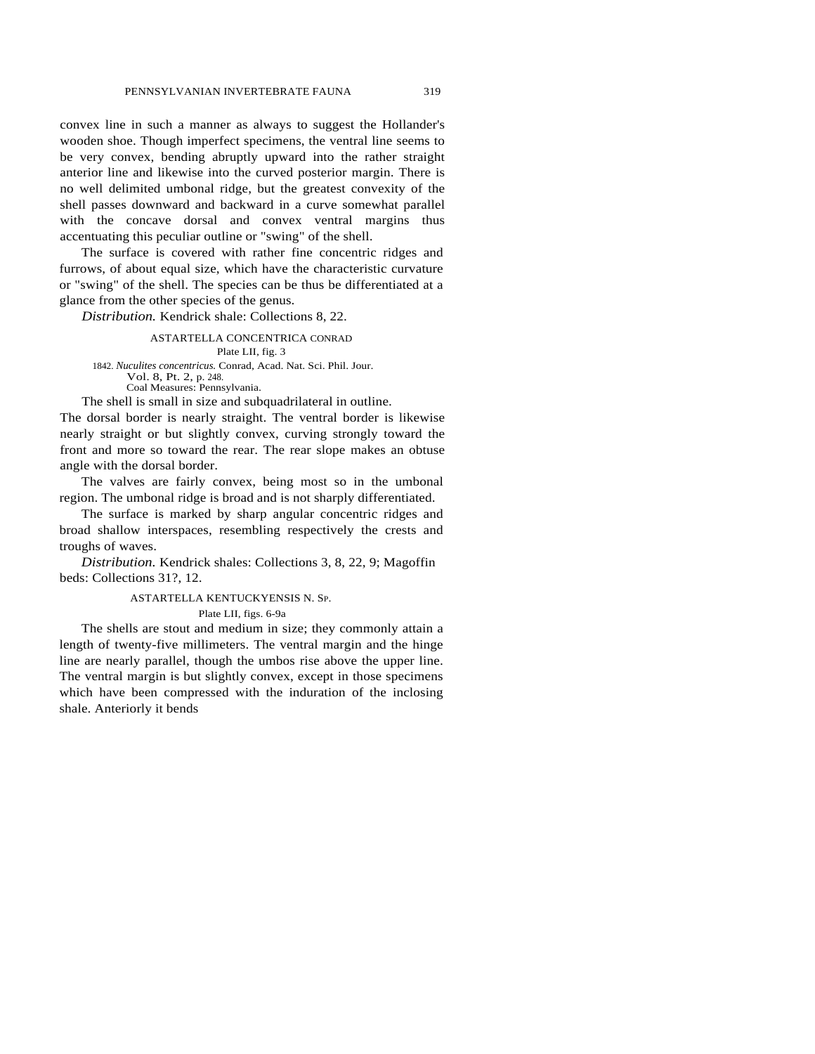convex line in such a manner as always to suggest the Hollander's wooden shoe. Though imperfect specimens, the ventral line seems to be very convex, bending abruptly upward into the rather straight anterior line and likewise into the curved posterior margin. There is no well delimited umbonal ridge, but the greatest convexity of the shell passes downward and backward in a curve somewhat parallel with the concave dorsal and convex ventral margins thus accentuating this peculiar outline or "swing" of the shell.

The surface is covered with rather fine concentric ridges and furrows, of about equal size, which have the characteristic curvature or "swing" of the shell. The species can be thus be differentiated at a glance from the other species of the genus.

*Distribution.* Kendrick shale: Collections 8, 22.

### ASTARTELLA CONCENTRICA CONRAD

Plate LII, fig. 3

1842. *Nuculites concentricus.* Conrad, Acad. Nat. Sci. Phil. Jour. Vol. 8, Pt. 2, p. 248.
Coal Measures: Pennsylvania.

The shell is small in size and subquadrilateral in outline. The dorsal border is nearly straight. The ventral border is likewise nearly straight or but slightly convex, curving strongly toward the front and more so toward the rear. The rear slope makes an obtuse angle with the dorsal border.

The valves are fairly convex, being most so in the umbonal region. The umbonal ridge is broad and is not sharply differentiated.

The surface is marked by sharp angular concentric ridges and broad shallow interspaces, resembling respectively the crests and troughs of waves.

*Distribution.* Kendrick shales: Collections 3, 8, 22, 9; Magoffin beds: Collections 31?, 12.

### ASTARTELLA KENTUCKYENSIS N. SP.

Plate LII, figs. 6-9a

The shells are stout and medium in size; they commonly attain a length of twenty-five millimeters. The ventral margin and the hinge line are nearly parallel, though the umbos rise above the upper line. The ventral margin is but slightly convex, except in those specimens which have been compressed with the induration of the inclosing shale. Anteriorly it bends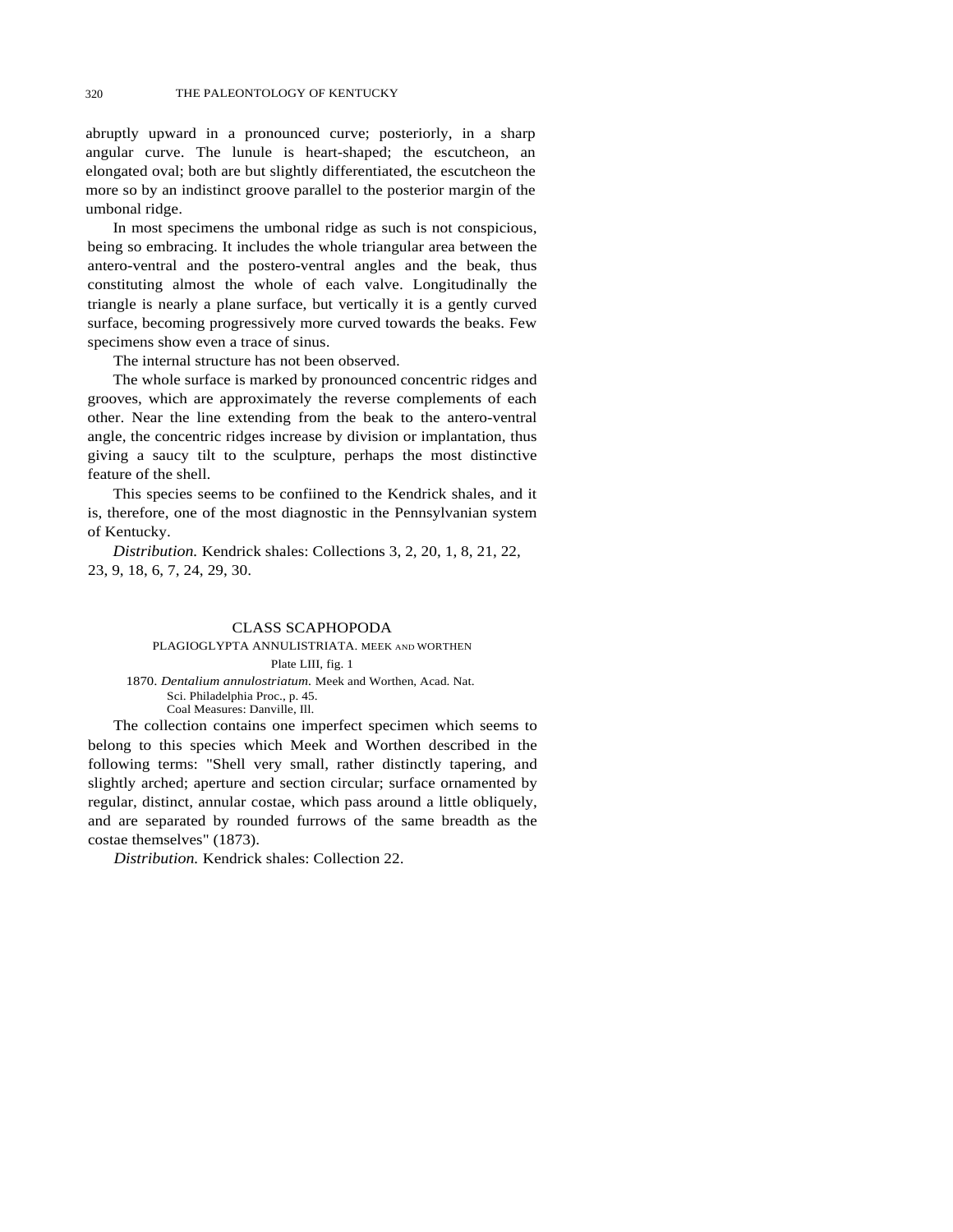abruptly upward in a pronounced curve; posteriorly, in a sharp angular curve. The lunule is heart-shaped; the escutcheon, an elongated oval; both are but slightly differentiated, the escutcheon the more so by an indistinct groove parallel to the posterior margin of the umbonal ridge.

In most specimens the umbonal ridge as such is not conspicious, being so embracing. It includes the whole triangular area between the antero-ventral and the postero-ventral angles and the beak, thus constituting almost the whole of each valve. Longitudinally the triangle is nearly a plane surface, but vertically it is a gently curved surface, becoming progressively more curved towards the beaks. Few specimens show even a trace of sinus.

The internal structure has not been observed.

The whole surface is marked by pronounced concentric ridges and grooves, which are approximately the reverse complements of each other. Near the line extending from the beak to the antero-ventral angle, the concentric ridges increase by division or implantation, thus giving a saucy tilt to the sculpture, perhaps the most distinctive feature of the shell.

This species seems to be confiined to the Kendrick shales, and it is, therefore, one of the most diagnostic in the Pennsylvanian system of Kentucky.

*Distribution.* Kendrick shales: Collections 3, 2, 20, 1, 8, 21, 22, 23, 9, 18, 6, 7, 24, 29, 30.

## CLASS SCAPHOPODA

### PLAGIOGLYPTA ANNULISTRIATA. MEEK AND WORTHEN

Plate LIII, fig. 1

1870. *Dentalium annulostriatum.* Meek and Worthen, Acad. Nat. Sci. Philadelphia Proc., p. 45.
Coal Measures: Danville, Ill.

The collection contains one imperfect specimen which seems to belong to this species which Meek and Worthen described in the following terms: "Shell very small, rather distinctly tapering, and slightly arched; aperture and section circular; surface ornamented by regular, distinct, annular costae, which pass around a little obliquely, and are separated by rounded furrows of the same breadth as the costae themselves" (1873).

*Distribution.* Kendrick shales: Collection 22.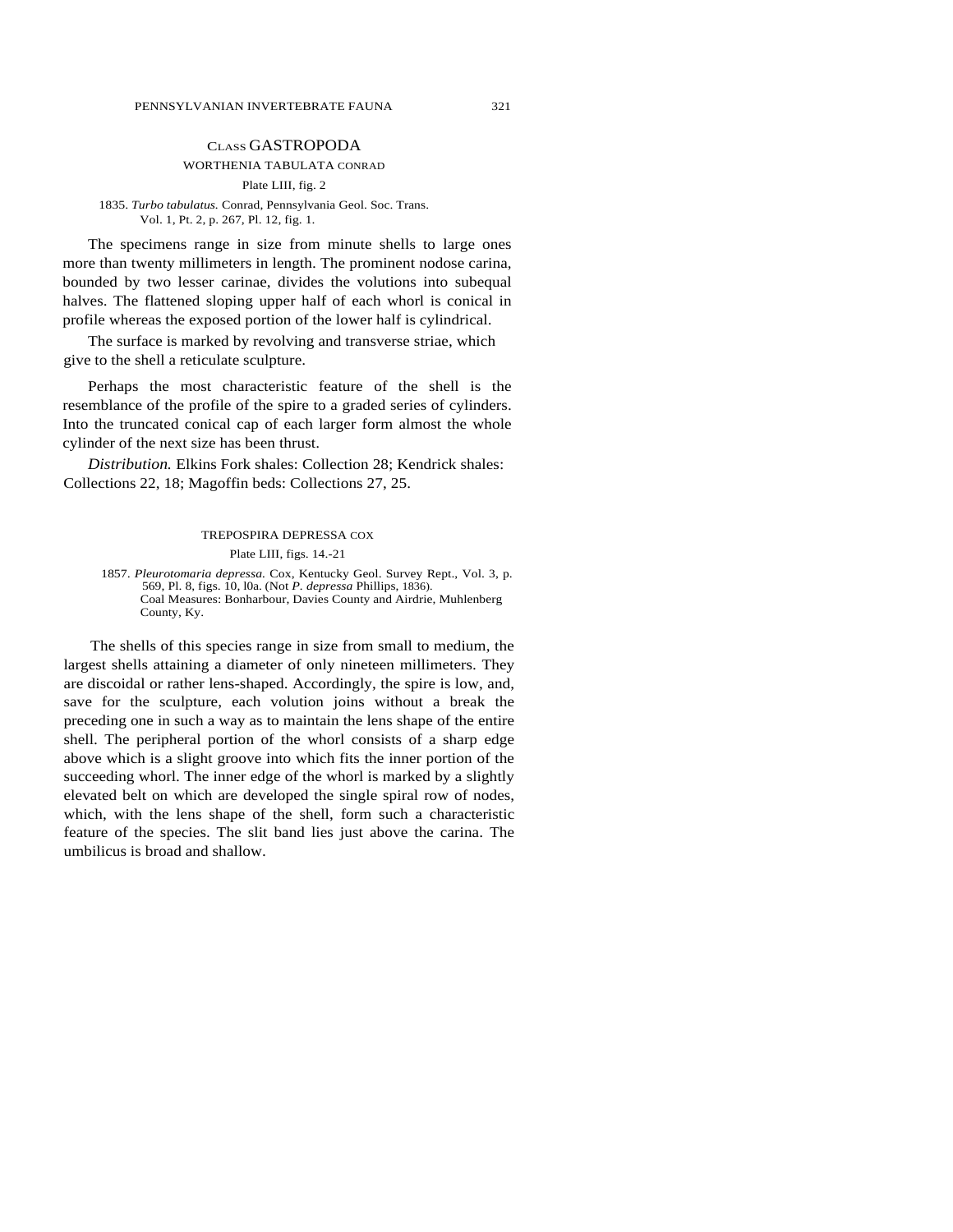## CLASS GASTROPODA

### WORTHENIA TABULATA CONRAD

Plate LIII, fig. 2

1835. *Turbo tabulatus.* Conrad, Pennsylvania Geol. Soc. Trans. Vol. 1, Pt. 2, p. 267, Pl. 12, fig. 1.

The specimens range in size from minute shells to large ones more than twenty millimeters in length. The prominent nodose carina, bounded by two lesser carinae, divides the volutions into subequal halves. The flattened sloping upper half of each whorl is conical in profile whereas the exposed portion of the lower half is cylindrical.

The surface is marked by revolving and transverse striae, which give to the shell a reticulate sculpture.

Perhaps the most characteristic feature of the shell is the resemblance of the profile of the spire to a graded series of cylinders. Into the truncated conical cap of each larger form almost the whole cylinder of the next size has been thrust.

*Distribution.* Elkins Fork shales: Collection 28; Kendrick shales: Collections 22, 18; Magoffin beds: Collections 27, 25.

### TREPOSPIRA DEPRESSA COX

Plate LIII, figs. 14.-21

1857. *Pleurotomaria depressa.* Cox, Kentucky Geol. Survey Rept., Vol. 3, p. 569, Pl. 8, figs. 10, l0a. (Not *P. depressa* Phillips, 1836).
Coal Measures: Bonharbour, Davies County and Airdrie, Muhlenberg County, Ky.

The shells of this species range in size from small to medium, the largest shells attaining a diameter of only nineteen millimeters. They are discoidal or rather lens-shaped. Accordingly, the spire is low, and, save for the sculpture, each volution joins without a break the preceding one in such a way as to maintain the lens shape of the entire shell. The peripheral portion of the whorl consists of a sharp edge above which is a slight groove into which fits the inner portion of the succeeding whorl. The inner edge of the whorl is marked by a slightly elevated belt on which are developed the single spiral row of nodes, which, with the lens shape of the shell, form such a characteristic feature of the species. The slit band lies just above the carina. The umbilicus is broad and shallow.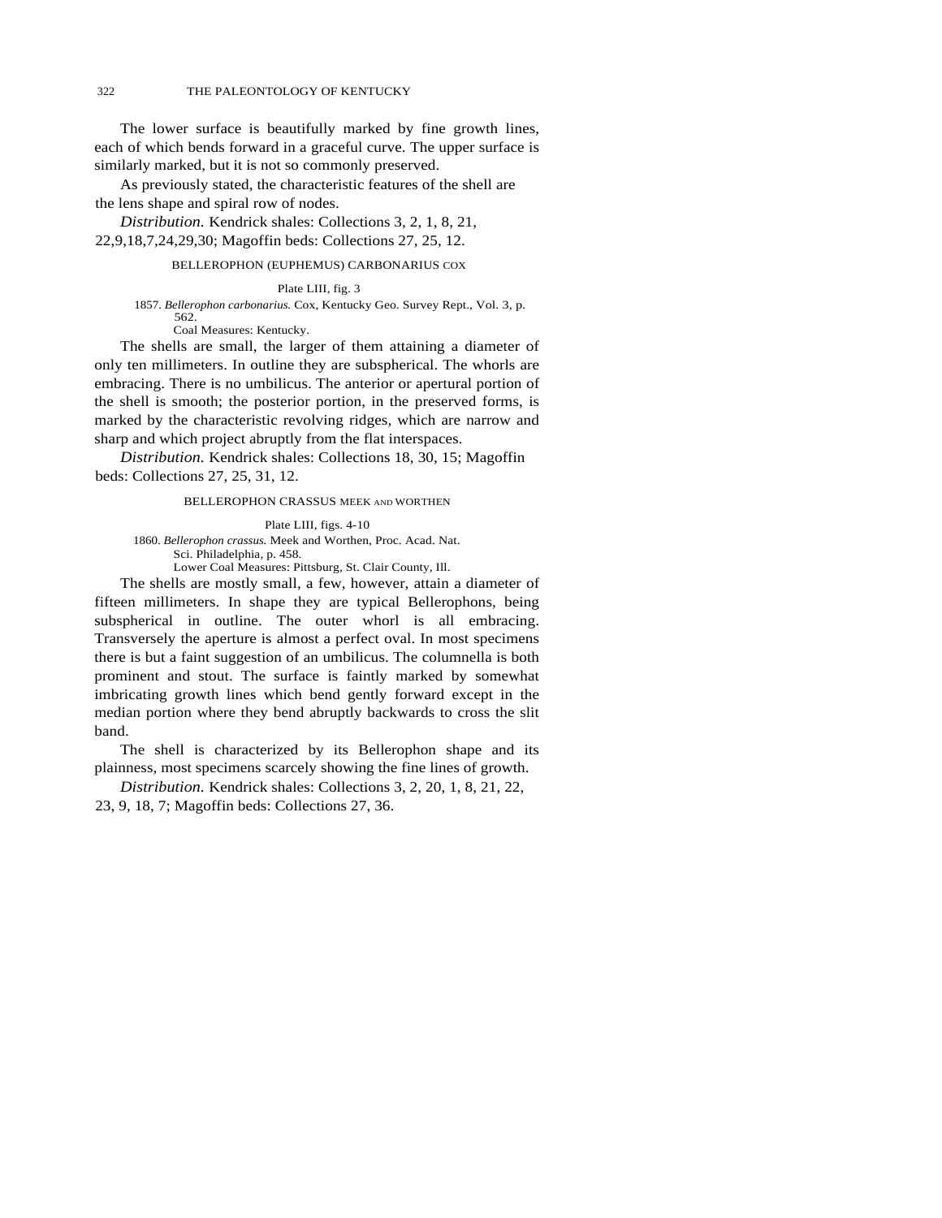The lower surface is beautifully marked by fine growth lines, each of which bends forward in a graceful curve. The upper surface is similarly marked, but it is not so commonly preserved.

As previously stated, the characteristic features of the shell are the lens shape and spiral row of nodes.

*Distribution.* Kendrick shales: Collections 3, 2, 1, 8, 21, 22,9,18,7,24,29,30; Magoffin beds: Collections 27, 25, 12.

### BELLEROPHON (EUPHEMUS) CARBONARIUS COX

Plate LIII, fig. 3

1857. *Bellerophon carbonarius.* Cox, Kentucky Geo. Survey Rept., Vol. 3, p. 562.
Coal Measures: Kentucky.

The shells are small, the larger of them attaining a diameter of only ten millimeters. In outline they are subspherical. The whorls are embracing. There is no umbilicus. The anterior or apertural portion of the shell is smooth; the posterior portion, in the preserved forms, is marked by the characteristic revolving ridges, which are narrow and sharp and which project abruptly from the flat interspaces.

*Distribution.* Kendrick shales: Collections 18, 30, 15; Magoffin beds: Collections 27, 25, 31, 12.

### BELLEROPHON CRASSUS MEEK AND WORTHEN

Plate LIII, figs. 4-10

1860. *Bellerophon crassus.* Meek and Worthen, Proc. Acad. Nat. Sci. Philadelphia, p. 458.
Lower Coal Measures: Pittsburg, St. Clair County, Ill.

The shells are mostly small, a few, however, attain a diameter of fifteen millimeters. In shape they are typical Bellerophons, being subspherical in outline. The outer whorl is all embracing. Transversely the aperture is almost a perfect oval. In most specimens there is but a faint suggestion of an umbilicus. The columnella is both prominent and stout. The surface is faintly marked by somewhat imbricating growth lines which bend gently forward except in the median portion where they bend abruptly backwards to cross the slit band.

The shell is characterized by its Bellerophon shape and its plainness, most specimens scarcely showing the fine lines of growth.

*Distribution.* Kendrick shales: Collections 3, 2, 20, 1, 8, 21, 22, 23, 9, 18, 7; Magoffin beds: Collections 27, 36.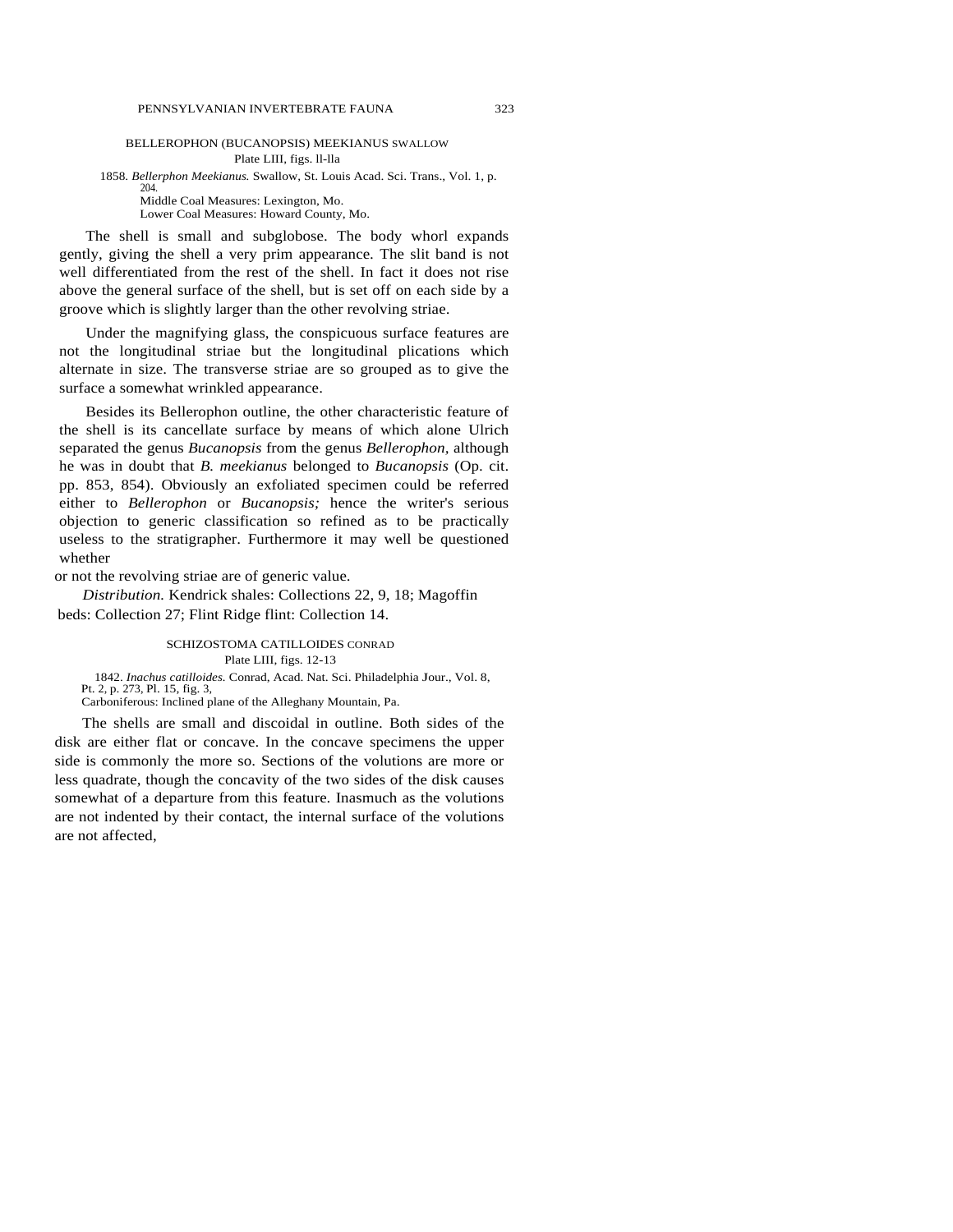### BELLEROPHON (BUCANOPSIS) MEEKIANUS SWALLOW

Plate LIII, figs. ll-lla

1858. *Bellerphon Meekianus.* Swallow, St. Louis Acad. Sci. Trans., Vol. 1, p. 204.
Middle Coal Measures: Lexington, Mo.
Lower Coal Measures: Howard County, Mo.

The shell is small and subglobose. The body whorl expands gently, giving the shell a very prim appearance. The slit band is not well differentiated from the rest of the shell. In fact it does not rise above the general surface of the shell, but is set off on each side by a groove which is slightly larger than the other revolving striae.

Under the magnifying glass, the conspicuous surface features are not the longitudinal striae but the longitudinal plications which alternate in size. The transverse striae are so grouped as to give the surface a somewhat wrinkled appearance.

Besides its Bellerophon outline, the other characteristic feature of the shell is its cancellate surface by means of which alone Ulrich separated the genus *Bucanopsis* from the genus *Bellerophon,* although he was in doubt that *B. meekianus* belonged to *Bucanopsis* (Op. cit. pp. 853, 854). Obviously an exfoliated specimen could be referred either to *Bellerophon* or *Bucanopsis;* hence the writer's serious objection to generic classification so refined as to be practically useless to the stratigrapher. Furthermore it may well be questioned whether or not the revolving striae are of generic value.

*Distribution.* Kendrick shales: Collections 22, 9, 18; Magoffin beds: Collection 27; Flint Ridge flint: Collection 14.

### SCHIZOSTOMA CATILLOIDES CONRAD

Plate LIII, figs. 12-13

1842. *Inachus catilloides.* Conrad, Acad. Nat. Sci. Philadelphia Jour., Vol. 8, Pt. 2, p. 273, Pl. 15, fig. 3,
Carboniferous: Inclined plane of the Alleghany Mountain, Pa.

The shells are small and discoidal in outline. Both sides of the disk are either flat or concave. In the concave specimens the upper side is commonly the more so. Sections of the volutions are more or less quadrate, though the concavity of the two sides of the disk causes somewhat of a departure from this feature. Inasmuch as the volutions are not indented by their contact, the internal surface of the volutions are not affected,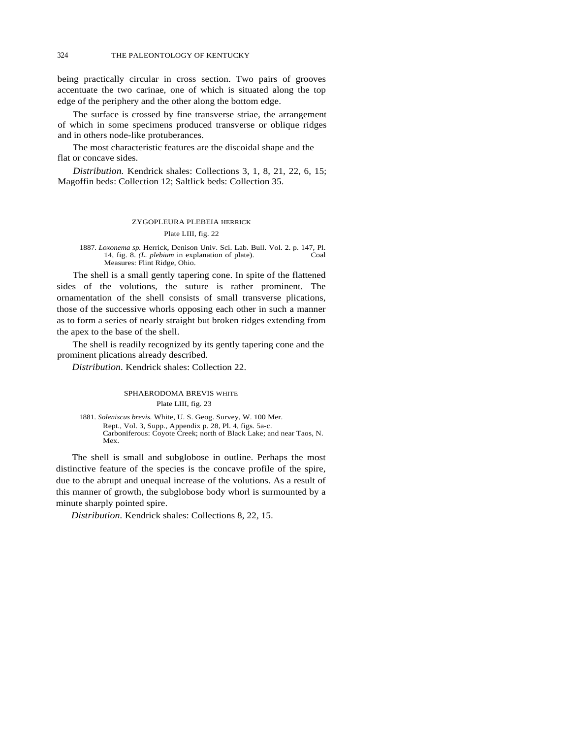being practically circular in cross section. Two pairs of grooves accentuate the two carinae, one of which is situated along the top edge of the periphery and the other along the bottom edge.

The surface is crossed by fine transverse striae, the arrangement of which in some specimens produced transverse or oblique ridges and in others node-like protuberances.

The most characteristic features are the discoidal shape and the flat or concave sides.

*Distribution.* Kendrick shales: Collections 3, 1, 8, 21, 22, 6, 15; Magoffin beds: Collection 12; Saltlick beds: Collection 35.

### ZYGOPLEURA PLEBEIA HERRICK

Plate LIII, fig. 22

1887. *Loxonema sp.* Herrick, Denison Univ. Sci. Lab. Bull. Vol. 2. p. 147, Pl. 14, fig. 8. *(L. plebium* in explanation of plate). Coal Measures: Flint Ridge, Ohio.

The shell is a small gently tapering cone. In spite of the flattened sides of the volutions, the suture is rather prominent. The ornamentation of the shell consists of small transverse plications, those of the successive whorls opposing each other in such a manner as to form a series of nearly straight but broken ridges extending from the apex to the base of the shell.

The shell is readily recognized by its gently tapering cone and the prominent plications already described.

*Distribution.* Kendrick shales: Collection 22.

### SPHAERODOMA BREVIS WHITE

Plate LIII, fig. 23

1881. *Soleniscus brevis.* White, U. S. Geog. Survey, W. 100 Mer. Rept., Vol. 3, Supp., Appendix p. 28, Pl. 4, figs. 5a-c. Carboniferous: Coyote Creek; north of Black Lake; and near Taos, N. Mex.

The shell is small and subglobose in outline. Perhaps the most distinctive feature of the species is the concave profile of the spire, due to the abrupt and unequal increase of the volutions. As a result of this manner of growth, the subglobose body whorl is surmounted by a minute sharply pointed spire.

*Distribution.* Kendrick shales: Collections 8, 22, 15.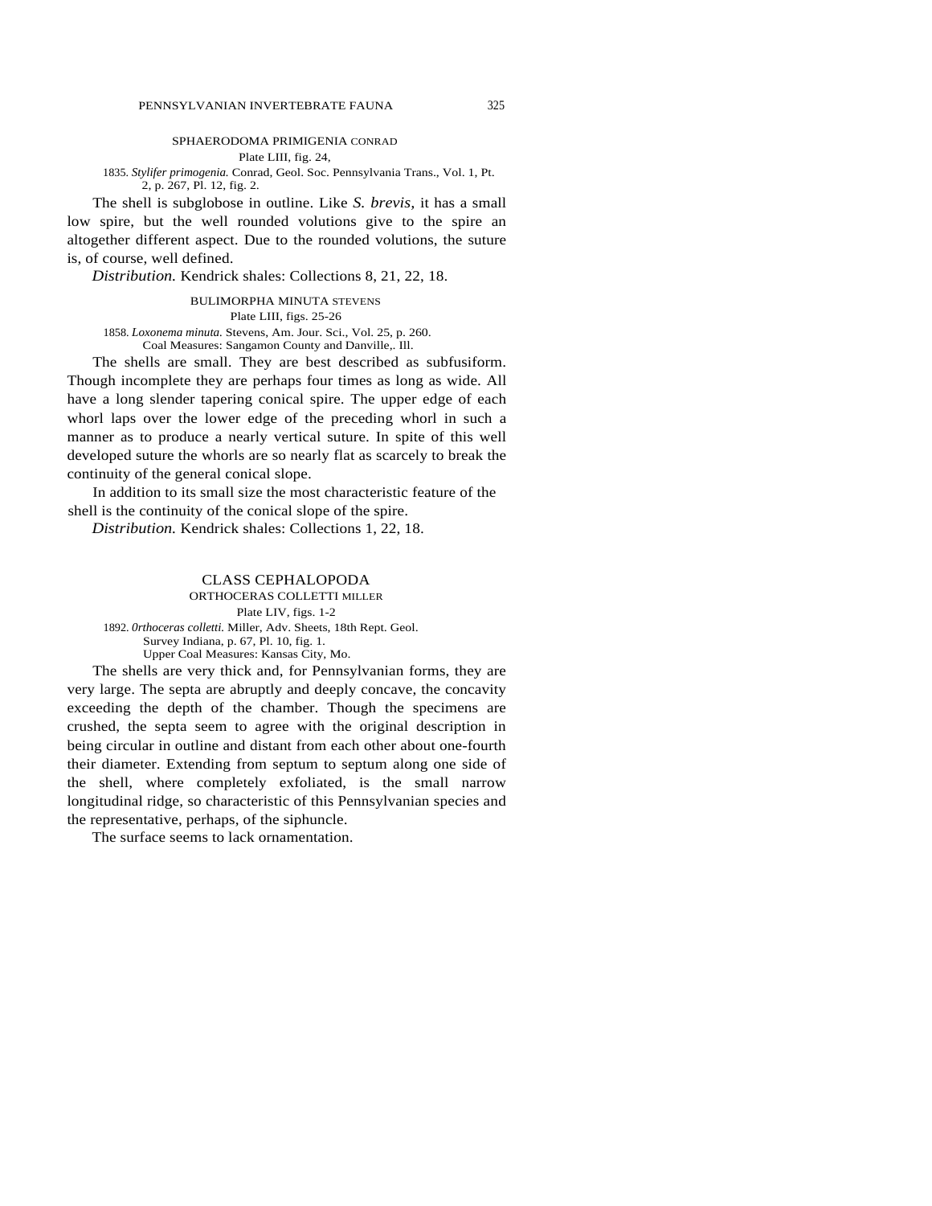### SPHAERODOMA PRIMIGENIA CONRAD

Plate LIII, fig. 24,

1835. *Stylifer primogenia.* Conrad, Geol. Soc. Pennsylvania Trans., Vol. 1, Pt. 2, p. 267, Pl. 12, fig. 2.

The shell is subglobose in outline. Like *S. brevis*, it has a small low spire, but the well rounded volutions give to the spire an altogether different aspect. Due to the rounded volutions, the suture is, of course, well defined.

*Distribution.* Kendrick shales: Collections 8, 21, 22, 18.

### BULIMORPHA MINUTA STEVENS

Plate LIII, figs. 25-26

1858. *Loxonema minuta.* Stevens, Am. Jour. Sci., Vol. 25, p. 260. Coal Measures: Sangamon County and Danville,. Ill.

The shells are small. They are best described as subfusiform. Though incomplete they are perhaps four times as long as wide. All have a long slender tapering conical spire. The upper edge of each whorl laps over the lower edge of the preceding whorl in such a manner as to produce a nearly vertical suture. In spite of this well developed suture the whorls are so nearly flat as scarcely to break the continuity of the general conical slope.

In addition to its small size the most characteristic feature of the shell is the continuity of the conical slope of the spire.

*Distribution.* Kendrick shales: Collections 1, 22, 18.

## CLASS CEPHALOPODA

### ORTHOCERAS COLLETTI MILLER

Plate LIV, figs. 1-2

1892. *0rthoceras colletti.* Miller, Adv. Sheets, 18th Rept. Geol. Survey Indiana, p. 67, Pl. 10, fig. 1. Upper Coal Measures: Kansas City, Mo.

The shells are very thick and, for Pennsylvanian forms, they are very large. The septa are abruptly and deeply concave, the concavity exceeding the depth of the chamber. Though the specimens are crushed, the septa seem to agree with the original description in being circular in outline and distant from each other about one-fourth their diameter. Extending from septum to septum along one side of the shell, where completely exfoliated, is the small narrow longitudinal ridge, so characteristic of this Pennsylvanian species and the representative, perhaps, of the siphuncle.

The surface seems to lack ornamentation.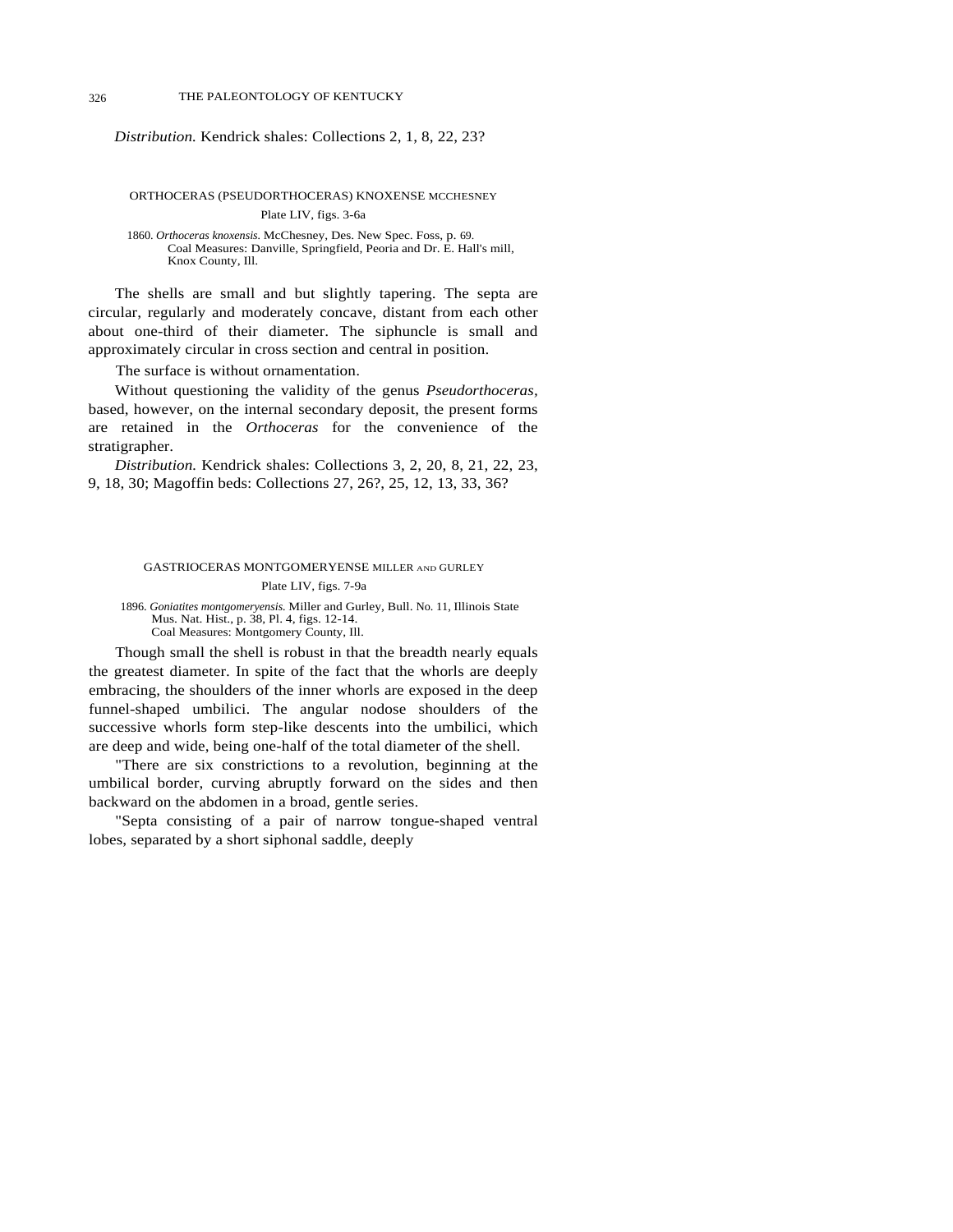*Distribution.* Kendrick shales: Collections 2, 1, 8, 22, 23?

### ORTHOCERAS (PSEUDORTHOCERAS) KNOXENSE McCHESNEY

Plate LIV, figs. 3-6a

1860. *Orthoceras knoxensis.* McChesney, Des. New Spec. Foss, p. 69.
Coal Measures: Danville, Springfield, Peoria and Dr. E. Hall's mill, Knox County, Ill.

The shells are small and but slightly tapering. The septa are circular, regularly and moderately concave, distant from each other about one-third of their diameter. The siphuncle is small and approximately circular in cross section and central in position.

The surface is without ornamentation.

Without questioning the validity of the genus *Pseudorthoceras,* based, however, on the internal secondary deposit, the present forms are retained in the *Orthoceras* for the convenience of the stratigrapher.

*Distribution.* Kendrick shales: Collections 3, 2, 20, 8, 21, 22, 23, 9, 18, 30; Magoffin beds: Collections 27, 26?, 25, 12, 13, 33, 36?

### GASTRIOCERAS MONTGOMERYENSE MILLER AND GURLEY

Plate LIV, figs. 7-9a

1896. *Goniatites montgomeryensis.* Miller and Gurley, Bull. No. 11, Illinois State Mus. Nat. Hist., p. 38, Pl. 4, figs. 12-14.
Coal Measures: Montgomery County, Ill.

Though small the shell is robust in that the breadth nearly equals the greatest diameter. In spite of the fact that the whorls are deeply embracing, the shoulders of the inner whorls are exposed in the deep funnel-shaped umbilici. The angular nodose shoulders of the successive whorls form step-like descents into the umbilici, which are deep and wide, being one-half of the total diameter of the shell.

"There are six constrictions to a revolution, beginning at the umbilical border, curving abruptly forward on the sides and then backward on the abdomen in a broad, gentle series.

"Septa consisting of a pair of narrow tongue-shaped ventral lobes, separated by a short siphonal saddle, deeply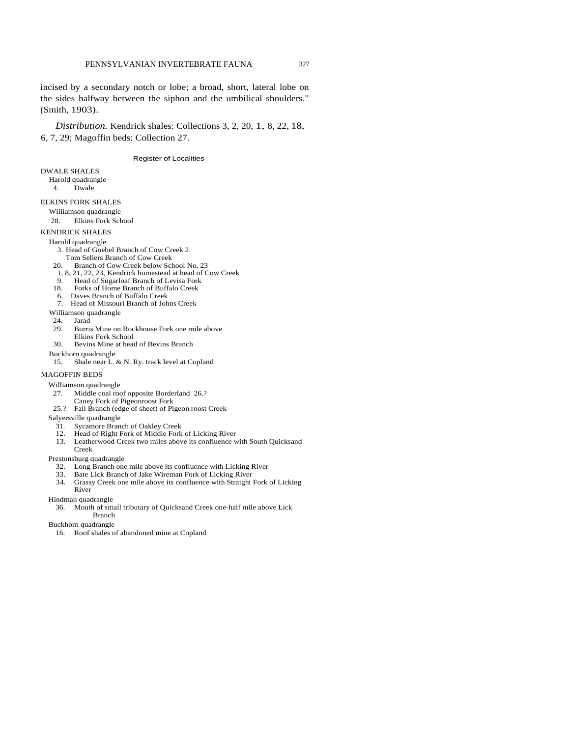incised by a secondary notch or lobe; a broad, short, lateral lobe on the sides halfway between the siphon and the umbilical shoulders." (Smith, 1903).

*Distribution.* Kendrick shales: Collections 3, 2, 20, 1, 8, 22, 18, 6, 7, 29; Magoffin beds: Collection 27.

## Register of Localities

DWALE SHALES

Harold quadrangle

4. Dwale

ELKINS FORK SHALES

Williamson quadrangle

28. Elkins Fork School

KENDRICK SHALES

Harold quadrangle

3. Head of Goebel Branch of Cow Creek 2.
   Tom Sellers Branch of Cow Creek
20. Branch of Cow Creek below School No. 23
1, 8, 21, 22, 23, Kendrick homestead at head of Cow Creek
9. Head of Sugarloaf Branch of Levisa Fork
18. Forks of Home Branch of Buffalo Creek
6. Daves Branch of Buffalo Creek
7. Head of Missouri Branch of Johns Creek

Williamson quadrangle

24. Jarad
29. Burris Mine on Rockhouse Fork one mile above Elkins Fork School
30. Bevins Mine at head of Bevins Branch

Buckhorn quadrangle

15. Shale near L. & N. Ry. track level at Copland

MAGOFFIN BEDS

Williamson quadrangle

27. Middle coal roof opposite Borderland 26.?
    Caney Fork of Pigeonroost Fork
25.? Fall Branch (edge of sheet) of Pigeon roost Creek

Salyersville quadrangle

31. Sycamore Branch of Oakley Creek
12. Head of Right Fork of Middle Fork of Licking River
13. Leatherwood Creek two miles above its confluence with South Quicksand Creek

Prestonsburg quadrangle

32. Long Branch one mile above its confluence with Licking River
33. Bate Lick Branch of Jake Wireman Fork of Licking River
34. Grassy Creek one mile above its confluence with Straight Fork of Licking River

Hindman quadrangle

36. Mouth of small tributary of Quicksand Creek one-half mile above Lick Branch

Buckhorn quadrangle

16. Roof shales of abandoned mine at Copland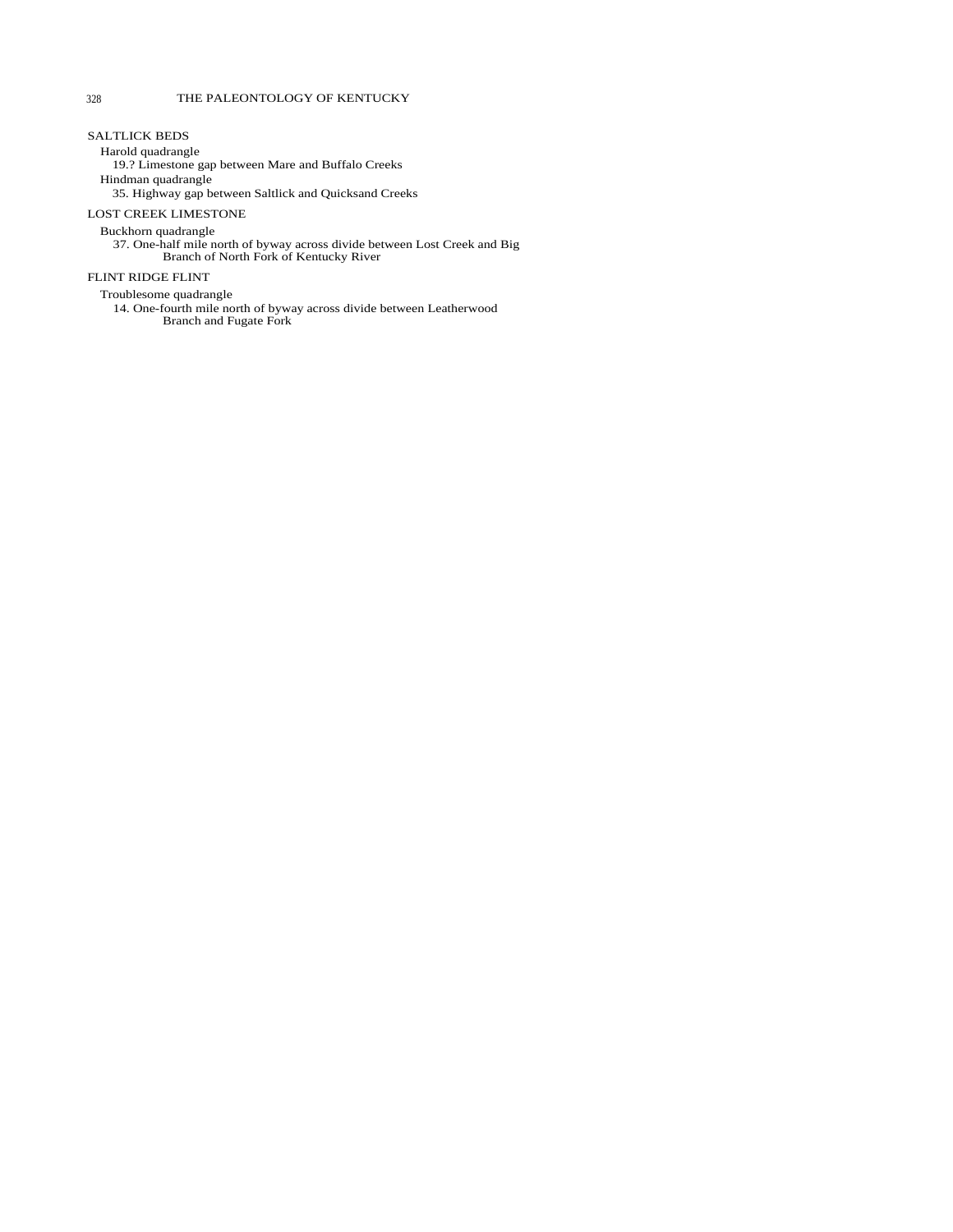SALTLICK BEDS

Harold quadrangle

19.? Limestone gap between Mare and Buffalo Creeks

Hindman quadrangle

35. Highway gap between Saltlick and Quicksand Creeks

LOST CREEK LIMESTONE

Buckhorn quadrangle

37. One-half mile north of byway across divide between Lost Creek and Big Branch of North Fork of Kentucky River

FLINT RIDGE FLINT

Troublesome quadrangle

14. One-fourth mile north of byway across divide between Leatherwood Branch and Fugate Fork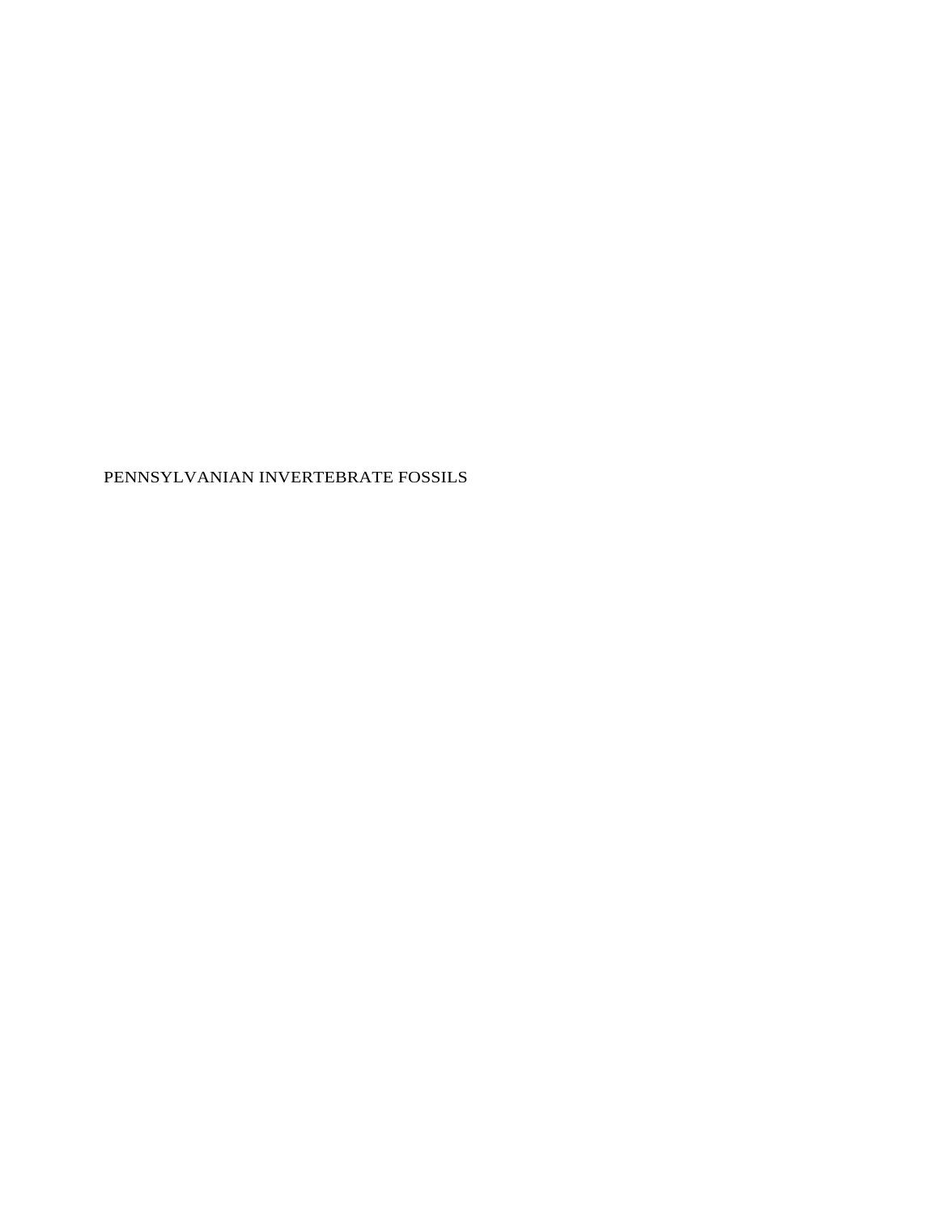PENNSYLVANIAN INVERTEBRATE FOSSILS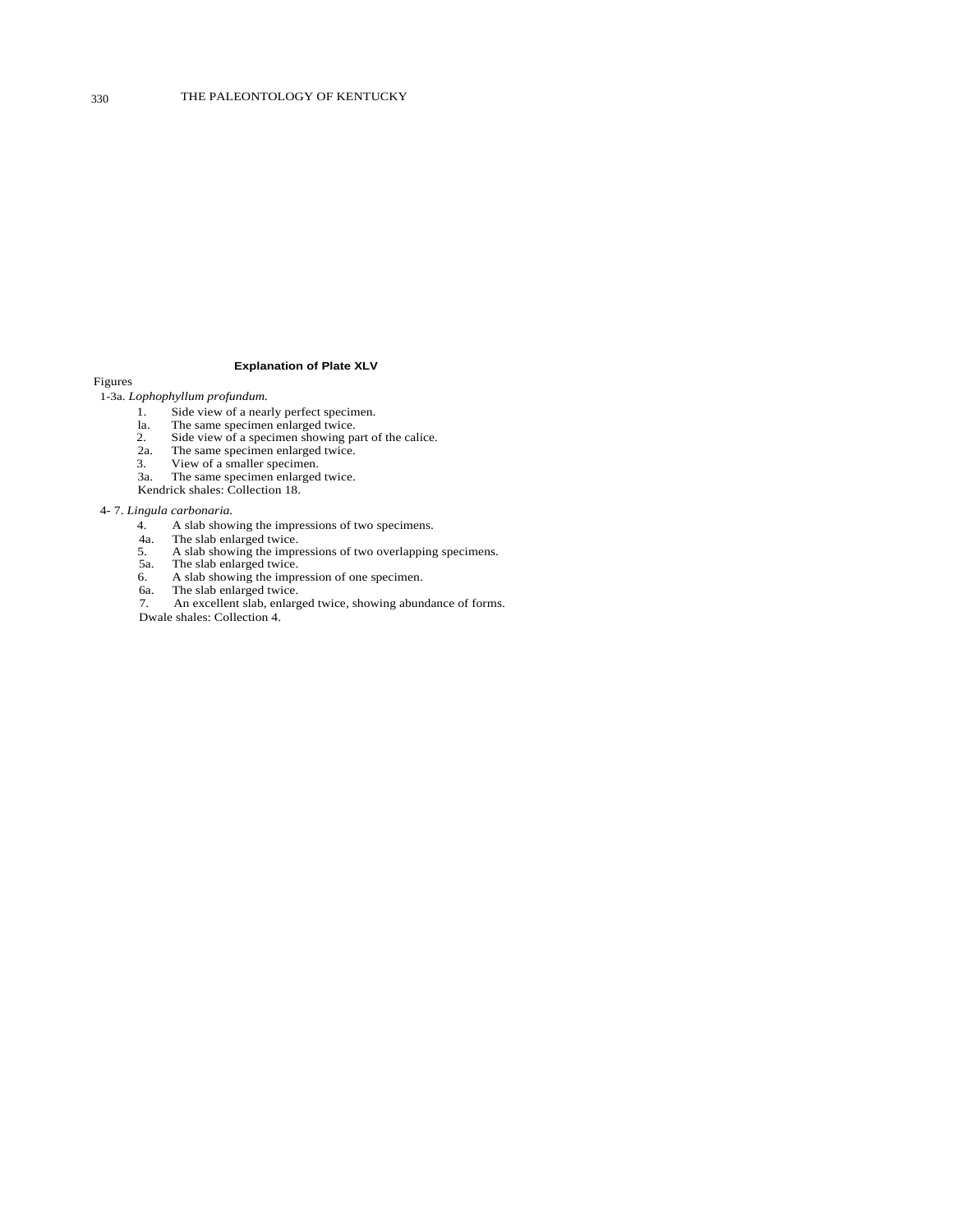## Explanation of Plate XLV

Figures

1-3a. *Lophophyllum profundum.*

1. Side view of a nearly perfect specimen.

1a. The same specimen enlarged twice.

2. Side view of a specimen showing part of the calice.

2a. The same specimen enlarged twice.

3. View of a smaller specimen.

3a. The same specimen enlarged twice.

Kendrick shales: Collection 18.

4- 7. *Lingula carbonaria.*

4. A slab showing the impressions of two specimens.

4a. The slab enlarged twice.

5. A slab showing the impressions of two overlapping specimens.

5a. The slab enlarged twice.

6. A slab showing the impression of one specimen.

6a. The slab enlarged twice.

7. An excellent slab, enlarged twice, showing abundance of forms.

Dwale shales: Collection 4.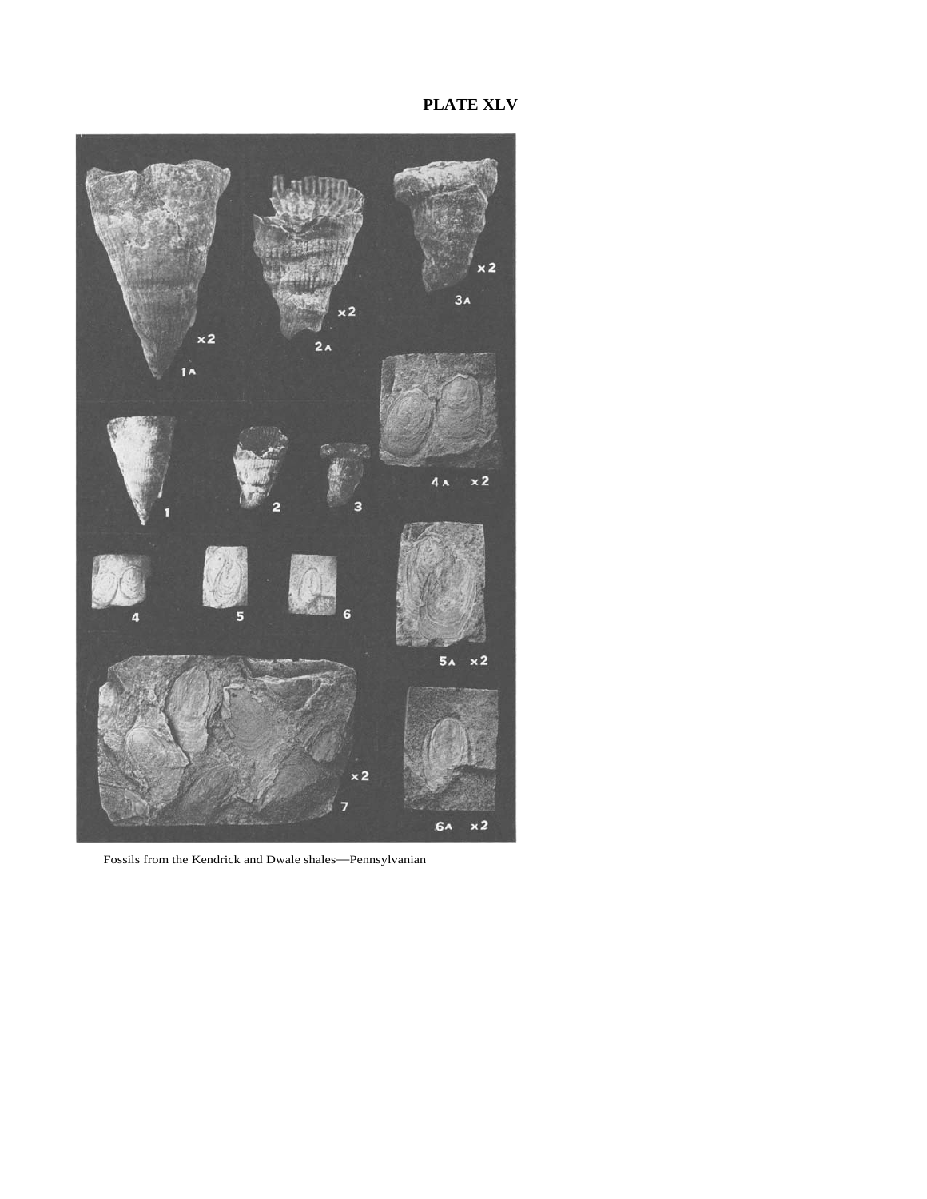# PLATE XLV

Fossils from the Kendrick and Dwale shales—Pennsylvanian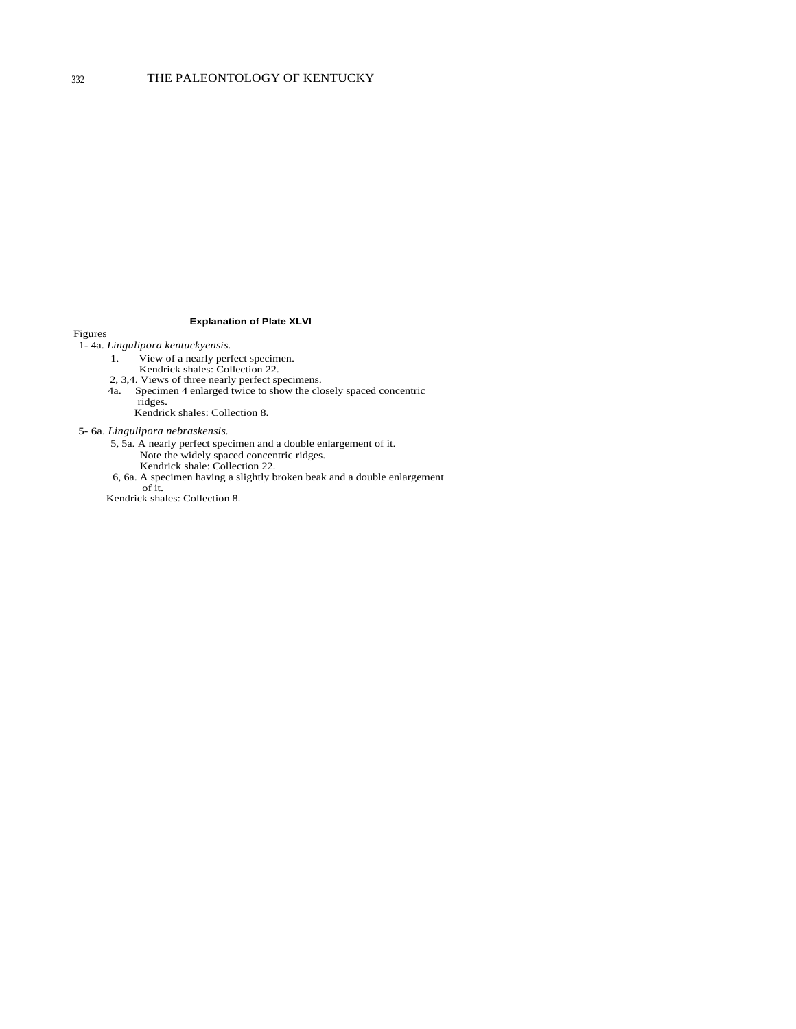## Explanation of Plate XLVI

Figures

1- 4a. *Lingulipora kentuckyensis.*

- 1. View of a nearly perfect specimen.
  Kendrick shales: Collection 22.
- 2, 3,4. Views of three nearly perfect specimens.
- 4a. Specimen 4 enlarged twice to show the closely spaced concentric ridges.
  Kendrick shales: Collection 8.

5- 6a. *Lingulipora nebraskensis.*

- 5, 5a. A nearly perfect specimen and a double enlargement of it.
  Note the widely spaced concentric ridges.
  Kendrick shale: Collection 22.
- 6, 6a. A specimen having a slightly broken beak and a double enlargement of it.
  Kendrick shales: Collection 8.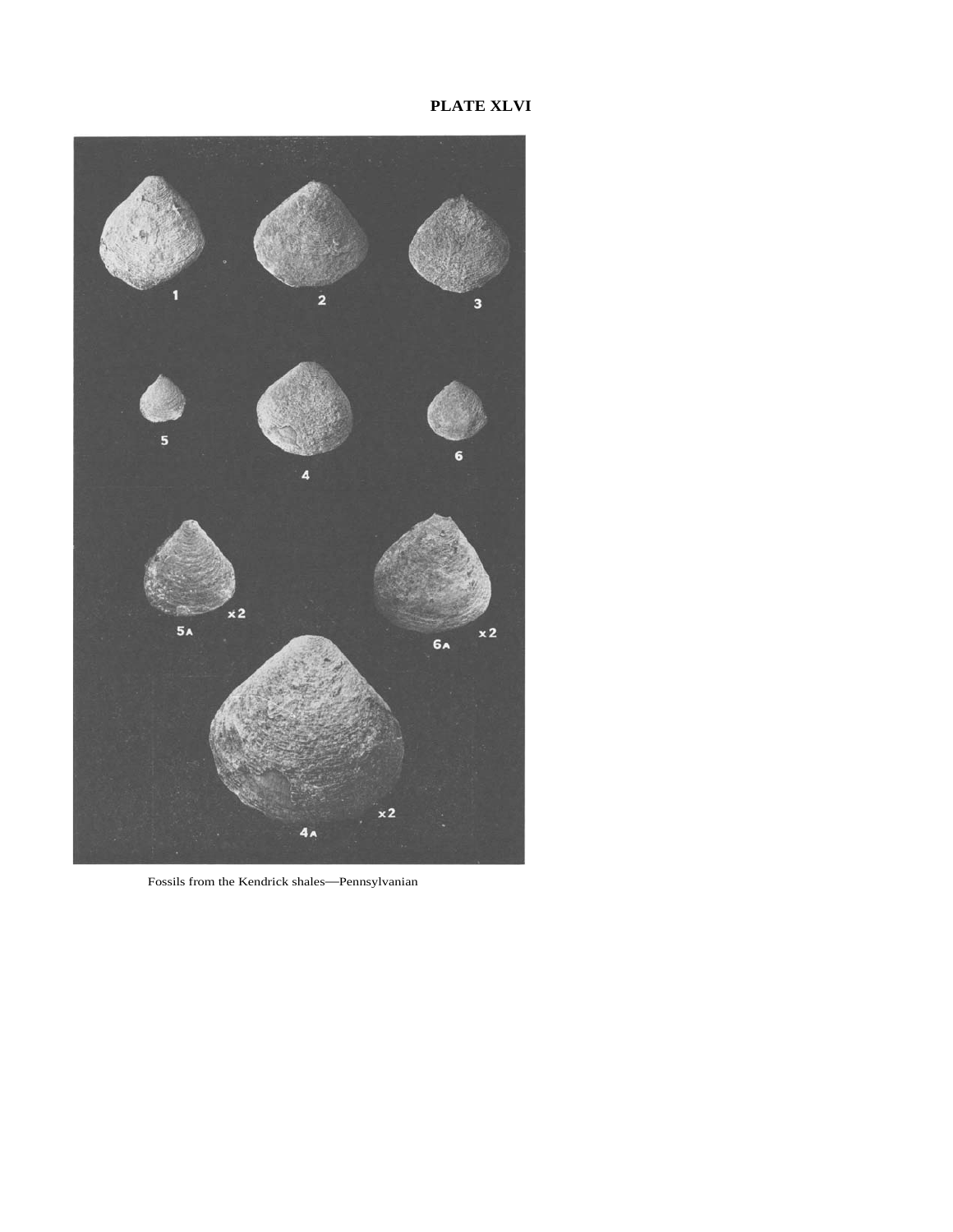**PLATE XLVI**

Fossils from the Kendrick shales—Pennsylvanian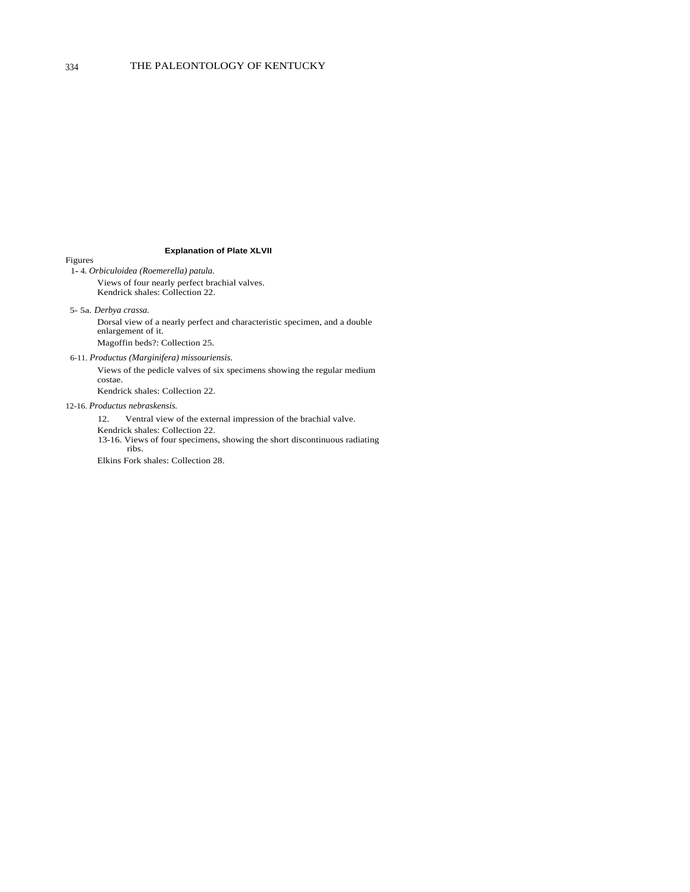### Explanation of Plate XLVII

Figures

1- 4. *Orbiculoidea (Roemerella) patula.*

Views of four nearly perfect brachial valves.
Kendrick shales: Collection 22.

5- 5a. *Derbya crassa.*

Dorsal view of a nearly perfect and characteristic specimen, and a double enlargement of it.

Magoffin beds?: Collection 25.

6-11. *Productus (Marginifera) missouriensis.*

Views of the pedicle valves of six specimens showing the regular medium costae.

Kendrick shales: Collection 22.

12-16. *Productus nebraskensis.*

12. Ventral view of the external impression of the brachial valve.

Kendrick shales: Collection 22.

13-16. Views of four specimens, showing the short discontinuous radiating ribs.

Elkins Fork shales: Collection 28.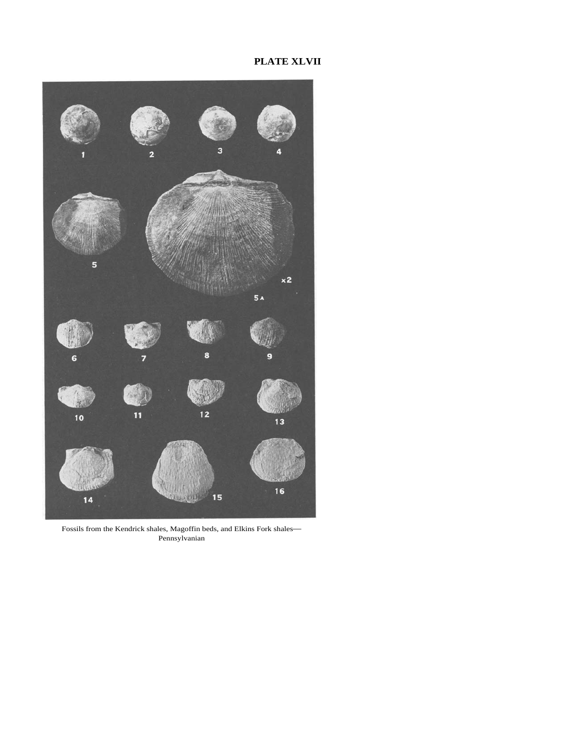# PLATE XLVII

Fossils from the Kendrick shales, Magoffin beds, and Elkins Fork shales—Pennsylvanian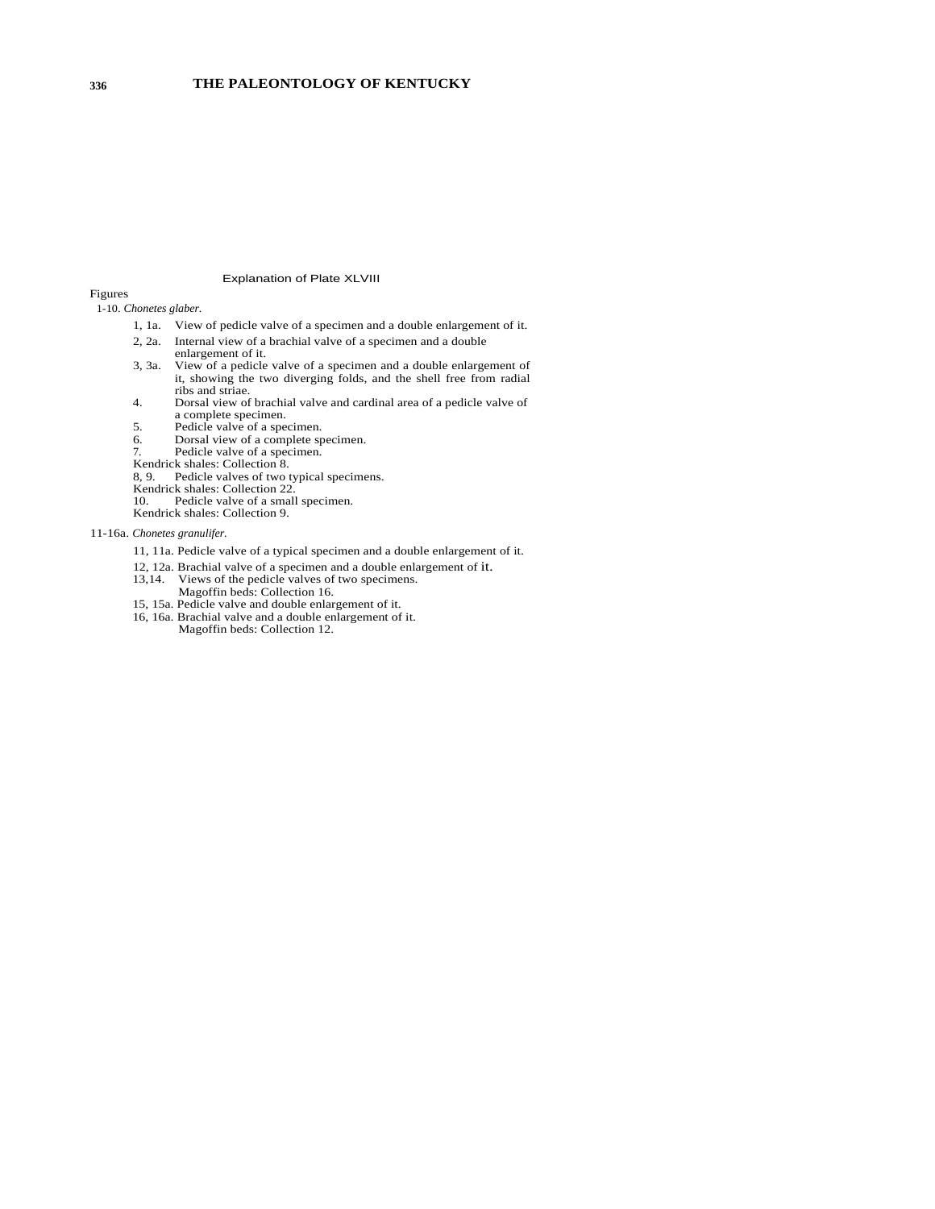## Explanation of Plate XLVIII

Figures

1-10. *Chonetes glaber.*

- 1, 1a. View of pedicle valve of a specimen and a double enlargement of it.
- 2, 2a. Internal view of a brachial valve of a specimen and a double enlargement of it.
- 3, 3a. View of a pedicle valve of a specimen and a double enlargement of it, showing the two diverging folds, and the shell free from radial ribs and striae.
- 4. Dorsal view of brachial valve and cardinal area of a pedicle valve of a complete specimen.
- 5. Pedicle valve of a specimen.
- 6. Dorsal view of a complete specimen.
- 7. Pedicle valve of a specimen.

Kendrick shales: Collection 8.

- 8, 9. Pedicle valves of two typical specimens.

Kendrick shales: Collection 22.

- 10. Pedicle valve of a small specimen.

Kendrick shales: Collection 9.

11-16a. *Chonetes granulifer.*

- 11, 11a. Pedicle valve of a typical specimen and a double enlargement of it.
- 12, 12a. Brachial valve of a specimen and a double enlargement of it.
- 13,14. Views of the pedicle valves of two specimens.

  Magoffin beds: Collection 16.
- 15, 15a. Pedicle valve and double enlargement of it.
- 16, 16a. Brachial valve and a double enlargement of it.

  Magoffin beds: Collection 12.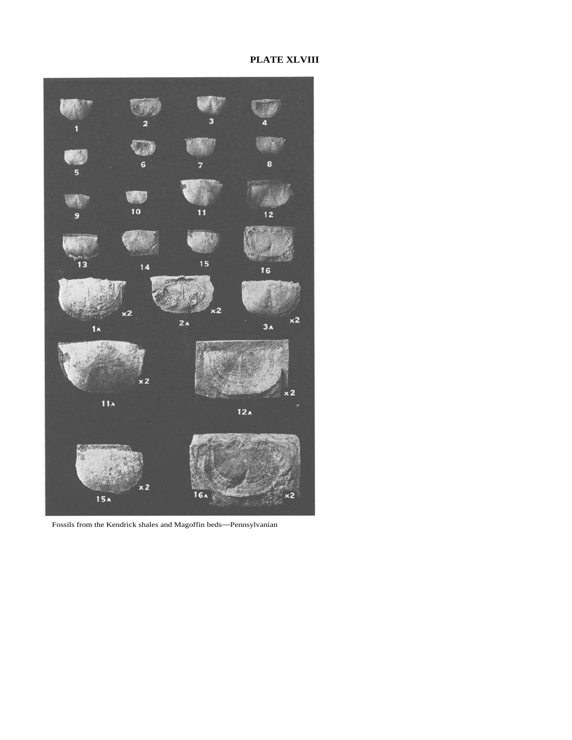# PLATE XLVIII

Fossils from the Kendrick shales and Magoffin beds—Pennsylvanian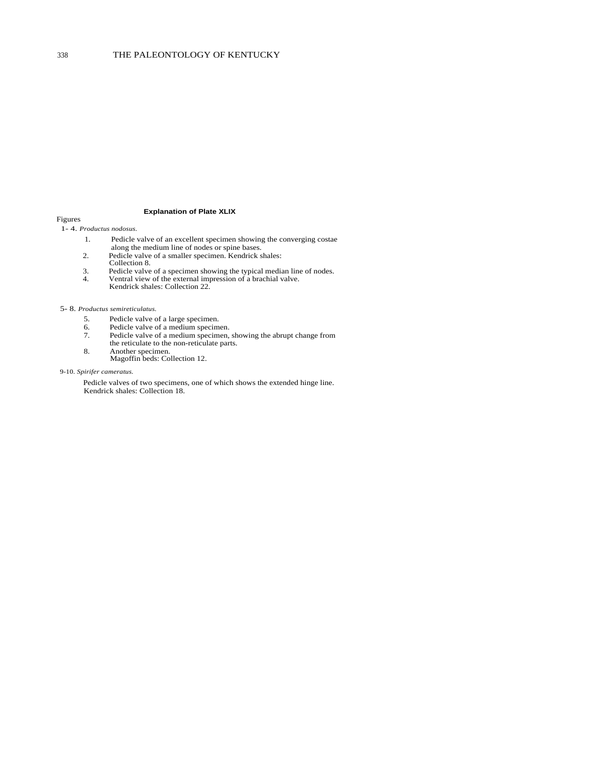### Explanation of Plate XLIX

Figures

1- 4. *Productus nodosus.*

1. Pedicle valve of an excellent specimen showing the converging costae along the medium line of nodes or spine bases.
2. Pedicle valve of a smaller specimen. Kendrick shales: Collection 8.
3. Pedicle valve of a specimen showing the typical median line of nodes.
4. Ventral view of the external impression of a brachial valve. Kendrick shales: Collection 22.

5- 8. *Productus semireticulatus.*

5. Pedicle valve of a large specimen.
6. Pedicle valve of a medium specimen.
7. Pedicle valve of a medium specimen, showing the abrupt change from the reticulate to the non-reticulate parts.
8. Another specimen. Magoffin beds: Collection 12.

9-10. *Spirifer cameratus.*

Pedicle valves of two specimens, one of which shows the extended hinge line. Kendrick shales: Collection 18.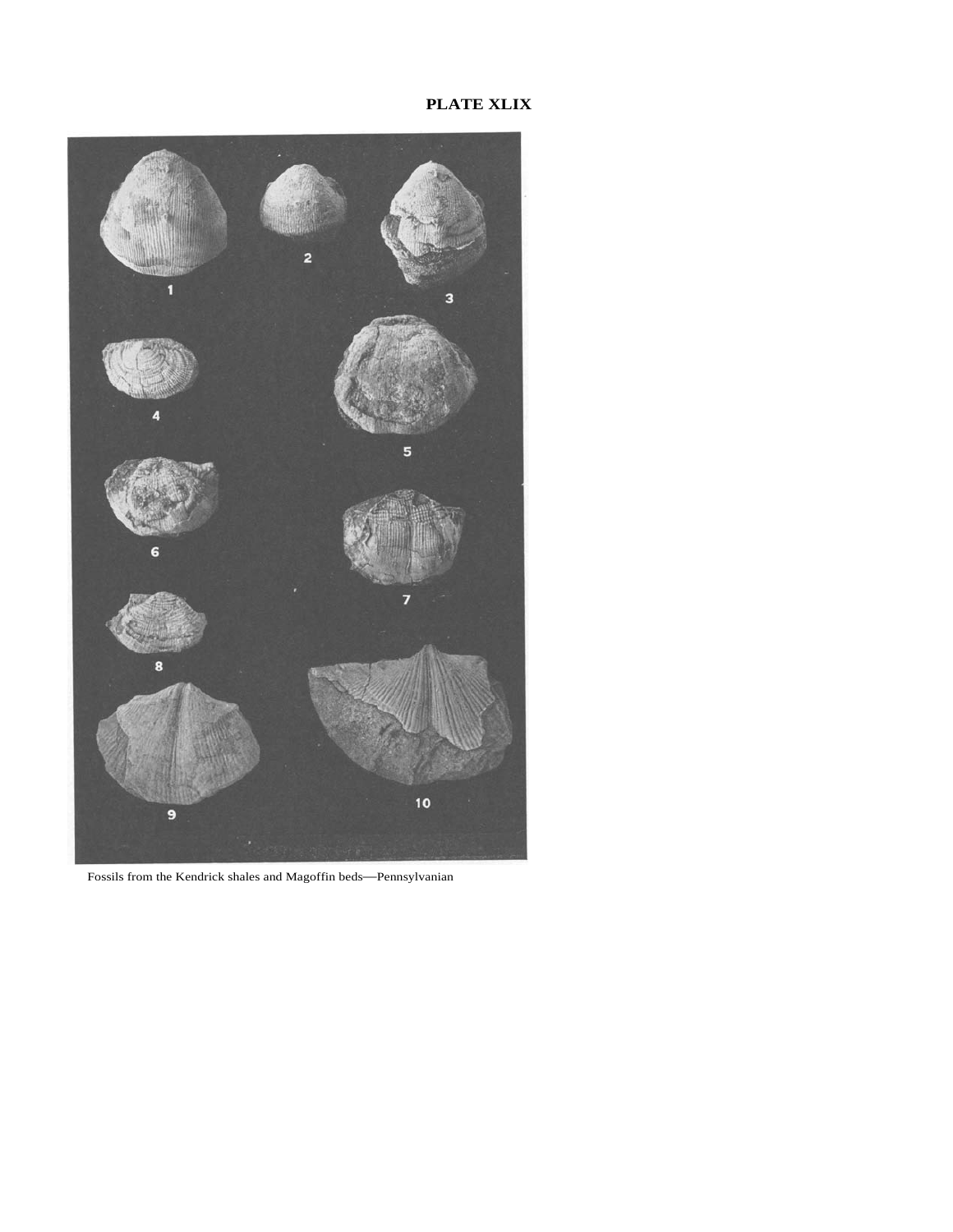# PLATE XLIX

Fossils from the Kendrick shales and Magoffin beds—Pennsylvanian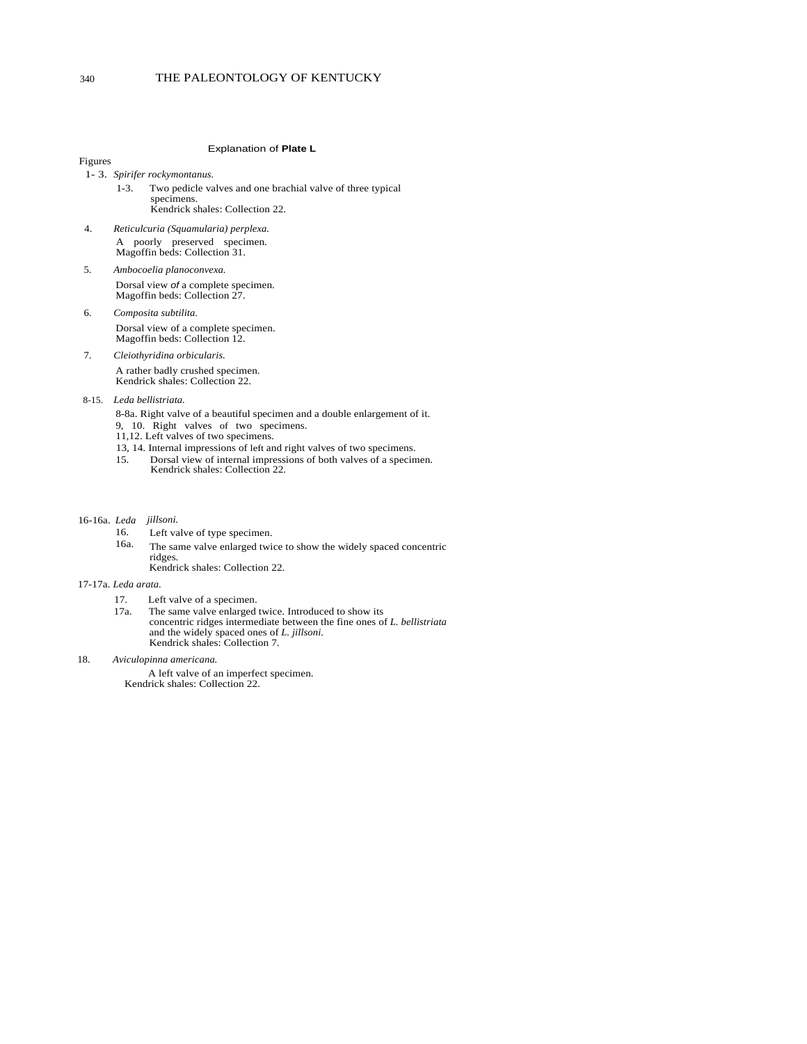## Explanation of **Plate L**

Figures

1- 3. *Spirifer rockymontanus.*

1-3. Two pedicle valves and one brachial valve of three typical specimens.
Kendrick shales: Collection 22.

4. *Reticulcuria (Squamularia) perplexa.*

A poorly preserved specimen.
Magoffin beds: Collection 31.

5. *Ambocoelia planoconvexa.*

Dorsal view of a complete specimen.
Magoffin beds: Collection 27.

6. *Composita subtilita.*

Dorsal view of a complete specimen.
Magoffin beds: Collection 12.

7. *Cleiothyridina orbicularis.*

A rather badly crushed specimen.
Kendrick shales: Collection 22.

8-15. *Leda bellistriata.*

8-8a. Right valve of a beautiful specimen and a double enlargement of it.
9, 10. Right valves of two specimens.
11,12. Left valves of two specimens.
13, 14. Internal impressions of left and right valves of two specimens.
15. Dorsal view of internal impressions of both valves of a specimen.
Kendrick shales: Collection 22.

16-16a. *Leda jillsoni.*

16. Left valve of type specimen.
16a. The same valve enlarged twice to show the widely spaced concentric ridges.
Kendrick shales: Collection 22.

17-17a. *Leda arata.*

17. Left valve of a specimen.
17a. The same valve enlarged twice. Introduced to show its concentric ridges intermediate between the fine ones of *L. bellistriata* and the widely spaced ones of *L. jillsoni.*
Kendrick shales: Collection 7.

18. *Aviculopinna americana.*

A left valve of an imperfect specimen.
Kendrick shales: Collection 22.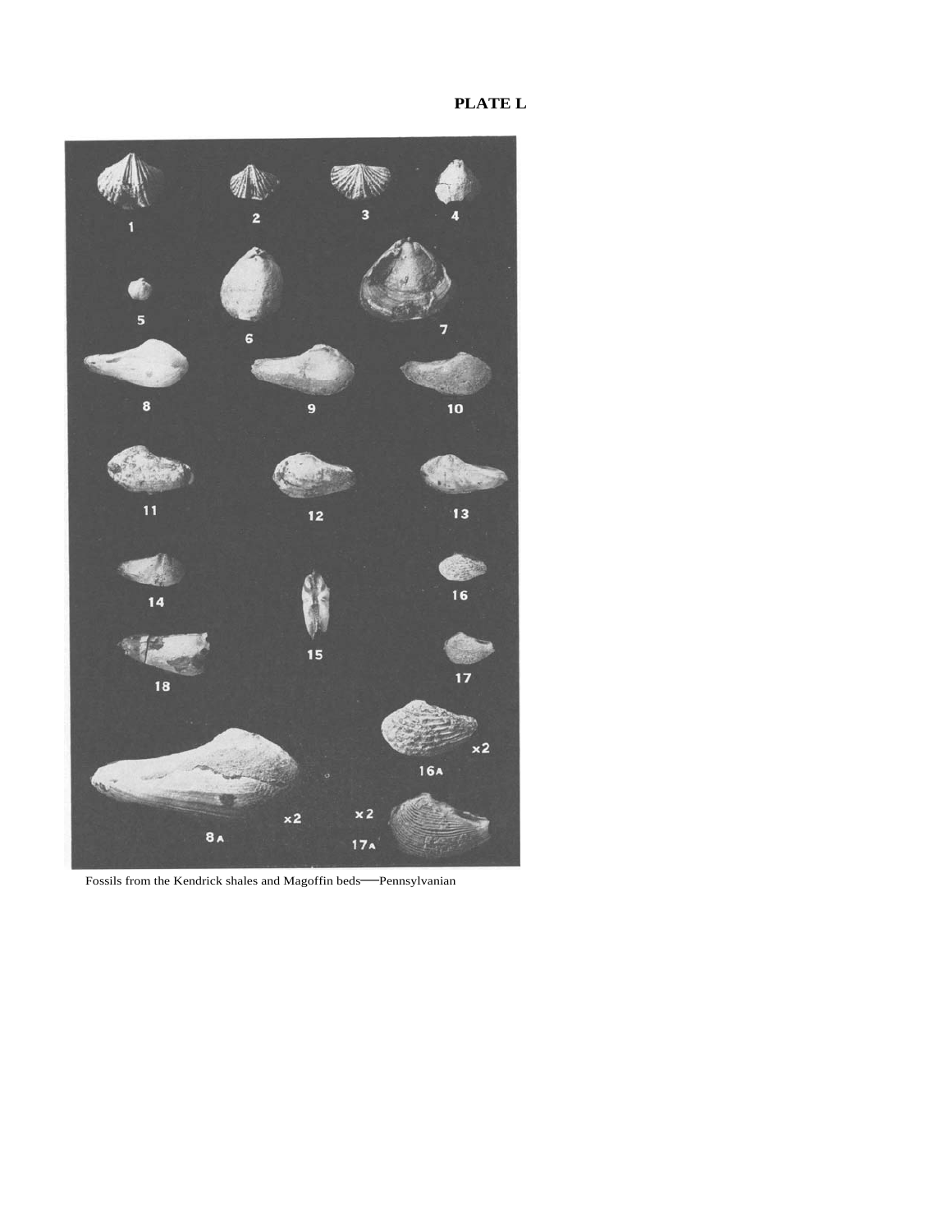# PLATE L

Fossils from the Kendrick shales and Magoffin beds—Pennsylvanian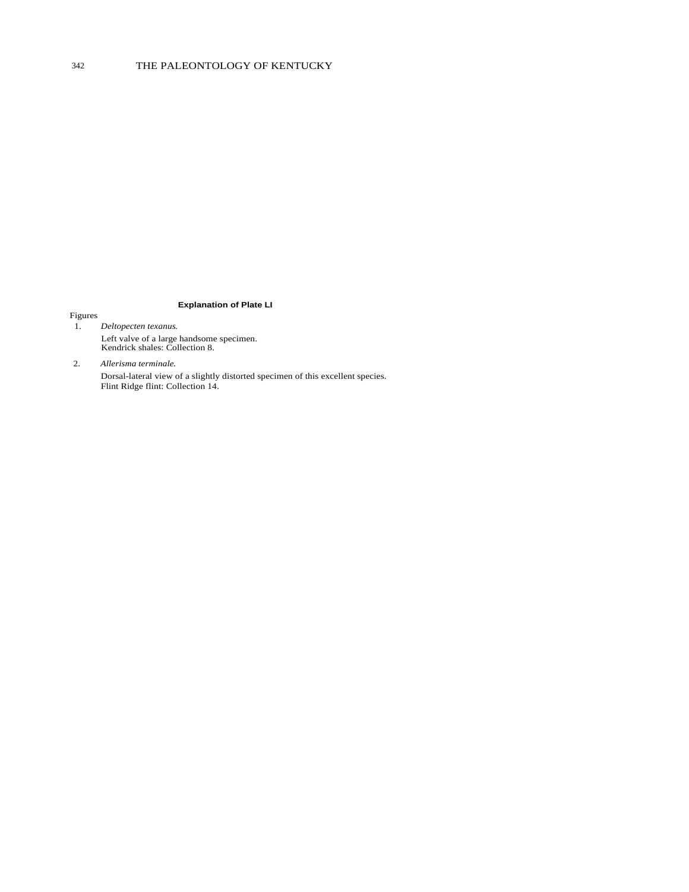**Explanation of Plate LI**

Figures

1. *Deltopecten texanus.*

   Left valve of a large handsome specimen.
   Kendrick shales: Collection 8.

2. *Allerisma terminale.*

   Dorsal-lateral view of a slightly distorted specimen of this excellent species.
   Flint Ridge flint: Collection 14.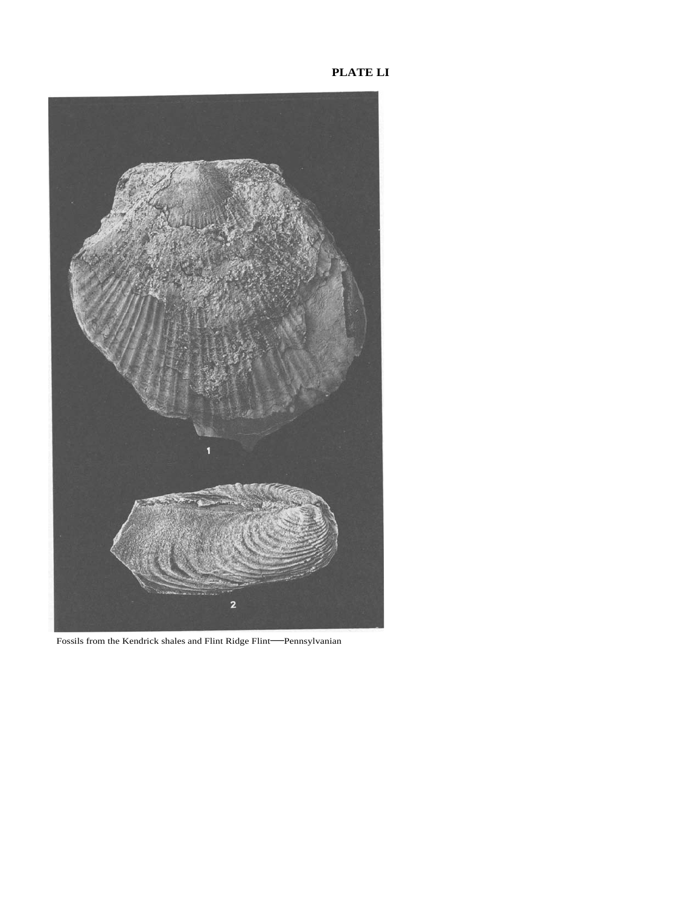**PLATE LI**

1

2

Fossils from the Kendrick shales and Flint Ridge Flint—Pennsylvanian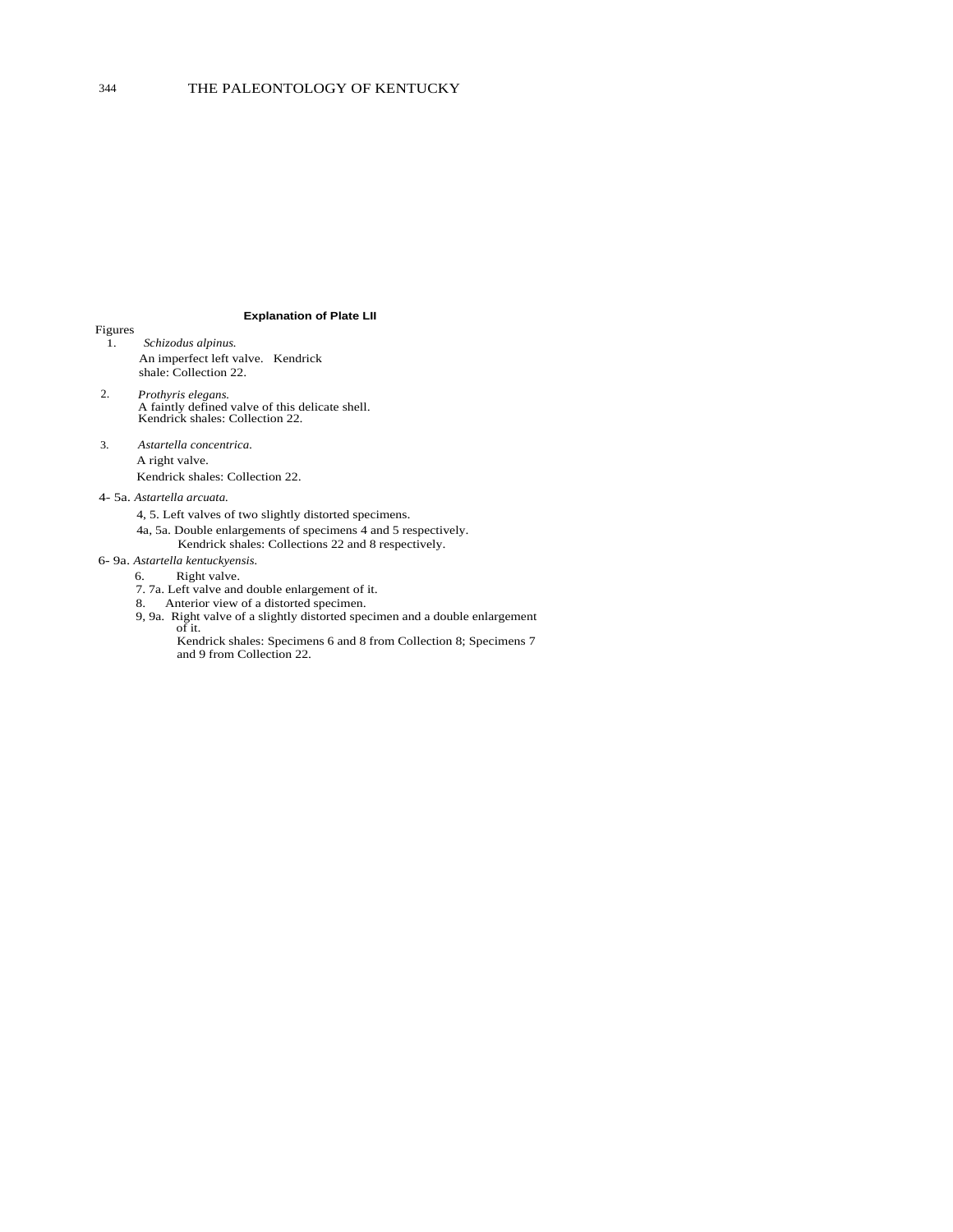## Explanation of Plate LII

Figures

1. *Schizodus alpinus.*
   An imperfect left valve. Kendrick shale: Collection 22.

2. *Prothyris elegans.*
   A faintly defined valve of this delicate shell. Kendrick shales: Collection 22.

3. *Astartella concentrica.*
   A right valve.
   Kendrick shales: Collection 22.

4- 5a. *Astartella arcuata.*

   4, 5. Left valves of two slightly distorted specimens.
   4a, 5a. Double enlargements of specimens 4 and 5 respectively.
   Kendrick shales: Collections 22 and 8 respectively.

6- 9a. *Astartella kentuckyensis.*

   6. Right valve.
   7. 7a. Left valve and double enlargement of it.
   8. Anterior view of a distorted specimen.
   9, 9a. Right valve of a slightly distorted specimen and a double enlargement of it.
   Kendrick shales: Specimens 6 and 8 from Collection 8; Specimens 7 and 9 from Collection 22.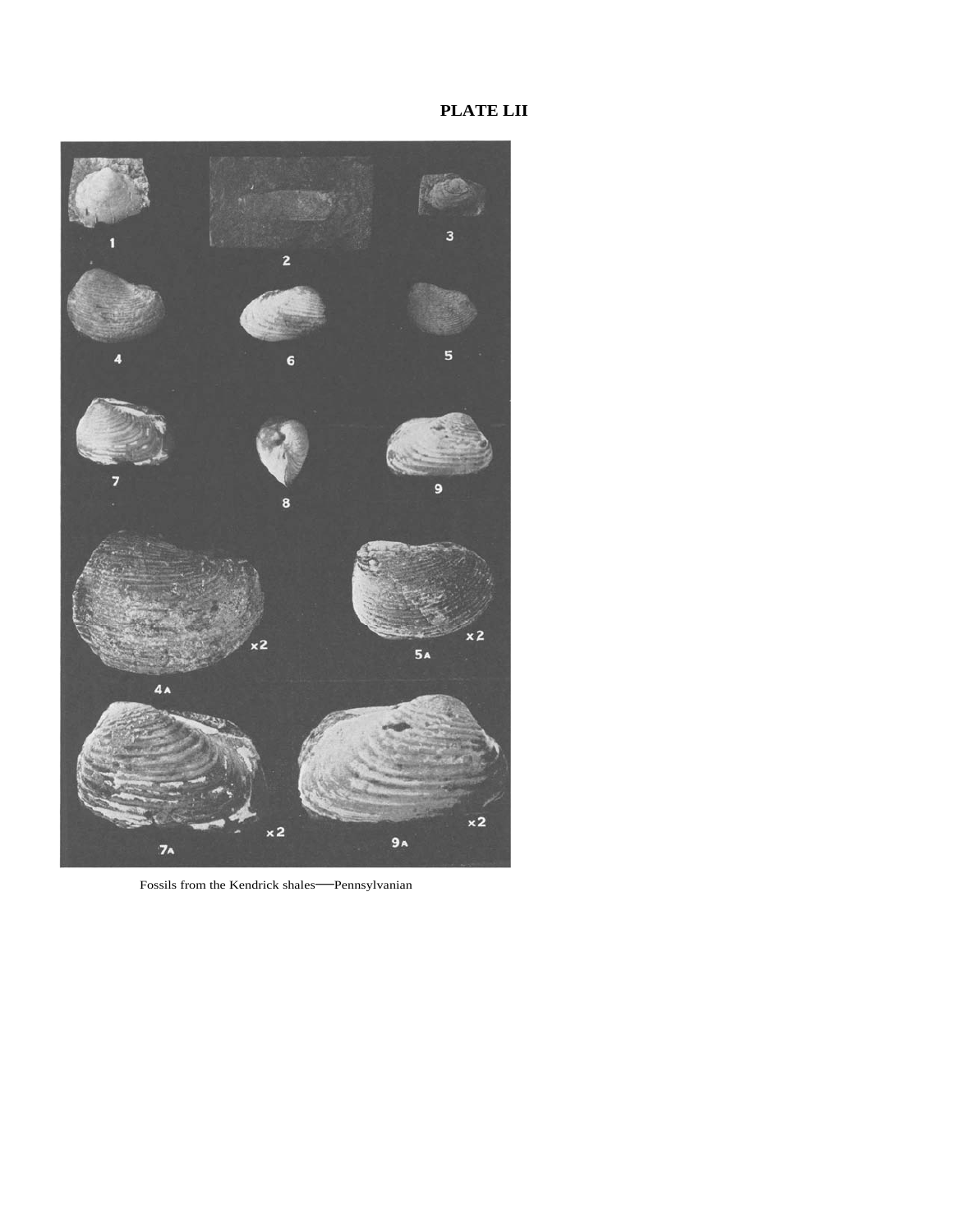# PLATE LII

Fossils from the Kendrick shales—Pennsylvanian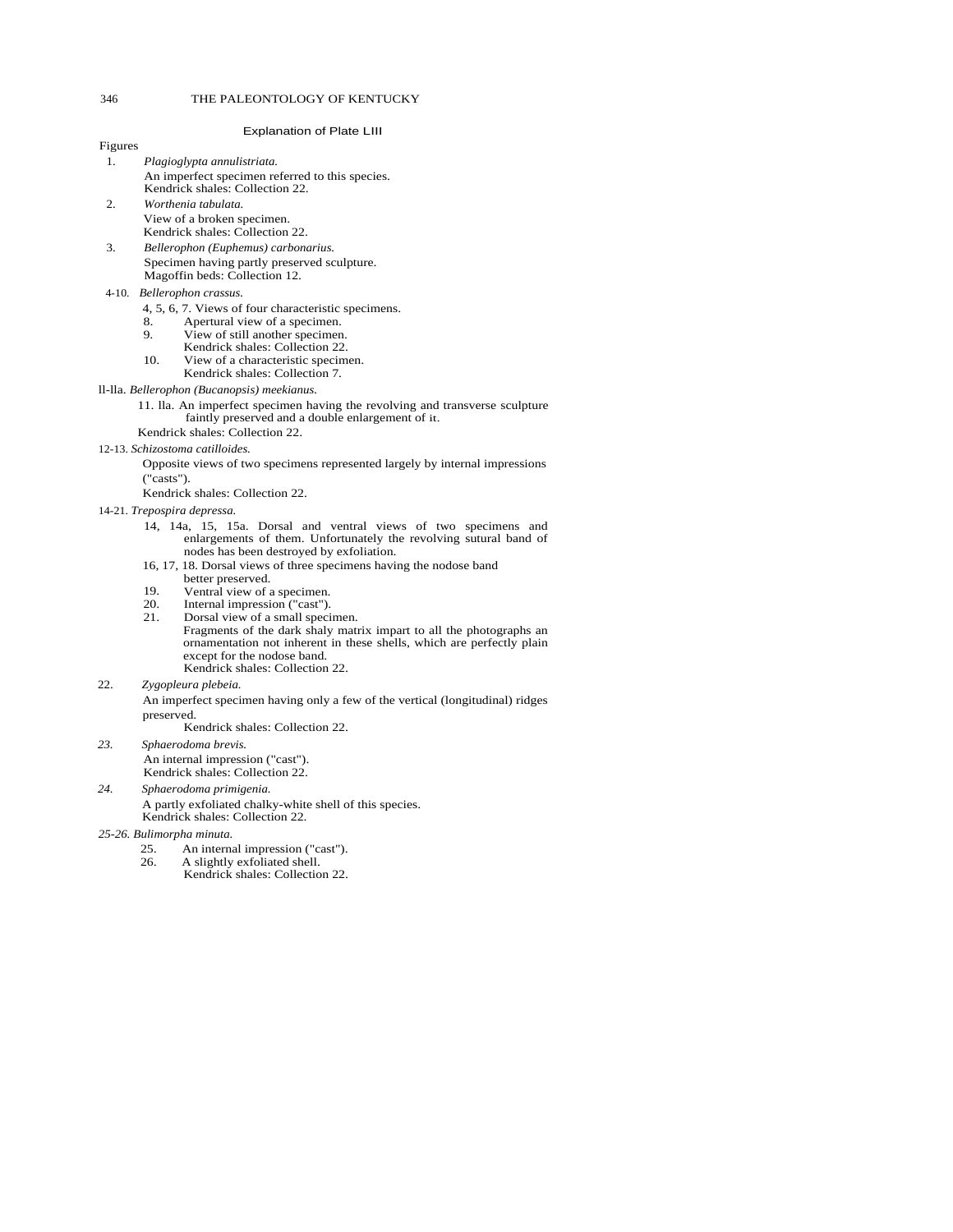## Explanation of Plate LIII

Figures

1. *Plagioglypta annulistriata.*
   An imperfect specimen referred to this species.
   Kendrick shales: Collection 22.
2. *Worthenia tabulata.*
   View of a broken specimen.
   Kendrick shales: Collection 22.
3. *Bellerophon (Euphemus) carbonarius.*
   Specimen having partly preserved sculpture.
   Magoffin beds: Collection 12.

4-10. *Bellerophon crassus.*
- 4, 5, 6, 7. Views of four characteristic specimens.
- 8. Apertural view of a specimen.
- 9. View of still another specimen.
  Kendrick shales: Collection 22.
- 10. View of a characteristic specimen.
  Kendrick shales: Collection 7.

ll-lla. *Bellerophon (Bucanopsis) meekianus.*
- 11. lla. An imperfect specimen having the revolving and transverse sculpture faintly preserved and a double enlargement of it.

Kendrick shales: Collection 22.

12-13. *Schizostoma catilloides.*
Opposite views of two specimens represented largely by internal impressions ("casts").
Kendrick shales: Collection 22.

14-21. *Trepospira depressa.*
- 14, 14a, 15, 15a. Dorsal and ventral views of two specimens and enlargements of them. Unfortunately the revolving sutural band of nodes has been destroyed by exfoliation.
- 16, 17, 18. Dorsal views of three specimens having the nodose band better preserved.
- 19. Ventral view of a specimen.
- 20. Internal impression ("cast").
- 21. Dorsal view of a small specimen.
  Fragments of the dark shaly matrix impart to all the photographs an ornamentation not inherent in these shells, which are perfectly plain except for the nodose band.
  Kendrick shales: Collection 22.

22. *Zygopleura plebeia.*
   An imperfect specimen having only a few of the vertical (longitudinal) ridges preserved.
   Kendrick shales: Collection 22.

*23.* *Sphaerodoma brevis.*
An internal impression ("cast").
Kendrick shales: Collection 22.

*24.* *Sphaerodoma primigenia.*
A partly exfoliated chalky-white shell of this species.
Kendrick shales: Collection 22.

*25-26. Bulimorpha minuta.*
- 25. An internal impression ("cast").
- 26. A slightly exfoliated shell.
  Kendrick shales: Collection 22.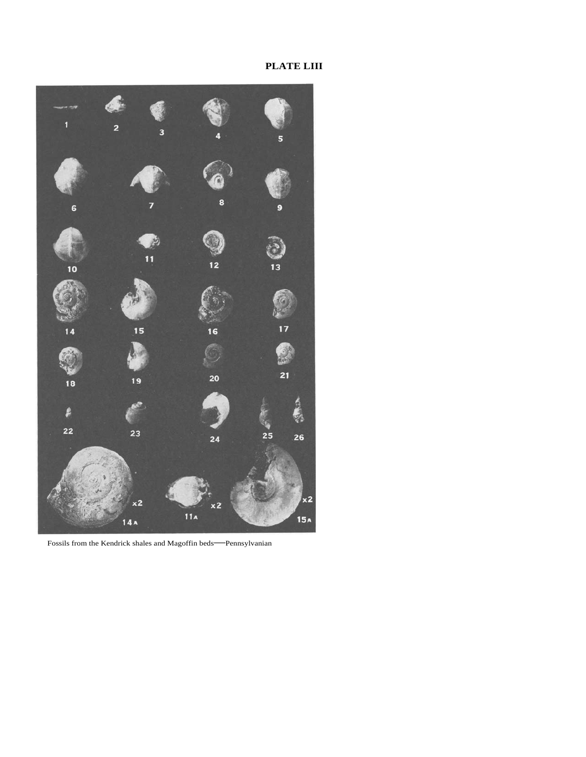**PLATE LIII**

Fossils from the Kendrick shales and Magoffin beds—Pennsylvanian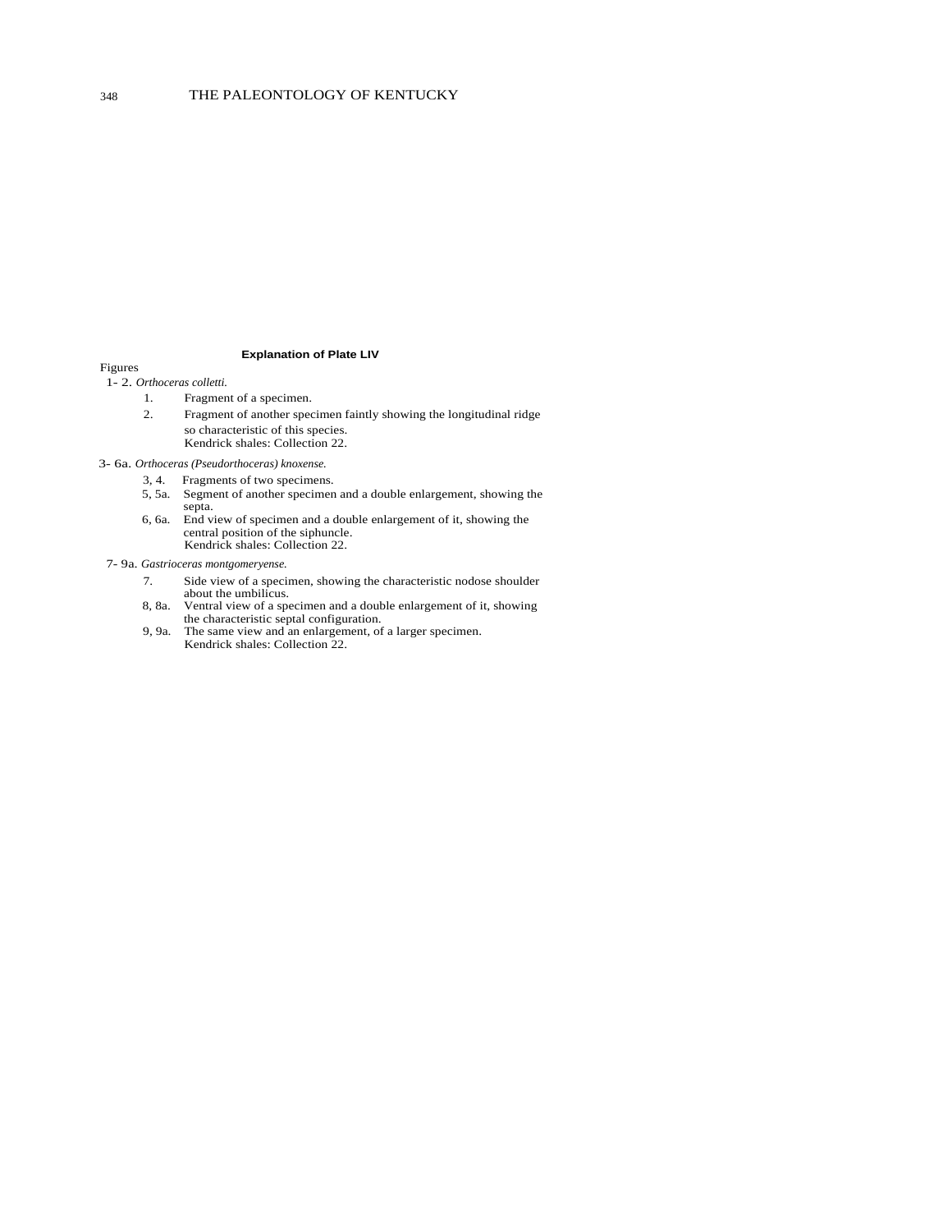### Explanation of Plate LIV

Figures

1- 2. *Orthoceras colletti.*

- 1. Fragment of a specimen.
- 2. Fragment of another specimen faintly showing the longitudinal ridge so characteristic of this species.
  Kendrick shales: Collection 22.

3- 6a. *Orthoceras (Pseudorthoceras) knoxense.*

- 3, 4. Fragments of two specimens.
- 5, 5a. Segment of another specimen and a double enlargement, showing the septa.
- 6, 6a. End view of specimen and a double enlargement of it, showing the central position of the siphuncle.
  Kendrick shales: Collection 22.

7- 9a. *Gastrioceras montgomeryense.*

- 7. Side view of a specimen, showing the characteristic nodose shoulder about the umbilicus.
- 8, 8a. Ventral view of a specimen and a double enlargement of it, showing the characteristic septal configuration.
- 9, 9a. The same view and an enlargement, of a larger specimen.
  Kendrick shales: Collection 22.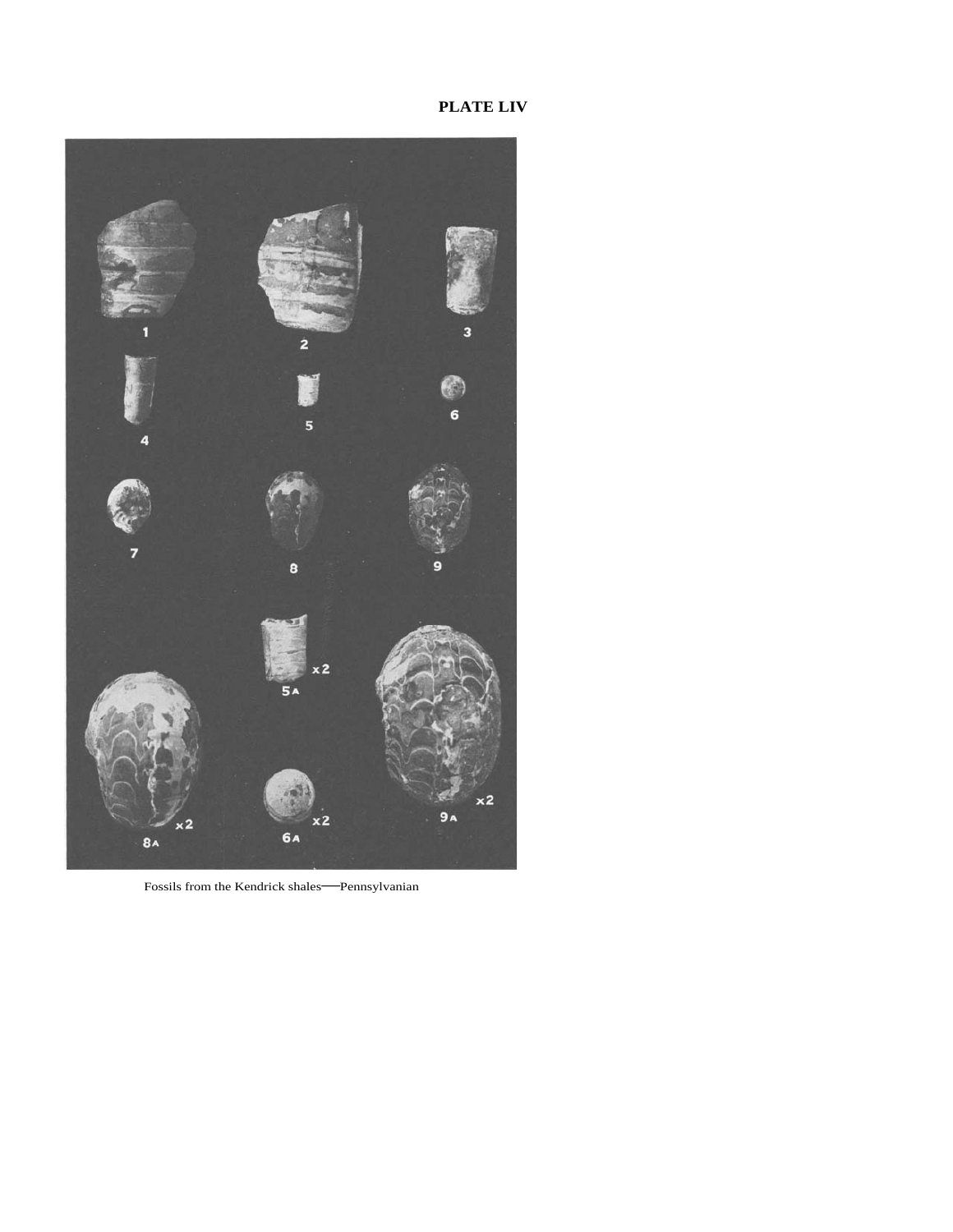# PLATE LIV

Fossils from the Kendrick shales—Pennsylvanian